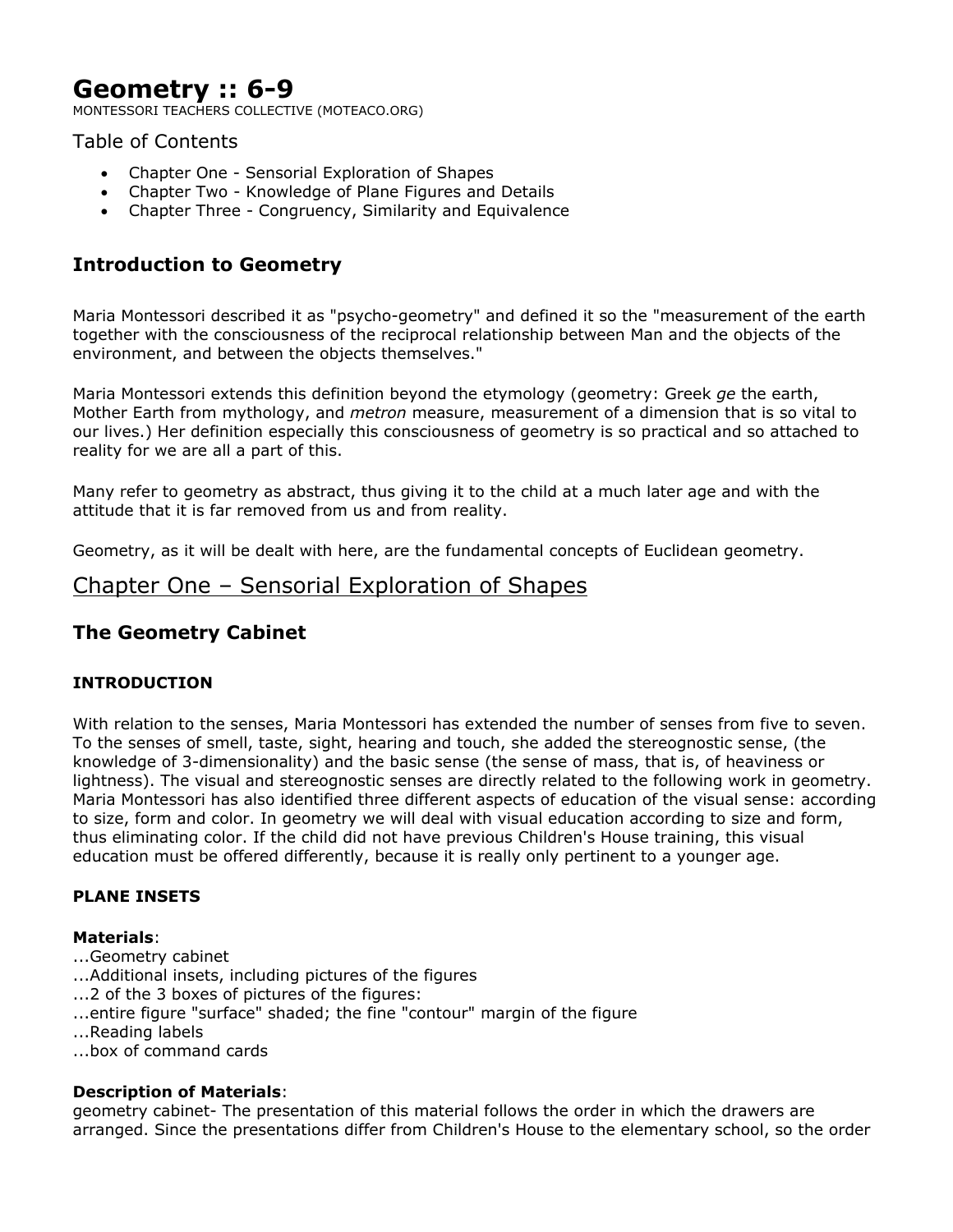# Geometry :: 6-9

MONTESSORI TEACHERS COLLECTIVE (MOTEACO.ORG)

Table of Contents

- Chapter One - Sensorial Exploration of Shapes
- Chapter Two - Knowledge of Plane Figures and Details
- Chapter Three - Congruency, Similarity and Equivalence

### Introduction to Geometry

Maria Montessori described it as "psycho-geometry" and defined it so the "measurement of the earth together with the consciousness of the reciprocal relationship between Man and the objects of the environment, and between the objects themselves."

Maria Montessori extends this definition beyond the etymology (geometry: Greek *ge* the earth, Mother Earth from mythology, and *metron* measure, measurement of a dimension that is so vital to our lives.) Her definition especially this consciousness of geometry is so practical and so attached to reality for we are all a part of this.

Many refer to geometry as abstract, thus giving it to the child at a much later age and with the attitude that it is far removed from us and from reality.

Geometry, as it will be dealt with here, are the fundamental concepts of Euclidean geometry.

## Chapter One – Sensorial Exploration of Shapes

### The Geometry Cabinet

#### INTRODUCTION

With relation to the senses, Maria Montessori has extended the number of senses from five to seven. To the senses of smell, taste, sight, hearing and touch, she added the stereognostic sense, (the knowledge of 3-dimensionality) and the basic sense (the sense of mass, that is, of heaviness or lightness). The visual and stereognostic senses are directly related to the following work in geometry. Maria Montessori has also identified three different aspects of education of the visual sense: according to size, form and color. In geometry we will deal with visual education according to size and form, thus eliminating color. If the child did not have previous Children's House training, this visual education must be offered differently, because it is really only pertinent to a younger age.

#### PLANE INSETS

**Materials**:
...Geometry cabinet
...Additional insets, including pictures of the figures
...2 of the 3 boxes of pictures of the figures:
...entire figure "surface" shaded; the fine "contour" margin of the figure
...Reading labels
...box of command cards

**Description of Materials**:
geometry cabinet- The presentation of this material follows the order in which the drawers are arranged. Since the presentations differ from Children's House to the elementary school, so the order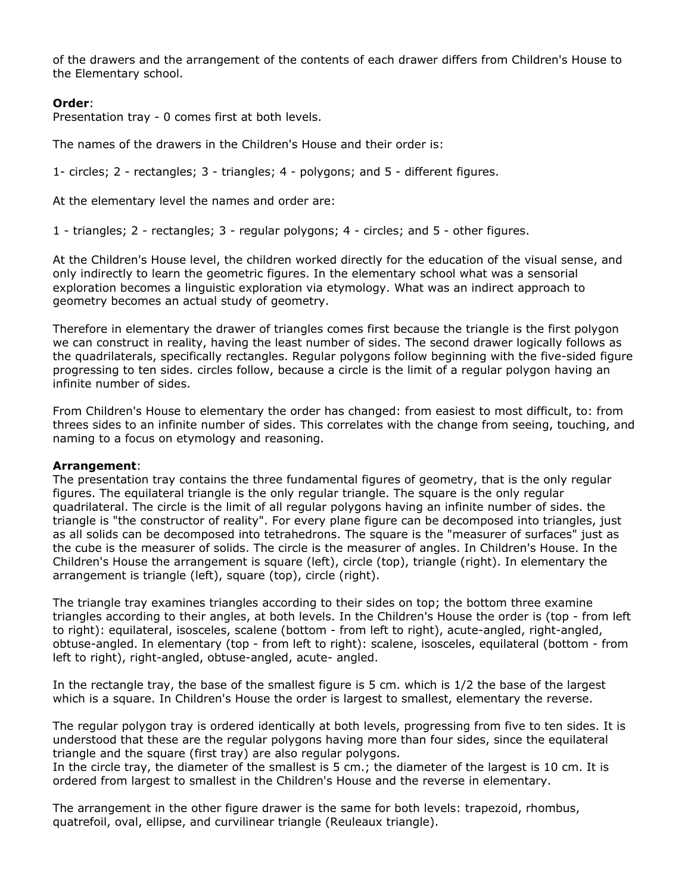of the drawers and the arrangement of the contents of each drawer differs from Children's House to the Elementary school.

**Order**:
Presentation tray - 0 comes first at both levels.

The names of the drawers in the Children's House and their order is:

1- circles; 2 - rectangles; 3 - triangles; 4 - polygons; and 5 - different figures.

At the elementary level the names and order are:

1 - triangles; 2 - rectangles; 3 - regular polygons; 4 - circles; and 5 - other figures.

At the Children's House level, the children worked directly for the education of the visual sense, and only indirectly to learn the geometric figures. In the elementary school what was a sensorial exploration becomes a linguistic exploration via etymology. What was an indirect approach to geometry becomes an actual study of geometry.

Therefore in elementary the drawer of triangles comes first because the triangle is the first polygon we can construct in reality, having the least number of sides. The second drawer logically follows as the quadrilaterals, specifically rectangles. Regular polygons follow beginning with the five-sided figure progressing to ten sides. circles follow, because a circle is the limit of a regular polygon having an infinite number of sides.

From Children's House to elementary the order has changed: from easiest to most difficult, to: from threes sides to an infinite number of sides. This correlates with the change from seeing, touching, and naming to a focus on etymology and reasoning.

**Arrangement**:
The presentation tray contains the three fundamental figures of geometry, that is the only regular figures. The equilateral triangle is the only regular triangle. The square is the only regular quadrilateral. The circle is the limit of all regular polygons having an infinite number of sides. the triangle is "the constructor of reality". For every plane figure can be decomposed into triangles, just as all solids can be decomposed into tetrahedrons. The square is the "measurer of surfaces" just as the cube is the measurer of solids. The circle is the measurer of angles. In Children's House. In the Children's House the arrangement is square (left), circle (top), triangle (right). In elementary the arrangement is triangle (left), square (top), circle (right).

The triangle tray examines triangles according to their sides on top; the bottom three examine triangles according to their angles, at both levels. In the Children's House the order is (top - from left to right): equilateral, isosceles, scalene (bottom - from left to right), acute-angled, right-angled, obtuse-angled. In elementary (top - from left to right): scalene, isosceles, equilateral (bottom - from left to right), right-angled, obtuse-angled, acute- angled.

In the rectangle tray, the base of the smallest figure is 5 cm. which is 1/2 the base of the largest which is a square. In Children's House the order is largest to smallest, elementary the reverse.

The regular polygon tray is ordered identically at both levels, progressing from five to ten sides. It is understood that these are the regular polygons having more than four sides, since the equilateral triangle and the square (first tray) are also regular polygons.
In the circle tray, the diameter of the smallest is 5 cm.; the diameter of the largest is 10 cm. It is ordered from largest to smallest in the Children's House and the reverse in elementary.

The arrangement in the other figure drawer is the same for both levels: trapezoid, rhombus, quatrefoil, oval, ellipse, and curvilinear triangle (Reuleaux triangle).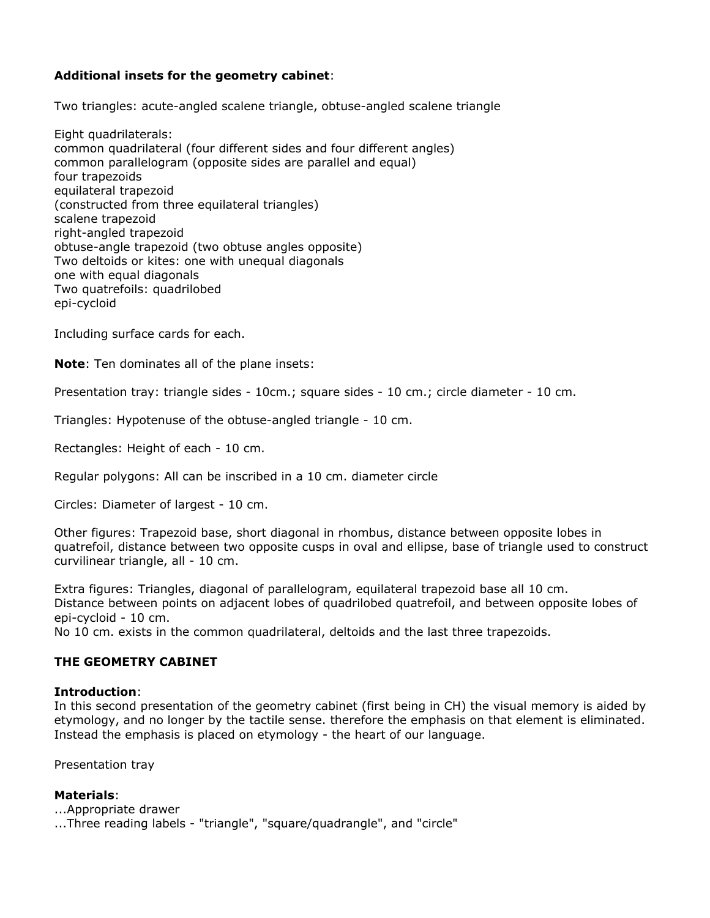**Additional insets for the geometry cabinet**:

Two triangles: acute-angled scalene triangle, obtuse-angled scalene triangle

Eight quadrilaterals:
common quadrilateral (four different sides and four different angles)
common parallelogram (opposite sides are parallel and equal)
four trapezoids
equilateral trapezoid
(constructed from three equilateral triangles)
scalene trapezoid
right-angled trapezoid
obtuse-angle trapezoid (two obtuse angles opposite)
Two deltoids or kites: one with unequal diagonals
one with equal diagonals
Two quatrefoils: quadrilobed
epi-cycloid

Including surface cards for each.

**Note**: Ten dominates all of the plane insets:

Presentation tray: triangle sides - 10cm.; square sides - 10 cm.; circle diameter - 10 cm.

Triangles: Hypotenuse of the obtuse-angled triangle - 10 cm.

Rectangles: Height of each - 10 cm.

Regular polygons: All can be inscribed in a 10 cm. diameter circle

Circles: Diameter of largest - 10 cm.

Other figures: Trapezoid base, short diagonal in rhombus, distance between opposite lobes in quatrefoil, distance between two opposite cusps in oval and ellipse, base of triangle used to construct curvilinear triangle, all - 10 cm.

Extra figures: Triangles, diagonal of parallelogram, equilateral trapezoid base all 10 cm.
Distance between points on adjacent lobes of quadrilobed quatrefoil, and between opposite lobes of epi-cycloid - 10 cm.
No 10 cm. exists in the common quadrilateral, deltoids and the last three trapezoids.

## THE GEOMETRY CABINET

**Introduction**:
In this second presentation of the geometry cabinet (first being in CH) the visual memory is aided by etymology, and no longer by the tactile sense. therefore the emphasis on that element is eliminated. Instead the emphasis is placed on etymology - the heart of our language.

Presentation tray

**Materials**:
...Appropriate drawer
...Three reading labels - "triangle", "square/quadrangle", and "circle"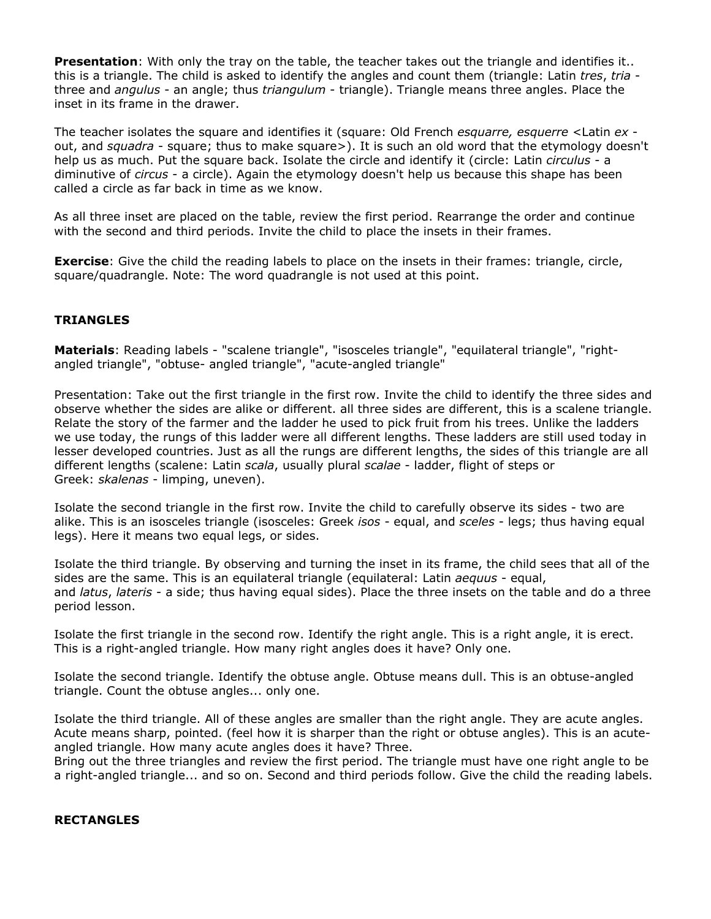**Presentation**: With only the tray on the table, the teacher takes out the triangle and identifies it.. this is a triangle. The child is asked to identify the angles and count them (triangle: Latin *tres*, *tria* - three and *angulus* - an angle; thus *triangulum* - triangle). Triangle means three angles. Place the inset in its frame in the drawer.

The teacher isolates the square and identifies it (square: Old French *esquarre, esquerre* <Latin *ex* - out, and *squadra* - square; thus to make square>). It is such an old word that the etymology doesn't help us as much. Put the square back. Isolate the circle and identify it (circle: Latin *circulus* - a diminutive of *circus* - a circle). Again the etymology doesn't help us because this shape has been called a circle as far back in time as we know.

As all three inset are placed on the table, review the first period. Rearrange the order and continue with the second and third periods. Invite the child to place the insets in their frames.

**Exercise**: Give the child the reading labels to place on the insets in their frames: triangle, circle, square/quadrangle. Note: The word quadrangle is not used at this point.

**TRIANGLES**

**Materials**: Reading labels - "scalene triangle", "isosceles triangle", "equilateral triangle", "right-angled triangle", "obtuse- angled triangle", "acute-angled triangle"

Presentation: Take out the first triangle in the first row. Invite the child to identify the three sides and observe whether the sides are alike or different. all three sides are different, this is a scalene triangle. Relate the story of the farmer and the ladder he used to pick fruit from his trees. Unlike the ladders we use today, the rungs of this ladder were all different lengths. These ladders are still used today in lesser developed countries. Just as all the rungs are different lengths, the sides of this triangle are all different lengths (scalene: Latin *scala*, usually plural *scalae* - ladder, flight of steps or Greek: *skalenas* - limping, uneven).

Isolate the second triangle in the first row. Invite the child to carefully observe its sides - two are alike. This is an isosceles triangle (isosceles: Greek *isos* - equal, and *sceles* - legs; thus having equal legs). Here it means two equal legs, or sides.

Isolate the third triangle. By observing and turning the inset in its frame, the child sees that all of the sides are the same. This is an equilateral triangle (equilateral: Latin *aequus* - equal, and *latus*, *lateris* - a side; thus having equal sides). Place the three insets on the table and do a three period lesson.

Isolate the first triangle in the second row. Identify the right angle. This is a right angle, it is erect. This is a right-angled triangle. How many right angles does it have? Only one.

Isolate the second triangle. Identify the obtuse angle. Obtuse means dull. This is an obtuse-angled triangle. Count the obtuse angles... only one.

Isolate the third triangle. All of these angles are smaller than the right angle. They are acute angles. Acute means sharp, pointed. (feel how it is sharper than the right or obtuse angles). This is an acute-angled triangle. How many acute angles does it have? Three.
Bring out the three triangles and review the first period. The triangle must have one right angle to be a right-angled triangle... and so on. Second and third periods follow. Give the child the reading labels.

**RECTANGLES**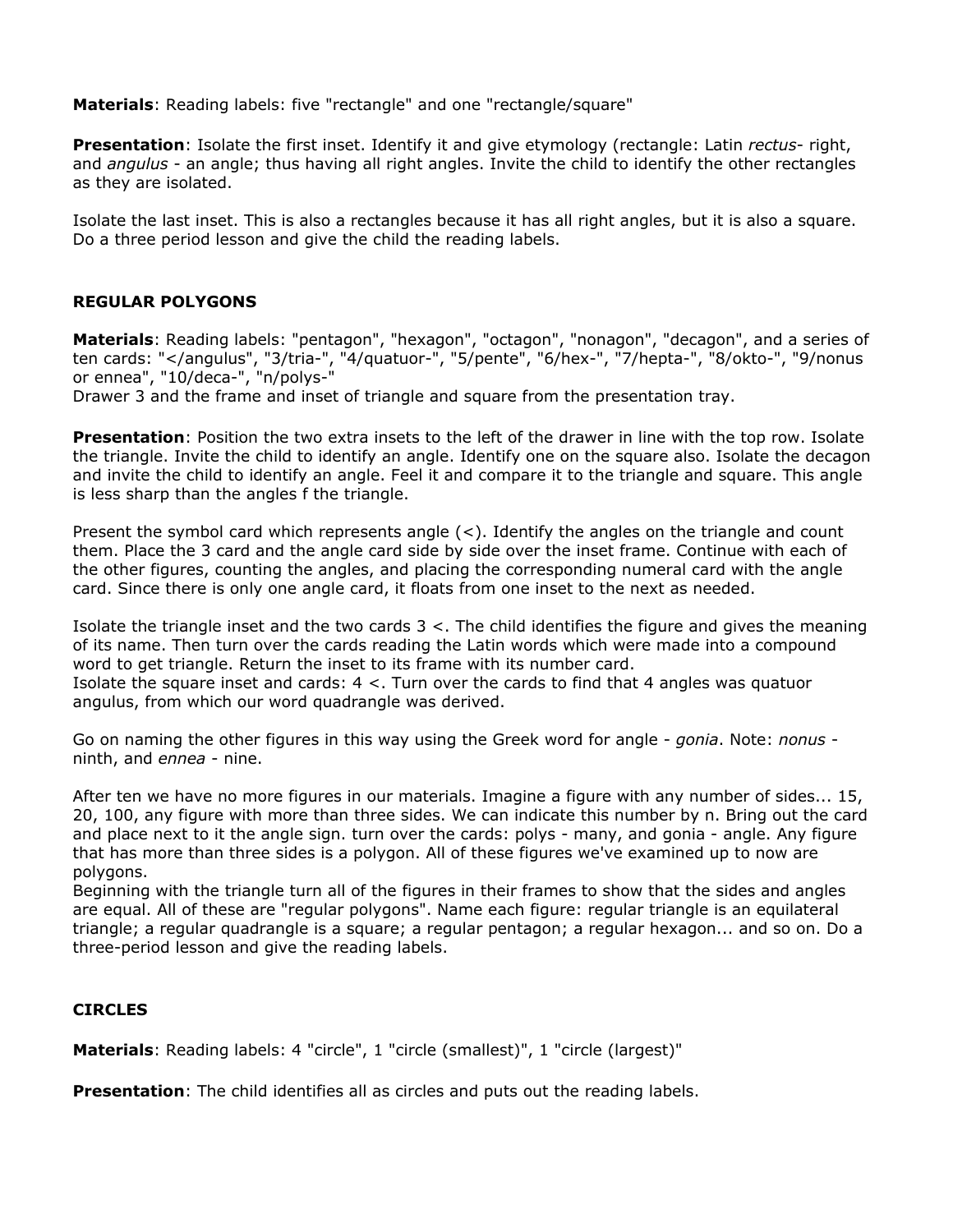**Materials**: Reading labels: five "rectangle" and one "rectangle/square"

**Presentation**: Isolate the first inset. Identify it and give etymology (rectangle: Latin *rectus*- right, and *angulus* - an angle; thus having all right angles. Invite the child to identify the other rectangles as they are isolated.

Isolate the last inset. This is also a rectangles because it has all right angles, but it is also a square. Do a three period lesson and give the child the reading labels.

### REGULAR POLYGONS

**Materials**: Reading labels: "pentagon", "hexagon", "octagon", "nonagon", "decagon", and a series of ten cards: "</angulus", "3/tria-", "4/quatuor-", "5/pente", "6/hex-", "7/hepta-", "8/okto-", "9/nonus or ennea", "10/deca-", "n/polys-"
Drawer 3 and the frame and inset of triangle and square from the presentation tray.

**Presentation**: Position the two extra insets to the left of the drawer in line with the top row. Isolate the triangle. Invite the child to identify an angle. Identify one on the square also. Isolate the decagon and invite the child to identify an angle. Feel it and compare it to the triangle and square. This angle is less sharp than the angles f the triangle.

Present the symbol card which represents angle (<). Identify the angles on the triangle and count them. Place the 3 card and the angle card side by side over the inset frame. Continue with each of the other figures, counting the angles, and placing the corresponding numeral card with the angle card. Since there is only one angle card, it floats from one inset to the next as needed.

Isolate the triangle inset and the two cards 3 <. The child identifies the figure and gives the meaning of its name. Then turn over the cards reading the Latin words which were made into a compound word to get triangle. Return the inset to its frame with its number card.
Isolate the square inset and cards: 4 <. Turn over the cards to find that 4 angles was quatuor angulus, from which our word quadrangle was derived.

Go on naming the other figures in this way using the Greek word for angle - *gonia*. Note: *nonus* - ninth, and *ennea* - nine.

After ten we have no more figures in our materials. Imagine a figure with any number of sides... 15, 20, 100, any figure with more than three sides. We can indicate this number by n. Bring out the card and place next to it the angle sign. turn over the cards: polys - many, and gonia - angle. Any figure that has more than three sides is a polygon. All of these figures we've examined up to now are polygons.
Beginning with the triangle turn all of the figures in their frames to show that the sides and angles are equal. All of these are "regular polygons". Name each figure: regular triangle is an equilateral triangle; a regular quadrangle is a square; a regular pentagon; a regular hexagon... and so on. Do a three-period lesson and give the reading labels.

### CIRCLES

**Materials**: Reading labels: 4 "circle", 1 "circle (smallest)", 1 "circle (largest)"

**Presentation**: The child identifies all as circles and puts out the reading labels.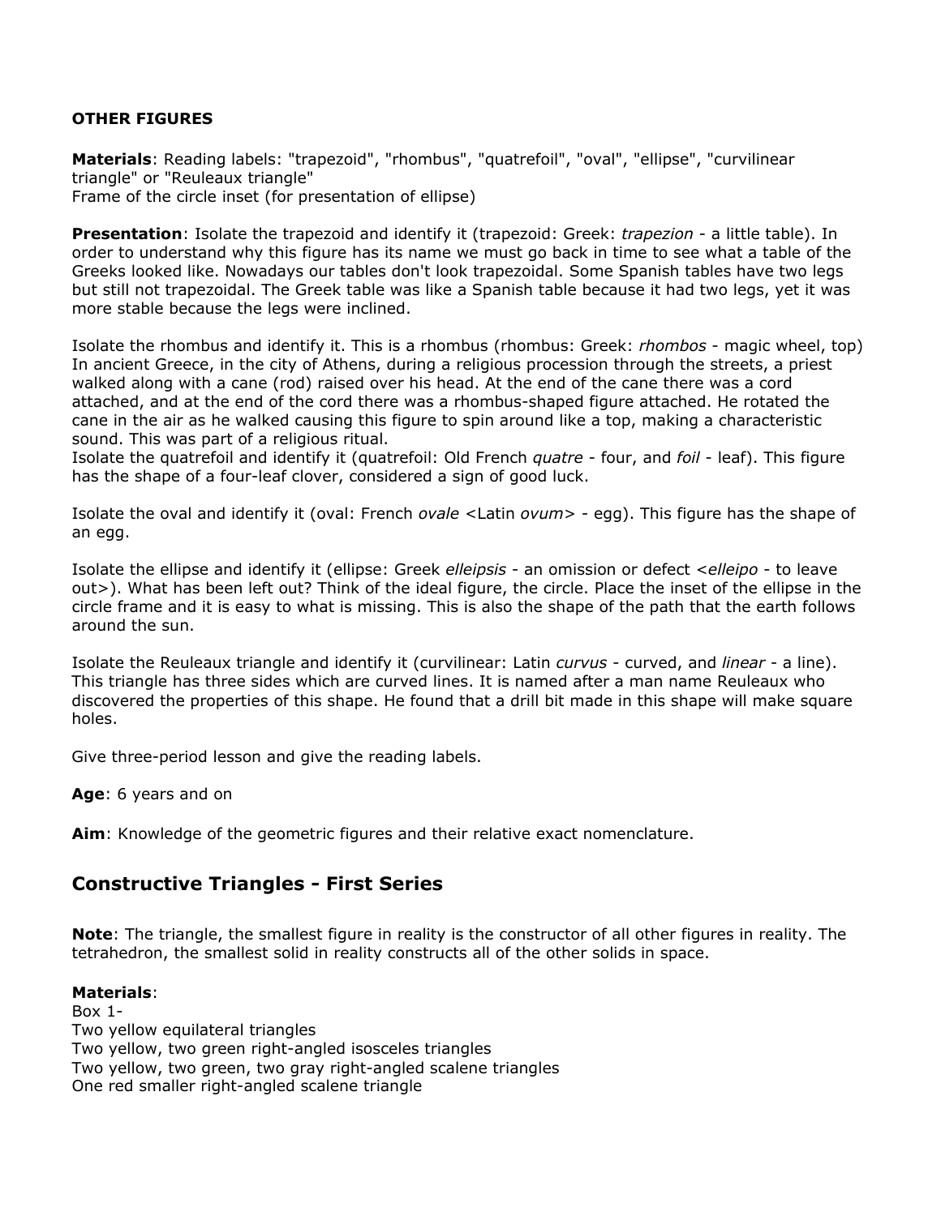**OTHER FIGURES**

**Materials**: Reading labels: "trapezoid", "rhombus", "quatrefoil", "oval", "ellipse", "curvilinear triangle" or "Reuleaux triangle"
Frame of the circle inset (for presentation of ellipse)

**Presentation**: Isolate the trapezoid and identify it (trapezoid: Greek: *trapezion* - a little table). In order to understand why this figure has its name we must go back in time to see what a table of the Greeks looked like. Nowadays our tables don't look trapezoidal. Some Spanish tables have two legs but still not trapezoidal. The Greek table was like a Spanish table because it had two legs, yet it was more stable because the legs were inclined.

Isolate the rhombus and identify it. This is a rhombus (rhombus: Greek: *rhombos* - magic wheel, top) In ancient Greece, in the city of Athens, during a religious procession through the streets, a priest walked along with a cane (rod) raised over his head. At the end of the cane there was a cord attached, and at the end of the cord there was a rhombus-shaped figure attached. He rotated the cane in the air as he walked causing this figure to spin around like a top, making a characteristic sound. This was part of a religious ritual.
Isolate the quatrefoil and identify it (quatrefoil: Old French *quatre* - four, and *foil* - leaf). This figure has the shape of a four-leaf clover, considered a sign of good luck.

Isolate the oval and identify it (oval: French *ovale* <Latin *ovum*> - egg). This figure has the shape of an egg.

Isolate the ellipse and identify it (ellipse: Greek *elleipsis* - an omission or defect <*elleipo* - to leave out>). What has been left out? Think of the ideal figure, the circle. Place the inset of the ellipse in the circle frame and it is easy to what is missing. This is also the shape of the path that the earth follows around the sun.

Isolate the Reuleaux triangle and identify it (curvilinear: Latin *curvus* - curved, and *linear* - a line). This triangle has three sides which are curved lines. It is named after a man name Reuleaux who discovered the properties of this shape. He found that a drill bit made in this shape will make square holes.

Give three-period lesson and give the reading labels.

**Age**: 6 years and on

**Aim**: Knowledge of the geometric figures and their relative exact nomenclature.

## Constructive Triangles - First Series

**Note**: The triangle, the smallest figure in reality is the constructor of all other figures in reality. The tetrahedron, the smallest solid in reality constructs all of the other solids in space.

**Materials**:
Box 1-
Two yellow equilateral triangles
Two yellow, two green right-angled isosceles triangles
Two yellow, two green, two gray right-angled scalene triangles
One red smaller right-angled scalene triangle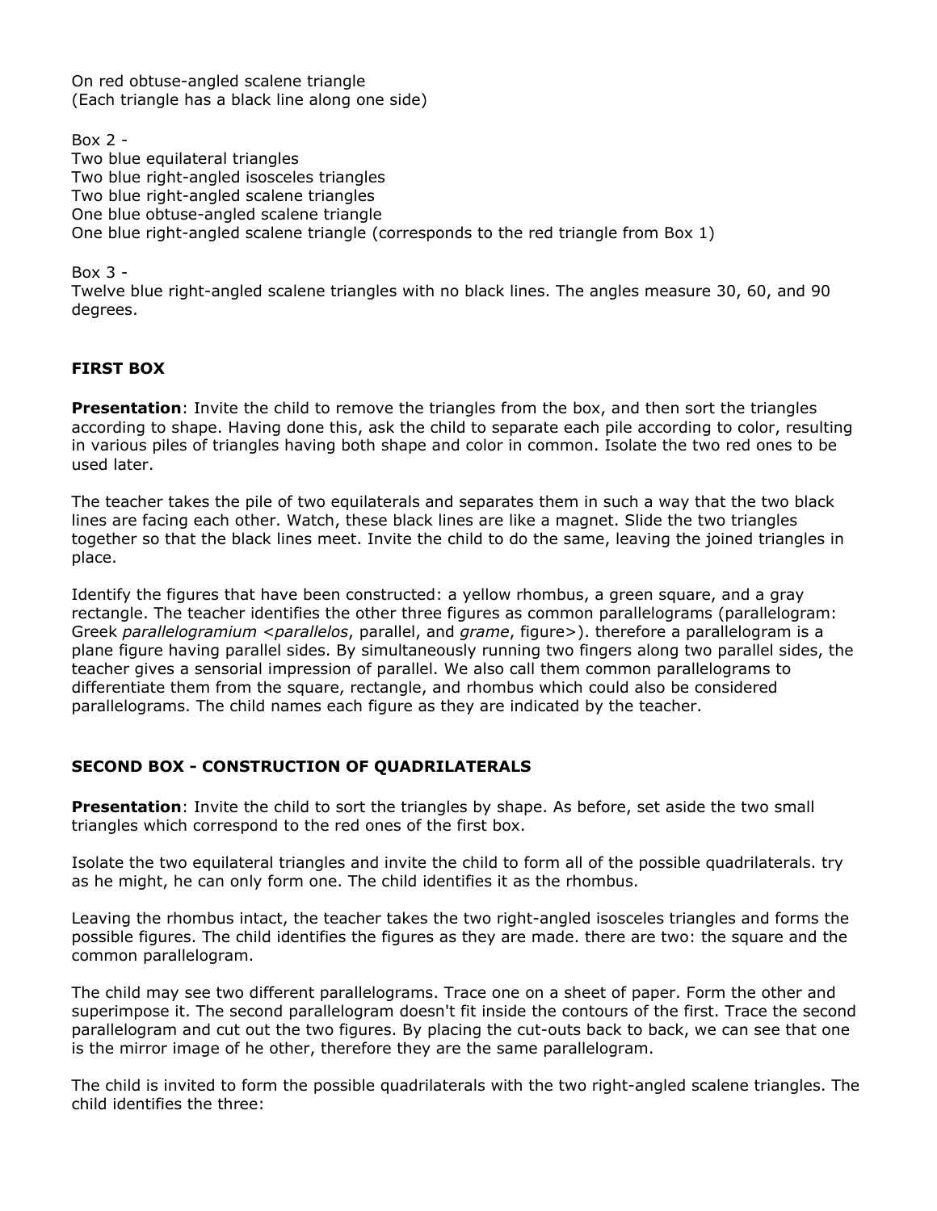On red obtuse-angled scalene triangle
(Each triangle has a black line along one side)

Box 2 -
Two blue equilateral triangles
Two blue right-angled isosceles triangles
Two blue right-angled scalene triangles
One blue obtuse-angled scalene triangle
One blue right-angled scalene triangle (corresponds to the red triangle from Box 1)

Box 3 -
Twelve blue right-angled scalene triangles with no black lines. The angles measure 30, 60, and 90 degrees.

**FIRST BOX**

**Presentation**: Invite the child to remove the triangles from the box, and then sort the triangles according to shape. Having done this, ask the child to separate each pile according to color, resulting in various piles of triangles having both shape and color in common. Isolate the two red ones to be used later.

The teacher takes the pile of two equilaterals and separates them in such a way that the two black lines are facing each other. Watch, these black lines are like a magnet. Slide the two triangles together so that the black lines meet. Invite the child to do the same, leaving the joined triangles in place.

Identify the figures that have been constructed: a yellow rhombus, a green square, and a gray rectangle. The teacher identifies the other three figures as common parallelograms (parallelogram: Greek *parallelogramium* <*parallelos*, parallel, and *grame*, figure>). therefore a parallelogram is a plane figure having parallel sides. By simultaneously running two fingers along two parallel sides, the teacher gives a sensorial impression of parallel. We also call them common parallelograms to differentiate them from the square, rectangle, and rhombus which could also be considered parallelograms. The child names each figure as they are indicated by the teacher.

**SECOND BOX - CONSTRUCTION OF QUADRILATERALS**

**Presentation**: Invite the child to sort the triangles by shape. As before, set aside the two small triangles which correspond to the red ones of the first box.

Isolate the two equilateral triangles and invite the child to form all of the possible quadrilaterals. try as he might, he can only form one. The child identifies it as the rhombus.

Leaving the rhombus intact, the teacher takes the two right-angled isosceles triangles and forms the possible figures. The child identifies the figures as they are made. there are two: the square and the common parallelogram.

The child may see two different parallelograms. Trace one on a sheet of paper. Form the other and superimpose it. The second parallelogram doesn't fit inside the contours of the first. Trace the second parallelogram and cut out the two figures. By placing the cut-outs back to back, we can see that one is the mirror image of he other, therefore they are the same parallelogram.

The child is invited to form the possible quadrilaterals with the two right-angled scalene triangles. The child identifies the three: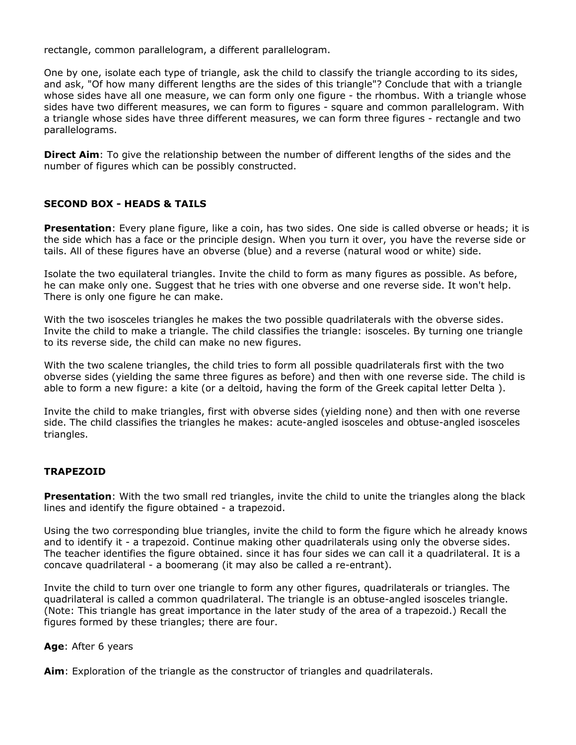rectangle, common parallelogram, a different parallelogram.

One by one, isolate each type of triangle, ask the child to classify the triangle according to its sides, and ask, "Of how many different lengths are the sides of this triangle"? Conclude that with a triangle whose sides have all one measure, we can form only one figure - the rhombus. With a triangle whose sides have two different measures, we can form to figures - square and common parallelogram. With a triangle whose sides have three different measures, we can form three figures - rectangle and two parallelograms.

**Direct Aim**: To give the relationship between the number of different lengths of the sides and the number of figures which can be possibly constructed.

### SECOND BOX - HEADS & TAILS

**Presentation**: Every plane figure, like a coin, has two sides. One side is called obverse or heads; it is the side which has a face or the principle design. When you turn it over, you have the reverse side or tails. All of these figures have an obverse (blue) and a reverse (natural wood or white) side.

Isolate the two equilateral triangles. Invite the child to form as many figures as possible. As before, he can make only one. Suggest that he tries with one obverse and one reverse side. It won't help. There is only one figure he can make.

With the two isosceles triangles he makes the two possible quadrilaterals with the obverse sides. Invite the child to make a triangle. The child classifies the triangle: isosceles. By turning one triangle to its reverse side, the child can make no new figures.

With the two scalene triangles, the child tries to form all possible quadrilaterals first with the two obverse sides (yielding the same three figures as before) and then with one reverse side. The child is able to form a new figure: a kite (or a deltoid, having the form of the Greek capital letter Delta ).

Invite the child to make triangles, first with obverse sides (yielding none) and then with one reverse side. The child classifies the triangles he makes: acute-angled isosceles and obtuse-angled isosceles triangles.

### TRAPEZOID

**Presentation**: With the two small red triangles, invite the child to unite the triangles along the black lines and identify the figure obtained - a trapezoid.

Using the two corresponding blue triangles, invite the child to form the figure which he already knows and to identify it - a trapezoid. Continue making other quadrilaterals using only the obverse sides. The teacher identifies the figure obtained. since it has four sides we can call it a quadrilateral. It is a concave quadrilateral - a boomerang (it may also be called a re-entrant).

Invite the child to turn over one triangle to form any other figures, quadrilaterals or triangles. The quadrilateral is called a common quadrilateral. The triangle is an obtuse-angled isosceles triangle. (Note: This triangle has great importance in the later study of the area of a trapezoid.) Recall the figures formed by these triangles; there are four.

**Age**: After 6 years

**Aim**: Exploration of the triangle as the constructor of triangles and quadrilaterals.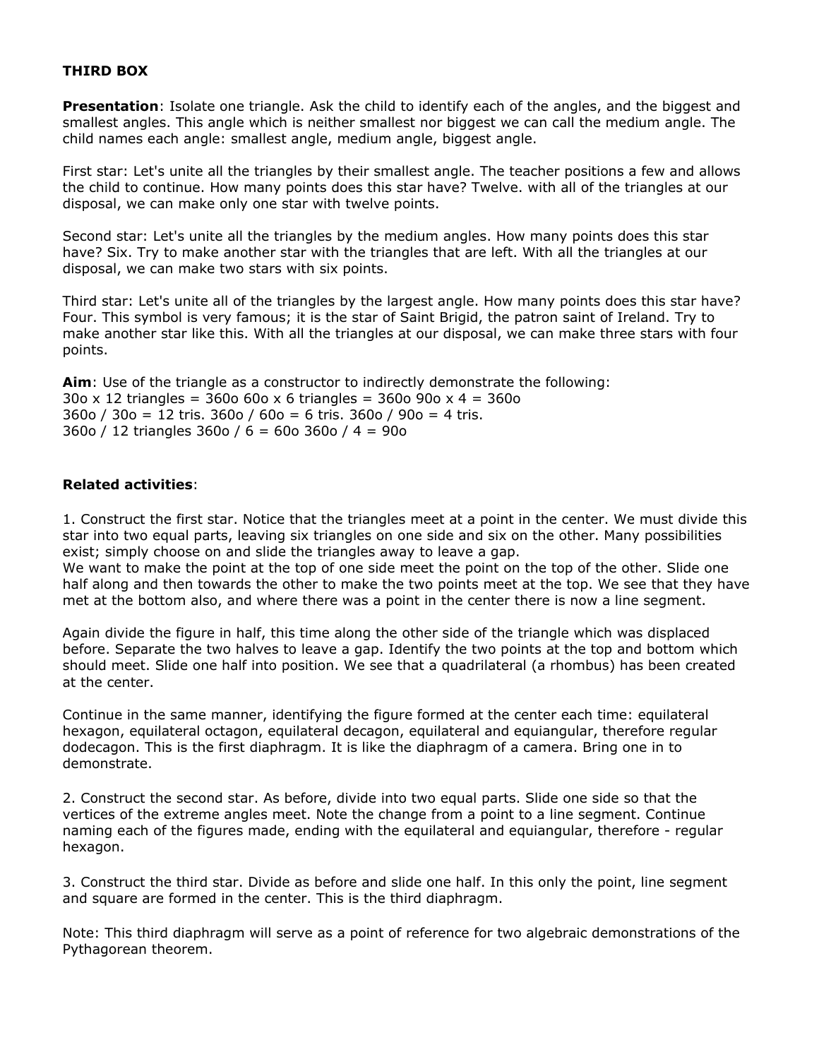**THIRD BOX**

**Presentation**: Isolate one triangle. Ask the child to identify each of the angles, and the biggest and smallest angles. This angle which is neither smallest nor biggest we can call the medium angle. The child names each angle: smallest angle, medium angle, biggest angle.

First star: Let's unite all the triangles by their smallest angle. The teacher positions a few and allows the child to continue. How many points does this star have? Twelve. with all of the triangles at our disposal, we can make only one star with twelve points.

Second star: Let's unite all the triangles by the medium angles. How many points does this star have? Six. Try to make another star with the triangles that are left. With all the triangles at our disposal, we can make two stars with six points.

Third star: Let's unite all of the triangles by the largest angle. How many points does this star have? Four. This symbol is very famous; it is the star of Saint Brigid, the patron saint of Ireland. Try to make another star like this. With all the triangles at our disposal, we can make three stars with four points.

**Aim**: Use of the triangle as a constructor to indirectly demonstrate the following:
30o x 12 triangles = 360o 60o x 6 triangles = 360o 90o x 4 = 360o
360o / 30o = 12 tris. 360o / 60o = 6 tris. 360o / 90o = 4 tris.
360o / 12 triangles 360o / 6 = 60o 360o / 4 = 90o

**Related activities**:

1. Construct the first star. Notice that the triangles meet at a point in the center. We must divide this star into two equal parts, leaving six triangles on one side and six on the other. Many possibilities exist; simply choose on and slide the triangles away to leave a gap.
We want to make the point at the top of one side meet the point on the top of the other. Slide one half along and then towards the other to make the two points meet at the top. We see that they have met at the bottom also, and where there was a point in the center there is now a line segment.

Again divide the figure in half, this time along the other side of the triangle which was displaced before. Separate the two halves to leave a gap. Identify the two points at the top and bottom which should meet. Slide one half into position. We see that a quadrilateral (a rhombus) has been created at the center.

Continue in the same manner, identifying the figure formed at the center each time: equilateral hexagon, equilateral octagon, equilateral decagon, equilateral and equiangular, therefore regular dodecagon. This is the first diaphragm. It is like the diaphragm of a camera. Bring one in to demonstrate.

2. Construct the second star. As before, divide into two equal parts. Slide one side so that the vertices of the extreme angles meet. Note the change from a point to a line segment. Continue naming each of the figures made, ending with the equilateral and equiangular, therefore - regular hexagon.

3. Construct the third star. Divide as before and slide one half. In this only the point, line segment and square are formed in the center. This is the third diaphragm.

Note: This third diaphragm will serve as a point of reference for two algebraic demonstrations of the Pythagorean theorem.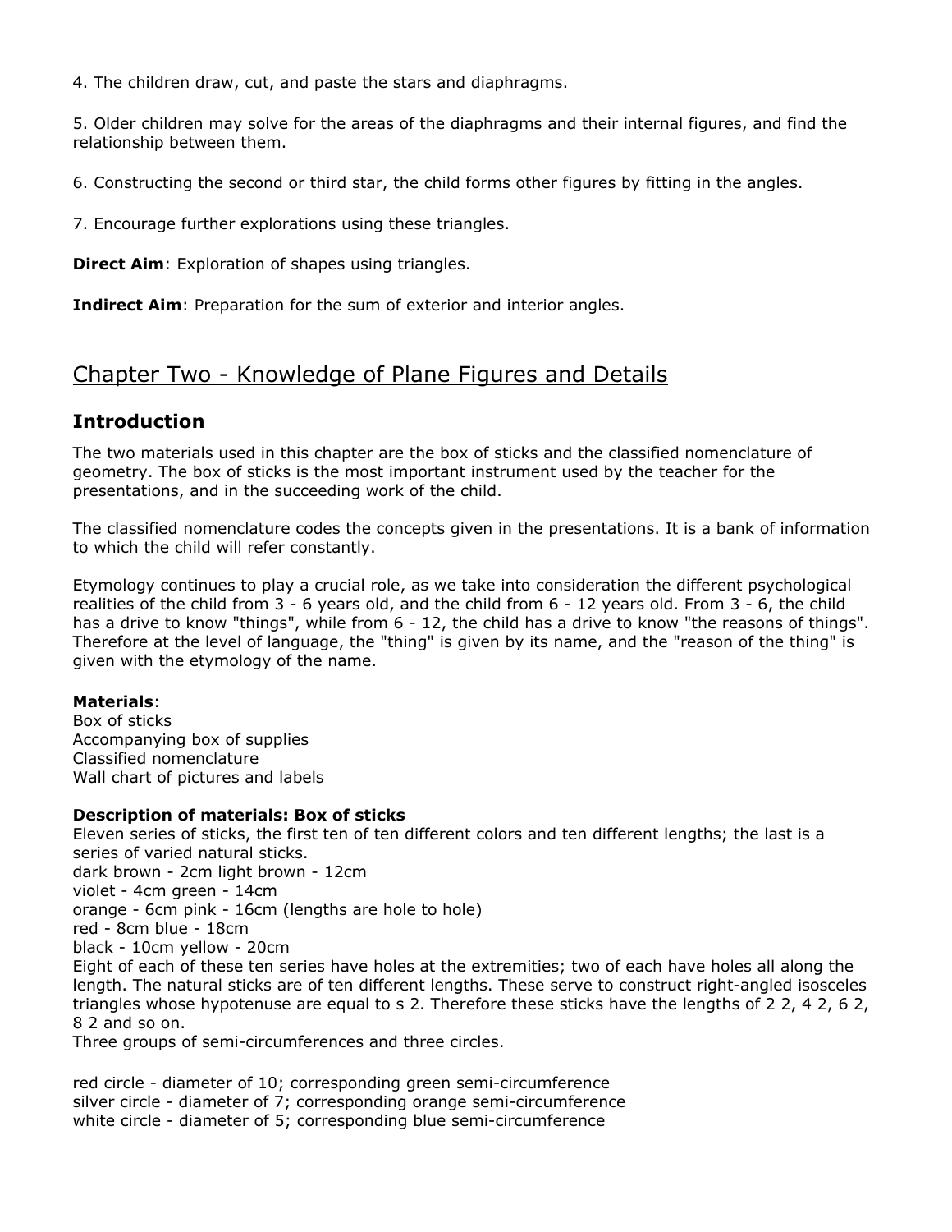4. The children draw, cut, and paste the stars and diaphragms.

5. Older children may solve for the areas of the diaphragms and their internal figures, and find the relationship between them.

6. Constructing the second or third star, the child forms other figures by fitting in the angles.

7. Encourage further explorations using these triangles.

**Direct Aim**: Exploration of shapes using triangles.

**Indirect Aim**: Preparation for the sum of exterior and interior angles.

## Chapter Two - Knowledge of Plane Figures and Details

### Introduction

The two materials used in this chapter are the box of sticks and the classified nomenclature of geometry. The box of sticks is the most important instrument used by the teacher for the presentations, and in the succeeding work of the child.

The classified nomenclature codes the concepts given in the presentations. It is a bank of information to which the child will refer constantly.

Etymology continues to play a crucial role, as we take into consideration the different psychological realities of the child from 3 - 6 years old, and the child from 6 - 12 years old. From 3 - 6, the child has a drive to know "things", while from 6 - 12, the child has a drive to know "the reasons of things". Therefore at the level of language, the "thing" is given by its name, and the "reason of the thing" is given with the etymology of the name.

**Materials**:
Box of sticks
Accompanying box of supplies
Classified nomenclature
Wall chart of pictures and labels

**Description of materials: Box of sticks**
Eleven series of sticks, the first ten of ten different colors and ten different lengths; the last is a series of varied natural sticks.
dark brown - 2cm light brown - 12cm
violet - 4cm green - 14cm
orange - 6cm pink - 16cm (lengths are hole to hole)
red - 8cm blue - 18cm
black - 10cm yellow - 20cm
Eight of each of these ten series have holes at the extremities; two of each have holes all along the length. The natural sticks are of ten different lengths. These serve to construct right-angled isosceles triangles whose hypotenuse are equal to s 2. Therefore these sticks have the lengths of 2 2, 4 2, 6 2, 8 2 and so on.
Three groups of semi-circumferences and three circles.

red circle - diameter of 10; corresponding green semi-circumference
silver circle - diameter of 7; corresponding orange semi-circumference
white circle - diameter of 5; corresponding blue semi-circumference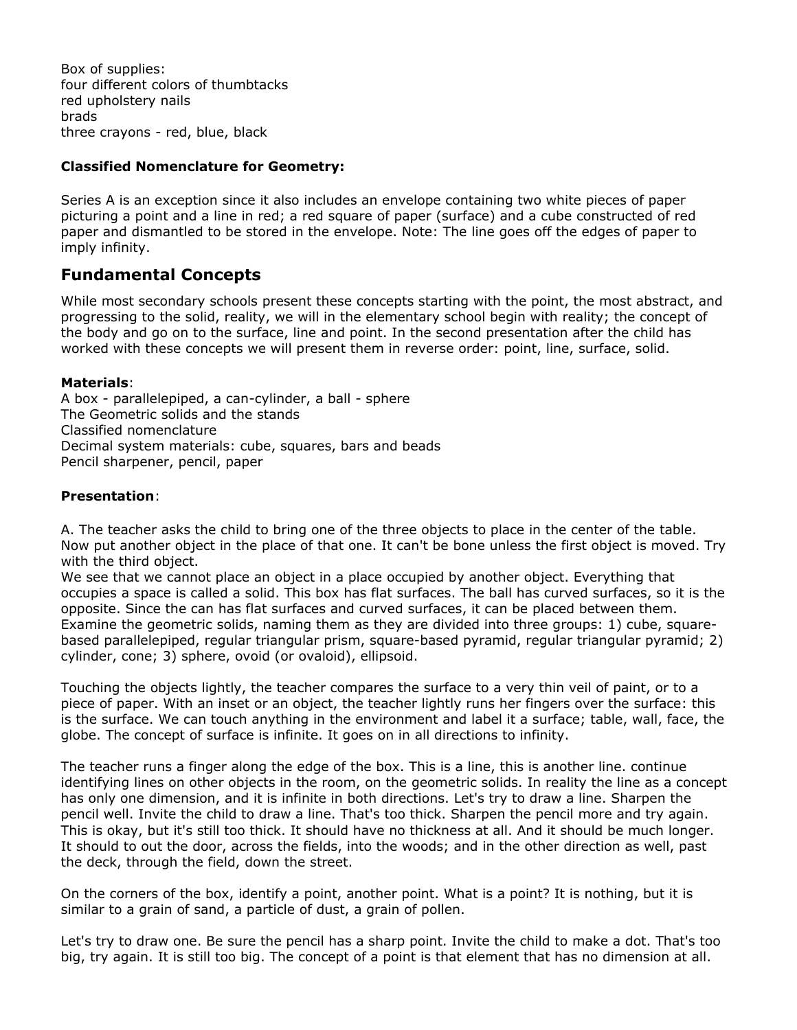Box of supplies:
four different colors of thumbtacks
red upholstery nails
brads
three crayons - red, blue, black

**Classified Nomenclature for Geometry:**

Series A is an exception since it also includes an envelope containing two white pieces of paper picturing a point and a line in red; a red square of paper (surface) and a cube constructed of red paper and dismantled to be stored in the envelope. Note: The line goes off the edges of paper to imply infinity.

## Fundamental Concepts

While most secondary schools present these concepts starting with the point, the most abstract, and progressing to the solid, reality, we will in the elementary school begin with reality; the concept of the body and go on to the surface, line and point. In the second presentation after the child has worked with these concepts we will present them in reverse order: point, line, surface, solid.

**Materials**:
A box - parallelepiped, a can-cylinder, a ball - sphere
The Geometric solids and the stands
Classified nomenclature
Decimal system materials: cube, squares, bars and beads
Pencil sharpener, pencil, paper

**Presentation**:

A. The teacher asks the child to bring one of the three objects to place in the center of the table. Now put another object in the place of that one. It can't be bone unless the first object is moved. Try with the third object.
We see that we cannot place an object in a place occupied by another object. Everything that occupies a space is called a solid. This box has flat surfaces. The ball has curved surfaces, so it is the opposite. Since the can has flat surfaces and curved surfaces, it can be placed between them. Examine the geometric solids, naming them as they are divided into three groups: 1) cube, square-based parallelepiped, regular triangular prism, square-based pyramid, regular triangular pyramid; 2) cylinder, cone; 3) sphere, ovoid (or ovaloid), ellipsoid.

Touching the objects lightly, the teacher compares the surface to a very thin veil of paint, or to a piece of paper. With an inset or an object, the teacher lightly runs her fingers over the surface: this is the surface. We can touch anything in the environment and label it a surface; table, wall, face, the globe. The concept of surface is infinite. It goes on in all directions to infinity.

The teacher runs a finger along the edge of the box. This is a line, this is another line. continue identifying lines on other objects in the room, on the geometric solids. In reality the line as a concept has only one dimension, and it is infinite in both directions. Let's try to draw a line. Sharpen the pencil well. Invite the child to draw a line. That's too thick. Sharpen the pencil more and try again. This is okay, but it's still too thick. It should have no thickness at all. And it should be much longer. It should to out the door, across the fields, into the woods; and in the other direction as well, past the deck, through the field, down the street.

On the corners of the box, identify a point, another point. What is a point? It is nothing, but it is similar to a grain of sand, a particle of dust, a grain of pollen.

Let's try to draw one. Be sure the pencil has a sharp point. Invite the child to make a dot. That's too big, try again. It is still too big. The concept of a point is that element that has no dimension at all.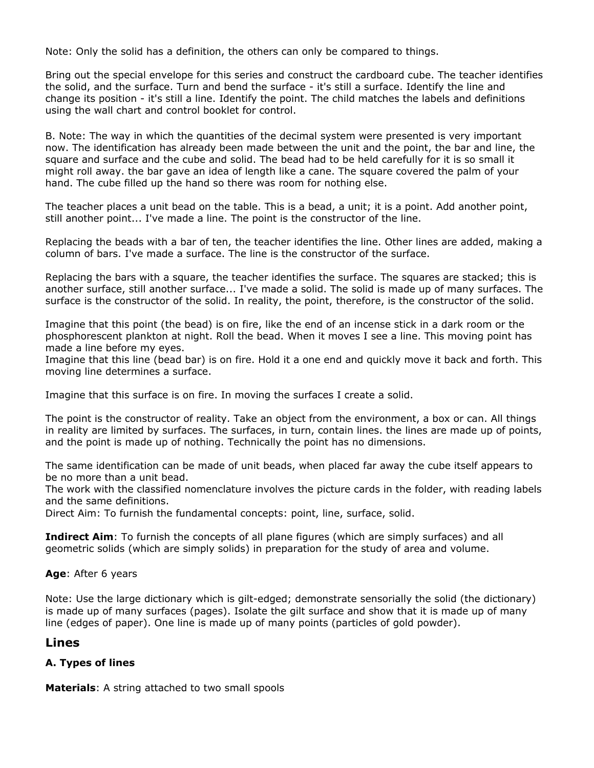Note: Only the solid has a definition, the others can only be compared to things.

Bring out the special envelope for this series and construct the cardboard cube. The teacher identifies the solid, and the surface. Turn and bend the surface - it's still a surface. Identify the line and change its position - it's still a line. Identify the point. The child matches the labels and definitions using the wall chart and control booklet for control.

B. Note: The way in which the quantities of the decimal system were presented is very important now. The identification has already been made between the unit and the point, the bar and line, the square and surface and the cube and solid. The bead had to be held carefully for it is so small it might roll away. the bar gave an idea of length like a cane. The square covered the palm of your hand. The cube filled up the hand so there was room for nothing else.

The teacher places a unit bead on the table. This is a bead, a unit; it is a point. Add another point, still another point... I've made a line. The point is the constructor of the line.

Replacing the beads with a bar of ten, the teacher identifies the line. Other lines are added, making a column of bars. I've made a surface. The line is the constructor of the surface.

Replacing the bars with a square, the teacher identifies the surface. The squares are stacked; this is another surface, still another surface... I've made a solid. The solid is made up of many surfaces. The surface is the constructor of the solid. In reality, the point, therefore, is the constructor of the solid.

Imagine that this point (the bead) is on fire, like the end of an incense stick in a dark room or the phosphorescent plankton at night. Roll the bead. When it moves I see a line. This moving point has made a line before my eyes.
Imagine that this line (bead bar) is on fire. Hold it a one end and quickly move it back and forth. This moving line determines a surface.

Imagine that this surface is on fire. In moving the surfaces I create a solid.

The point is the constructor of reality. Take an object from the environment, a box or can. All things in reality are limited by surfaces. The surfaces, in turn, contain lines. the lines are made up of points, and the point is made up of nothing. Technically the point has no dimensions.

The same identification can be made of unit beads, when placed far away the cube itself appears to be no more than a unit bead.
The work with the classified nomenclature involves the picture cards in the folder, with reading labels and the same definitions.
Direct Aim: To furnish the fundamental concepts: point, line, surface, solid.

**Indirect Aim**: To furnish the concepts of all plane figures (which are simply surfaces) and all geometric solids (which are simply solids) in preparation for the study of area and volume.

**Age**: After 6 years

Note: Use the large dictionary which is gilt-edged; demonstrate sensorially the solid (the dictionary) is made up of many surfaces (pages). Isolate the gilt surface and show that it is made up of many line (edges of paper). One line is made up of many points (particles of gold powder).

## Lines

### A. Types of lines

**Materials**: A string attached to two small spools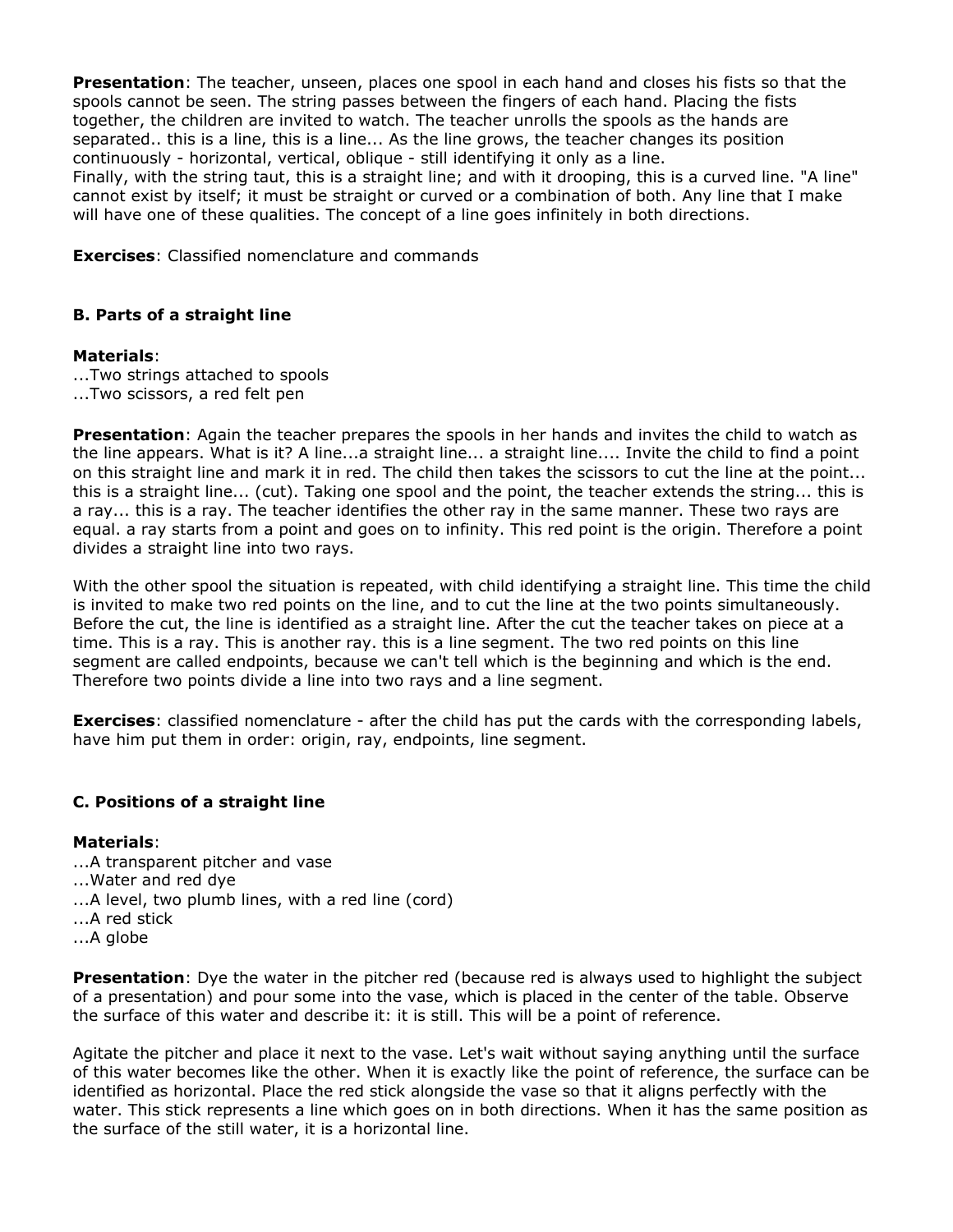**Presentation**: The teacher, unseen, places one spool in each hand and closes his fists so that the spools cannot be seen. The string passes between the fingers of each hand. Placing the fists together, the children are invited to watch. The teacher unrolls the spools as the hands are separated.. this is a line, this is a line... As the line grows, the teacher changes its position continuously - horizontal, vertical, oblique - still identifying it only as a line.
Finally, with the string taut, this is a straight line; and with it drooping, this is a curved line. "A line" cannot exist by itself; it must be straight or curved or a combination of both. Any line that I make will have one of these qualities. The concept of a line goes infinitely in both directions.

**Exercises**: Classified nomenclature and commands

### B. Parts of a straight line

**Materials**:
...Two strings attached to spools
...Two scissors, a red felt pen

**Presentation**: Again the teacher prepares the spools in her hands and invites the child to watch as the line appears. What is it? A line...a straight line... a straight line.... Invite the child to find a point on this straight line and mark it in red. The child then takes the scissors to cut the line at the point... this is a straight line... (cut). Taking one spool and the point, the teacher extends the string... this is a ray... this is a ray. The teacher identifies the other ray in the same manner. These two rays are equal. a ray starts from a point and goes on to infinity. This red point is the origin. Therefore a point divides a straight line into two rays.

With the other spool the situation is repeated, with child identifying a straight line. This time the child is invited to make two red points on the line, and to cut the line at the two points simultaneously. Before the cut, the line is identified as a straight line. After the cut the teacher takes on piece at a time. This is a ray. This is another ray. this is a line segment. The two red points on this line segment are called endpoints, because we can't tell which is the beginning and which is the end. Therefore two points divide a line into two rays and a line segment.

**Exercises**: classified nomenclature - after the child has put the cards with the corresponding labels, have him put them in order: origin, ray, endpoints, line segment.

### C. Positions of a straight line

**Materials**:
...A transparent pitcher and vase
...Water and red dye
...A level, two plumb lines, with a red line (cord)
...A red stick
...A globe

**Presentation**: Dye the water in the pitcher red (because red is always used to highlight the subject of a presentation) and pour some into the vase, which is placed in the center of the table. Observe the surface of this water and describe it: it is still. This will be a point of reference.

Agitate the pitcher and place it next to the vase. Let's wait without saying anything until the surface of this water becomes like the other. When it is exactly like the point of reference, the surface can be identified as horizontal. Place the red stick alongside the vase so that it aligns perfectly with the water. This stick represents a line which goes on in both directions. When it has the same position as the surface of the still water, it is a horizontal line.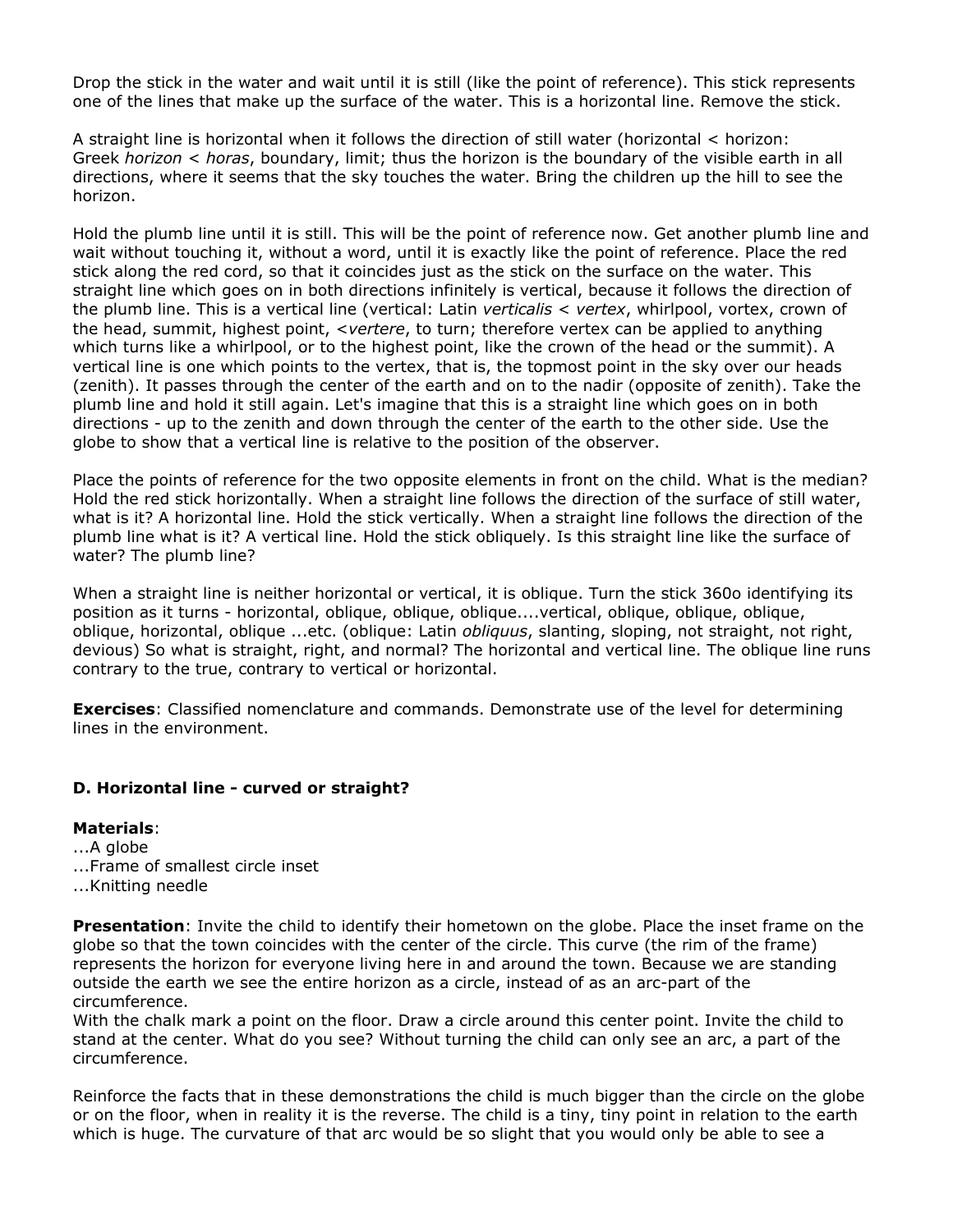Drop the stick in the water and wait until it is still (like the point of reference). This stick represents one of the lines that make up the surface of the water. This is a horizontal line. Remove the stick.

A straight line is horizontal when it follows the direction of still water (horizontal < horizon: Greek *horizon* < *horas*, boundary, limit; thus the horizon is the boundary of the visible earth in all directions, where it seems that the sky touches the water. Bring the children up the hill to see the horizon.

Hold the plumb line until it is still. This will be the point of reference now. Get another plumb line and wait without touching it, without a word, until it is exactly like the point of reference. Place the red stick along the red cord, so that it coincides just as the stick on the surface on the water. This straight line which goes on in both directions infinitely is vertical, because it follows the direction of the plumb line. This is a vertical line (vertical: Latin *verticalis* < *vertex*, whirlpool, vortex, crown of the head, summit, highest point, <*vertere*, to turn; therefore vertex can be applied to anything which turns like a whirlpool, or to the highest point, like the crown of the head or the summit). A vertical line is one which points to the vertex, that is, the topmost point in the sky over our heads (zenith). It passes through the center of the earth and on to the nadir (opposite of zenith). Take the plumb line and hold it still again. Let's imagine that this is a straight line which goes on in both directions - up to the zenith and down through the center of the earth to the other side. Use the globe to show that a vertical line is relative to the position of the observer.

Place the points of reference for the two opposite elements in front on the child. What is the median? Hold the red stick horizontally. When a straight line follows the direction of the surface of still water, what is it? A horizontal line. Hold the stick vertically. When a straight line follows the direction of the plumb line what is it? A vertical line. Hold the stick obliquely. Is this straight line like the surface of water? The plumb line?

When a straight line is neither horizontal or vertical, it is oblique. Turn the stick 360o identifying its position as it turns - horizontal, oblique, oblique, oblique....vertical, oblique, oblique, oblique, oblique, horizontal, oblique ...etc. (oblique: Latin *obliquus*, slanting, sloping, not straight, not right, devious) So what is straight, right, and normal? The horizontal and vertical line. The oblique line runs contrary to the true, contrary to vertical or horizontal.

**Exercises**: Classified nomenclature and commands. Demonstrate use of the level for determining lines in the environment.

### D. Horizontal line - curved or straight?

**Materials**:
...A globe
...Frame of smallest circle inset
...Knitting needle

**Presentation**: Invite the child to identify their hometown on the globe. Place the inset frame on the globe so that the town coincides with the center of the circle. This curve (the rim of the frame) represents the horizon for everyone living here in and around the town. Because we are standing outside the earth we see the entire horizon as a circle, instead of as an arc-part of the circumference.
With the chalk mark a point on the floor. Draw a circle around this center point. Invite the child to stand at the center. What do you see? Without turning the child can only see an arc, a part of the circumference.

Reinforce the facts that in these demonstrations the child is much bigger than the circle on the globe or on the floor, when in reality it is the reverse. The child is a tiny, tiny point in relation to the earth which is huge. The curvature of that arc would be so slight that you would only be able to see a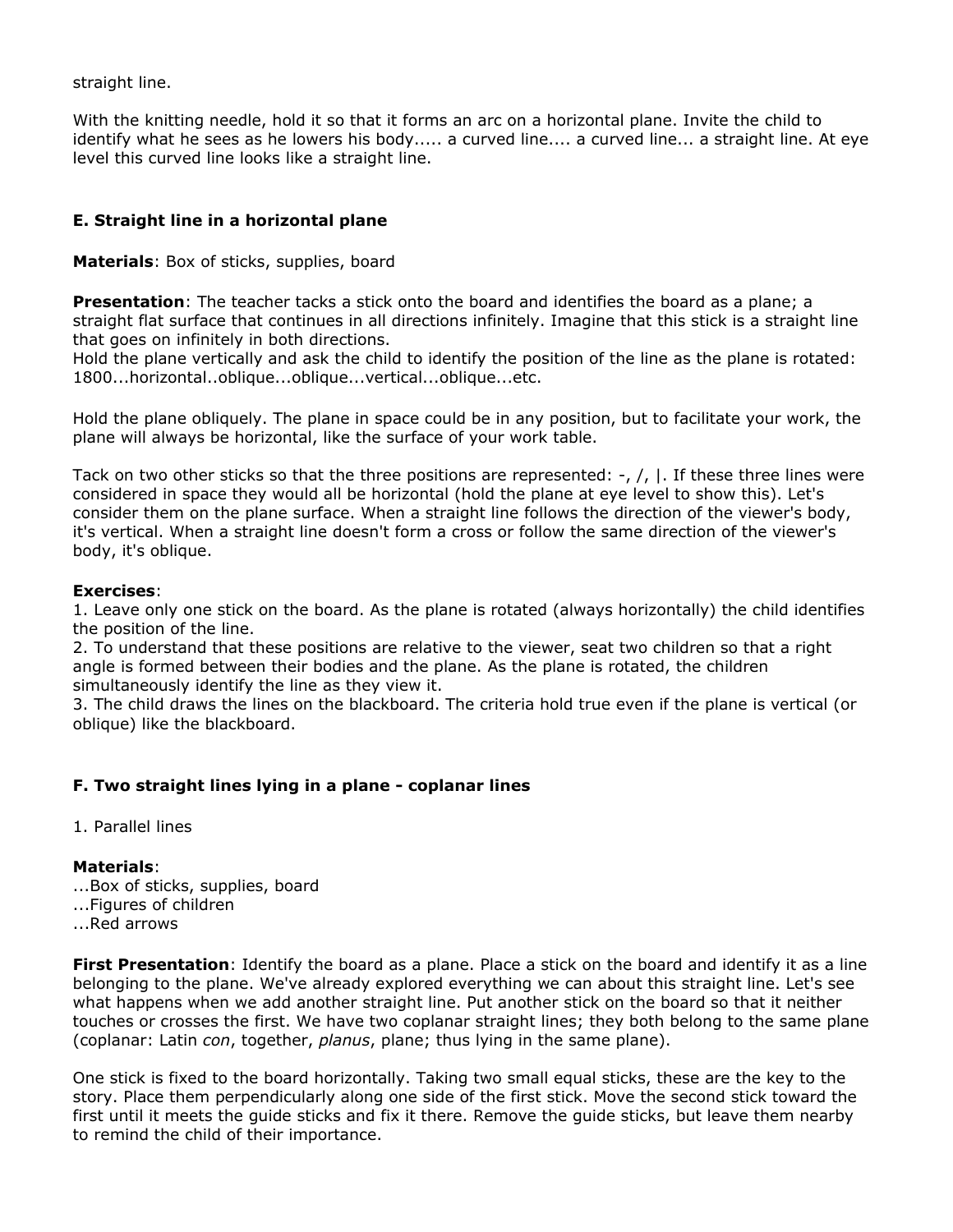straight line.

With the knitting needle, hold it so that it forms an arc on a horizontal plane. Invite the child to identify what he sees as he lowers his body..... a curved line.... a curved line... a straight line. At eye level this curved line looks like a straight line.

### E. Straight line in a horizontal plane

**Materials**: Box of sticks, supplies, board

**Presentation**: The teacher tacks a stick onto the board and identifies the board as a plane; a straight flat surface that continues in all directions infinitely. Imagine that this stick is a straight line that goes on infinitely in both directions.
Hold the plane vertically and ask the child to identify the position of the line as the plane is rotated: 1800...horizontal..oblique...oblique...vertical...oblique...etc.

Hold the plane obliquely. The plane in space could be in any position, but to facilitate your work, the plane will always be horizontal, like the surface of your work table.

Tack on two other sticks so that the three positions are represented: -, /, |. If these three lines were considered in space they would all be horizontal (hold the plane at eye level to show this). Let's consider them on the plane surface. When a straight line follows the direction of the viewer's body, it's vertical. When a straight line doesn't form a cross or follow the same direction of the viewer's body, it's oblique.

**Exercises**:
1. Leave only one stick on the board. As the plane is rotated (always horizontally) the child identifies the position of the line.
2. To understand that these positions are relative to the viewer, seat two children so that a right angle is formed between their bodies and the plane. As the plane is rotated, the children simultaneously identify the line as they view it.
3. The child draws the lines on the blackboard. The criteria hold true even if the plane is vertical (or oblique) like the blackboard.

### F. Two straight lines lying in a plane - coplanar lines

1. Parallel lines

**Materials**:
...Box of sticks, supplies, board
...Figures of children
...Red arrows

**First Presentation**: Identify the board as a plane. Place a stick on the board and identify it as a line belonging to the plane. We've already explored everything we can about this straight line. Let's see what happens when we add another straight line. Put another stick on the board so that it neither touches or crosses the first. We have two coplanar straight lines; they both belong to the same plane (coplanar: Latin *con*, together, *planus*, plane; thus lying in the same plane).

One stick is fixed to the board horizontally. Taking two small equal sticks, these are the key to the story. Place them perpendicularly along one side of the first stick. Move the second stick toward the first until it meets the guide sticks and fix it there. Remove the guide sticks, but leave them nearby to remind the child of their importance.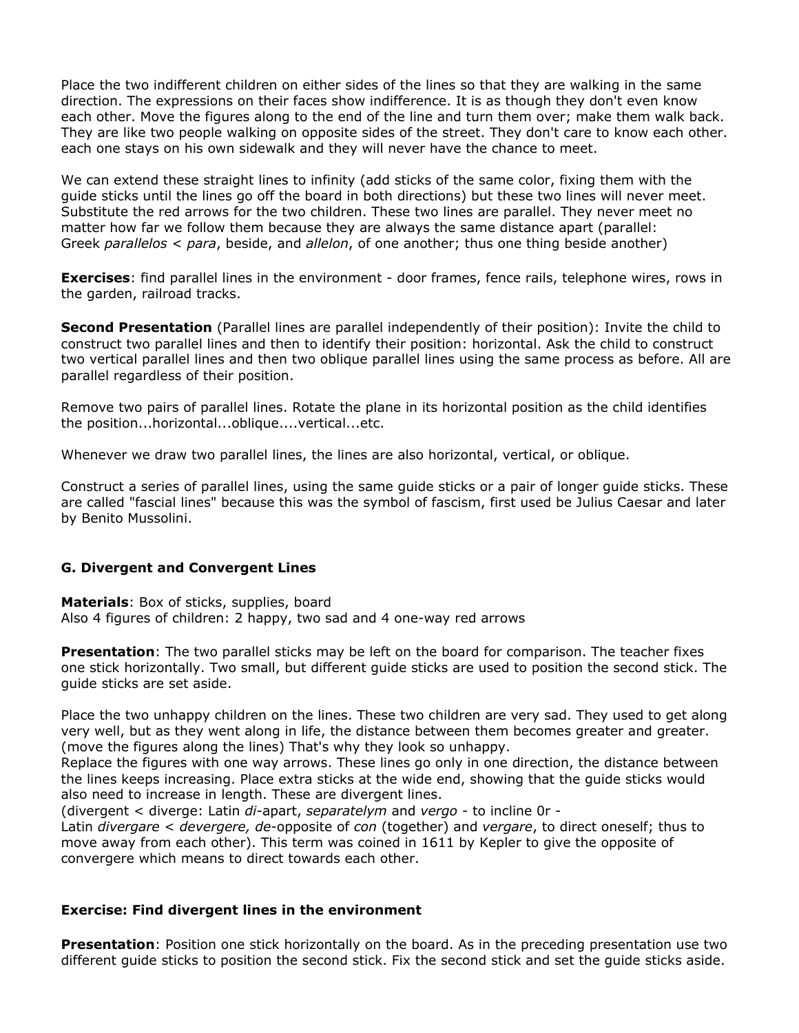Place the two indifferent children on either sides of the lines so that they are walking in the same direction. The expressions on their faces show indifference. It is as though they don't even know each other. Move the figures along to the end of the line and turn them over; make them walk back. They are like two people walking on opposite sides of the street. They don't care to know each other. each one stays on his own sidewalk and they will never have the chance to meet.

We can extend these straight lines to infinity (add sticks of the same color, fixing them with the guide sticks until the lines go off the board in both directions) but these two lines will never meet. Substitute the red arrows for the two children. These two lines are parallel. They never meet no matter how far we follow them because they are always the same distance apart (parallel: Greek *parallelos* < *para*, beside, and *allelon*, of one another; thus one thing beside another)

**Exercises**: find parallel lines in the environment - door frames, fence rails, telephone wires, rows in the garden, railroad tracks.

**Second Presentation** (Parallel lines are parallel independently of their position): Invite the child to construct two parallel lines and then to identify their position: horizontal. Ask the child to construct two vertical parallel lines and then two oblique parallel lines using the same process as before. All are parallel regardless of their position.

Remove two pairs of parallel lines. Rotate the plane in its horizontal position as the child identifies the position...horizontal...oblique....vertical...etc.

Whenever we draw two parallel lines, the lines are also horizontal, vertical, or oblique.

Construct a series of parallel lines, using the same guide sticks or a pair of longer guide sticks. These are called "fascial lines" because this was the symbol of fascism, first used be Julius Caesar and later by Benito Mussolini.

### G. Divergent and Convergent Lines

**Materials**: Box of sticks, supplies, board
Also 4 figures of children: 2 happy, two sad and 4 one-way red arrows

**Presentation**: The two parallel sticks may be left on the board for comparison. The teacher fixes one stick horizontally. Two small, but different guide sticks are used to position the second stick. The guide sticks are set aside.

Place the two unhappy children on the lines. These two children are very sad. They used to get along very well, but as they went along in life, the distance between them becomes greater and greater. (move the figures along the lines) That's why they look so unhappy.
Replace the figures with one way arrows. These lines go only in one direction, the distance between the lines keeps increasing. Place extra sticks at the wide end, showing that the guide sticks would also need to increase in length. These are divergent lines.
(divergent < diverge: Latin *di*-apart, *separatelym* and *vergo* - to incline 0r -
Latin *divergare* < *devergere, de*-opposite of *con* (together) and *vergare*, to direct oneself; thus to move away from each other). This term was coined in 1611 by Kepler to give the opposite of convergere which means to direct towards each other.

**Exercise: Find divergent lines in the environment**

**Presentation**: Position one stick horizontally on the board. As in the preceding presentation use two different guide sticks to position the second stick. Fix the second stick and set the guide sticks aside.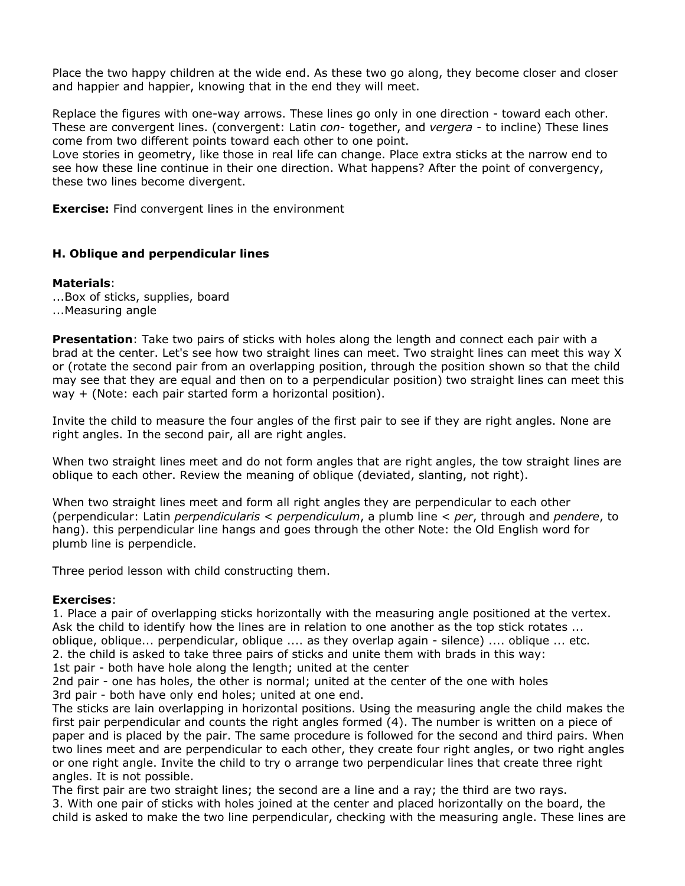Place the two happy children at the wide end. As these two go along, they become closer and closer and happier and happier, knowing that in the end they will meet.

Replace the figures with one-way arrows. These lines go only in one direction - toward each other. These are convergent lines. (convergent: Latin *con-* together, and *vergera* - to incline) These lines come from two different points toward each other to one point.
Love stories in geometry, like those in real life can change. Place extra sticks at the narrow end to see how these line continue in their one direction. What happens? After the point of convergency, these two lines become divergent.

**Exercise:** Find convergent lines in the environment

### H. Oblique and perpendicular lines

**Materials**:
...Box of sticks, supplies, board
...Measuring angle

**Presentation**: Take two pairs of sticks with holes along the length and connect each pair with a brad at the center. Let's see how two straight lines can meet. Two straight lines can meet this way X or (rotate the second pair from an overlapping position, through the position shown so that the child may see that they are equal and then on to a perpendicular position) two straight lines can meet this way + (Note: each pair started form a horizontal position).

Invite the child to measure the four angles of the first pair to see if they are right angles. None are right angles. In the second pair, all are right angles.

When two straight lines meet and do not form angles that are right angles, the tow straight lines are oblique to each other. Review the meaning of oblique (deviated, slanting, not right).

When two straight lines meet and form all right angles they are perpendicular to each other (perpendicular: Latin *perpendicularis* < *perpendiculum*, a plumb line < *per*, through and *pendere*, to hang). this perpendicular line hangs and goes through the other Note: the Old English word for plumb line is perpendicle.

Three period lesson with child constructing them.

**Exercises**:
1. Place a pair of overlapping sticks horizontally with the measuring angle positioned at the vertex. Ask the child to identify how the lines are in relation to one another as the top stick rotates ... oblique, oblique... perpendicular, oblique .... as they overlap again - silence) .... oblique ... etc.
2. the child is asked to take three pairs of sticks and unite them with brads in this way:
1st pair - both have hole along the length; united at the center
2nd pair - one has holes, the other is normal; united at the center of the one with holes
3rd pair - both have only end holes; united at one end.
The sticks are lain overlapping in horizontal positions. Using the measuring angle the child makes the first pair perpendicular and counts the right angles formed (4). The number is written on a piece of paper and is placed by the pair. The same procedure is followed for the second and third pairs. When two lines meet and are perpendicular to each other, they create four right angles, or two right angles or one right angle. Invite the child to try o arrange two perpendicular lines that create three right angles. It is not possible.
The first pair are two straight lines; the second are a line and a ray; the third are two rays.
3. With one pair of sticks with holes joined at the center and placed horizontally on the board, the child is asked to make the two line perpendicular, checking with the measuring angle. These lines are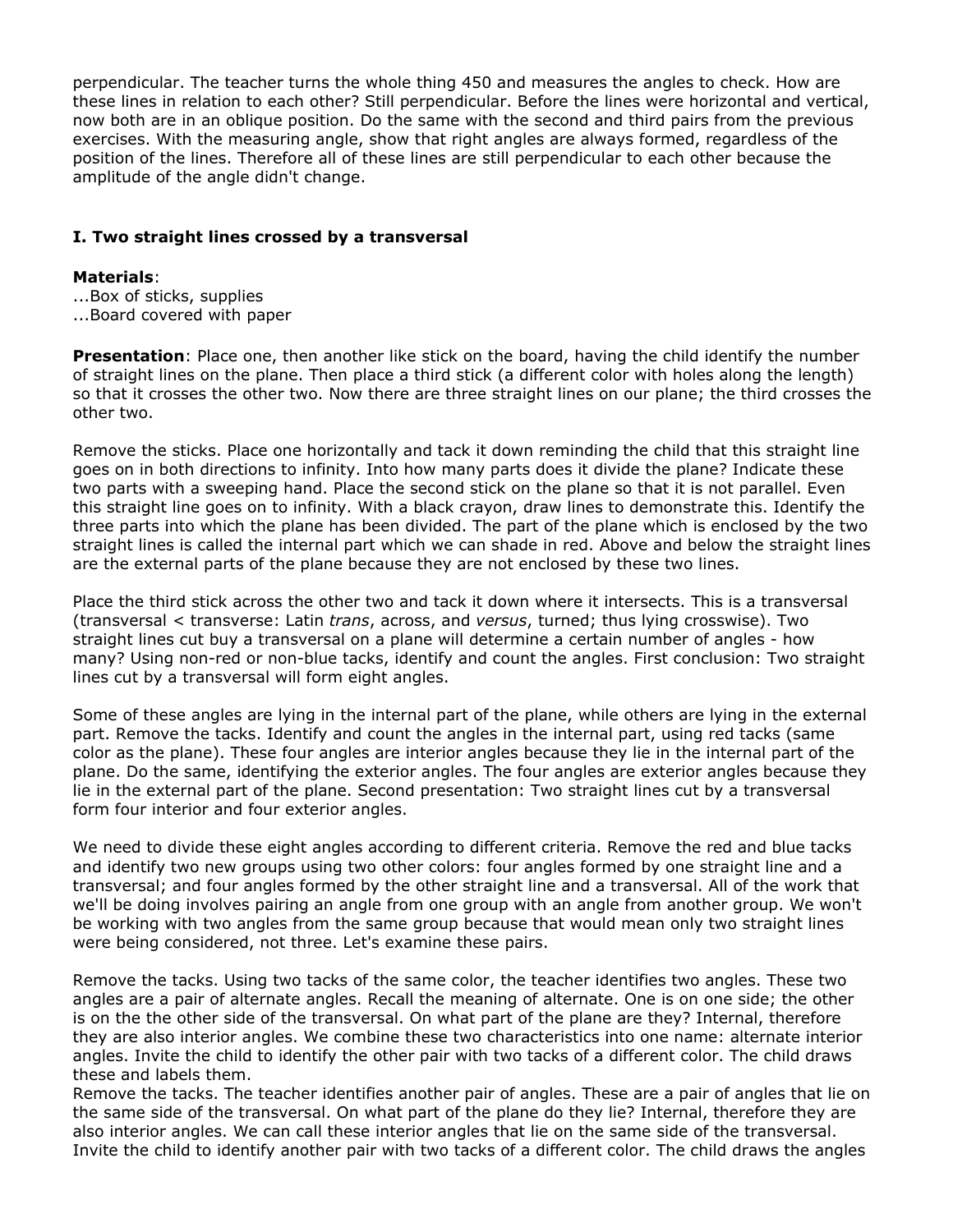perpendicular. The teacher turns the whole thing 450 and measures the angles to check. How are these lines in relation to each other? Still perpendicular. Before the lines were horizontal and vertical, now both are in an oblique position. Do the same with the second and third pairs from the previous exercises. With the measuring angle, show that right angles are always formed, regardless of the position of the lines. Therefore all of these lines are still perpendicular to each other because the amplitude of the angle didn't change.

## I. Two straight lines crossed by a transversal

**Materials**:
...Box of sticks, supplies
...Board covered with paper

**Presentation**: Place one, then another like stick on the board, having the child identify the number of straight lines on the plane. Then place a third stick (a different color with holes along the length) so that it crosses the other two. Now there are three straight lines on our plane; the third crosses the other two.

Remove the sticks. Place one horizontally and tack it down reminding the child that this straight line goes on in both directions to infinity. Into how many parts does it divide the plane? Indicate these two parts with a sweeping hand. Place the second stick on the plane so that it is not parallel. Even this straight line goes on to infinity. With a black crayon, draw lines to demonstrate this. Identify the three parts into which the plane has been divided. The part of the plane which is enclosed by the two straight lines is called the internal part which we can shade in red. Above and below the straight lines are the external parts of the plane because they are not enclosed by these two lines.

Place the third stick across the other two and tack it down where it intersects. This is a transversal (transversal < transverse: Latin *trans*, across, and *versus*, turned; thus lying crosswise). Two straight lines cut buy a transversal on a plane will determine a certain number of angles - how many? Using non-red or non-blue tacks, identify and count the angles. First conclusion: Two straight lines cut by a transversal will form eight angles.

Some of these angles are lying in the internal part of the plane, while others are lying in the external part. Remove the tacks. Identify and count the angles in the internal part, using red tacks (same color as the plane). These four angles are interior angles because they lie in the internal part of the plane. Do the same, identifying the exterior angles. The four angles are exterior angles because they lie in the external part of the plane. Second presentation: Two straight lines cut by a transversal form four interior and four exterior angles.

We need to divide these eight angles according to different criteria. Remove the red and blue tacks and identify two new groups using two other colors: four angles formed by one straight line and a transversal; and four angles formed by the other straight line and a transversal. All of the work that we'll be doing involves pairing an angle from one group with an angle from another group. We won't be working with two angles from the same group because that would mean only two straight lines were being considered, not three. Let's examine these pairs.

Remove the tacks. Using two tacks of the same color, the teacher identifies two angles. These two angles are a pair of alternate angles. Recall the meaning of alternate. One is on one side; the other is on the the other side of the transversal. On what part of the plane are they? Internal, therefore they are also interior angles. We combine these two characteristics into one name: alternate interior angles. Invite the child to identify the other pair with two tacks of a different color. The child draws these and labels them.
Remove the tacks. The teacher identifies another pair of angles. These are a pair of angles that lie on the same side of the transversal. On what part of the plane do they lie? Internal, therefore they are also interior angles. We can call these interior angles that lie on the same side of the transversal. Invite the child to identify another pair with two tacks of a different color. The child draws the angles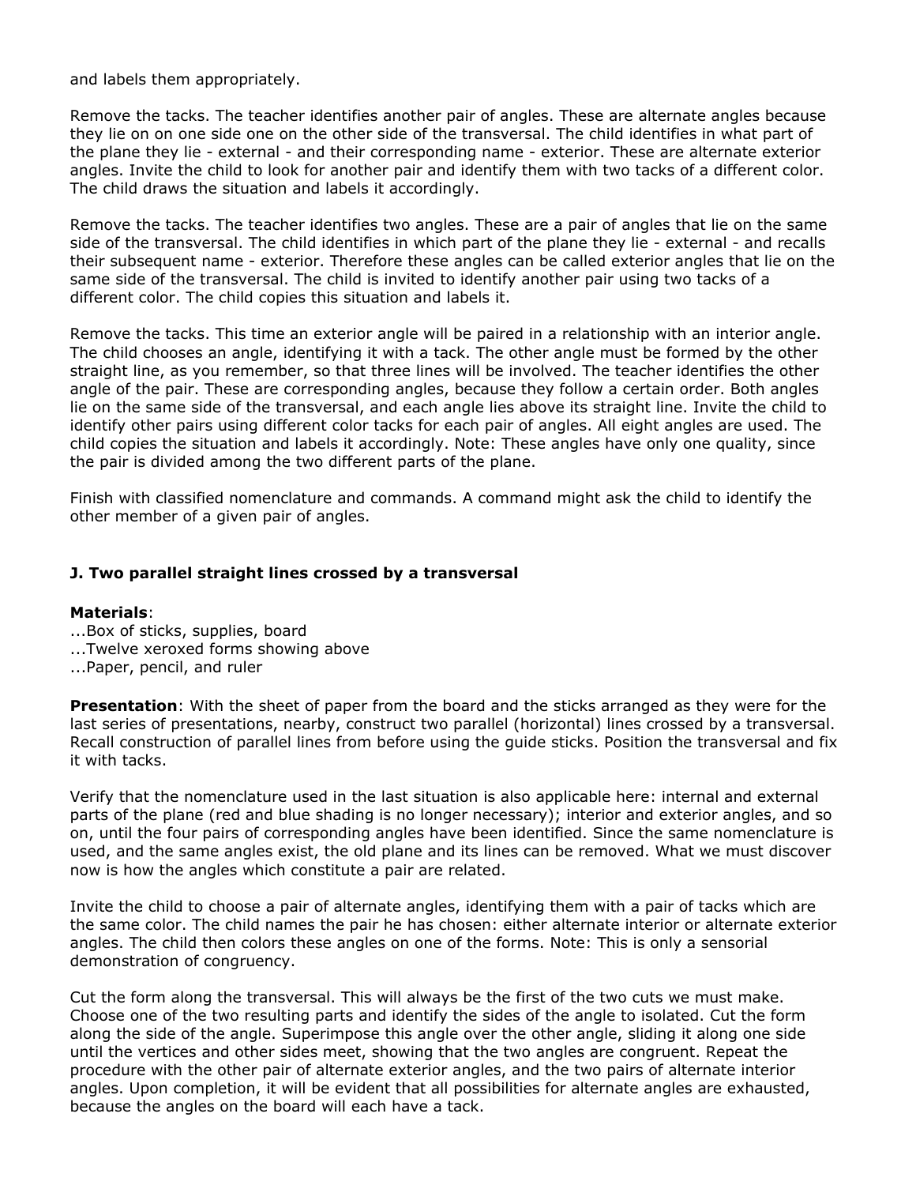and labels them appropriately.

Remove the tacks. The teacher identifies another pair of angles. These are alternate angles because they lie on on one side one on the other side of the transversal. The child identifies in what part of the plane they lie - external - and their corresponding name - exterior. These are alternate exterior angles. Invite the child to look for another pair and identify them with two tacks of a different color. The child draws the situation and labels it accordingly.

Remove the tacks. The teacher identifies two angles. These are a pair of angles that lie on the same side of the transversal. The child identifies in which part of the plane they lie - external - and recalls their subsequent name - exterior. Therefore these angles can be called exterior angles that lie on the same side of the transversal. The child is invited to identify another pair using two tacks of a different color. The child copies this situation and labels it.

Remove the tacks. This time an exterior angle will be paired in a relationship with an interior angle. The child chooses an angle, identifying it with a tack. The other angle must be formed by the other straight line, as you remember, so that three lines will be involved. The teacher identifies the other angle of the pair. These are corresponding angles, because they follow a certain order. Both angles lie on the same side of the transversal, and each angle lies above its straight line. Invite the child to identify other pairs using different color tacks for each pair of angles. All eight angles are used. The child copies the situation and labels it accordingly. Note: These angles have only one quality, since the pair is divided among the two different parts of the plane.

Finish with classified nomenclature and commands. A command might ask the child to identify the other member of a given pair of angles.

### J. Two parallel straight lines crossed by a transversal

**Materials**:
...Box of sticks, supplies, board
...Twelve xeroxed forms showing above
...Paper, pencil, and ruler

**Presentation**: With the sheet of paper from the board and the sticks arranged as they were for the last series of presentations, nearby, construct two parallel (horizontal) lines crossed by a transversal. Recall construction of parallel lines from before using the guide sticks. Position the transversal and fix it with tacks.

Verify that the nomenclature used in the last situation is also applicable here: internal and external parts of the plane (red and blue shading is no longer necessary); interior and exterior angles, and so on, until the four pairs of corresponding angles have been identified. Since the same nomenclature is used, and the same angles exist, the old plane and its lines can be removed. What we must discover now is how the angles which constitute a pair are related.

Invite the child to choose a pair of alternate angles, identifying them with a pair of tacks which are the same color. The child names the pair he has chosen: either alternate interior or alternate exterior angles. The child then colors these angles on one of the forms. Note: This is only a sensorial demonstration of congruency.

Cut the form along the transversal. This will always be the first of the two cuts we must make. Choose one of the two resulting parts and identify the sides of the angle to isolated. Cut the form along the side of the angle. Superimpose this angle over the other angle, sliding it along one side until the vertices and other sides meet, showing that the two angles are congruent. Repeat the procedure with the other pair of alternate exterior angles, and the two pairs of alternate interior angles. Upon completion, it will be evident that all possibilities for alternate angles are exhausted, because the angles on the board will each have a tack.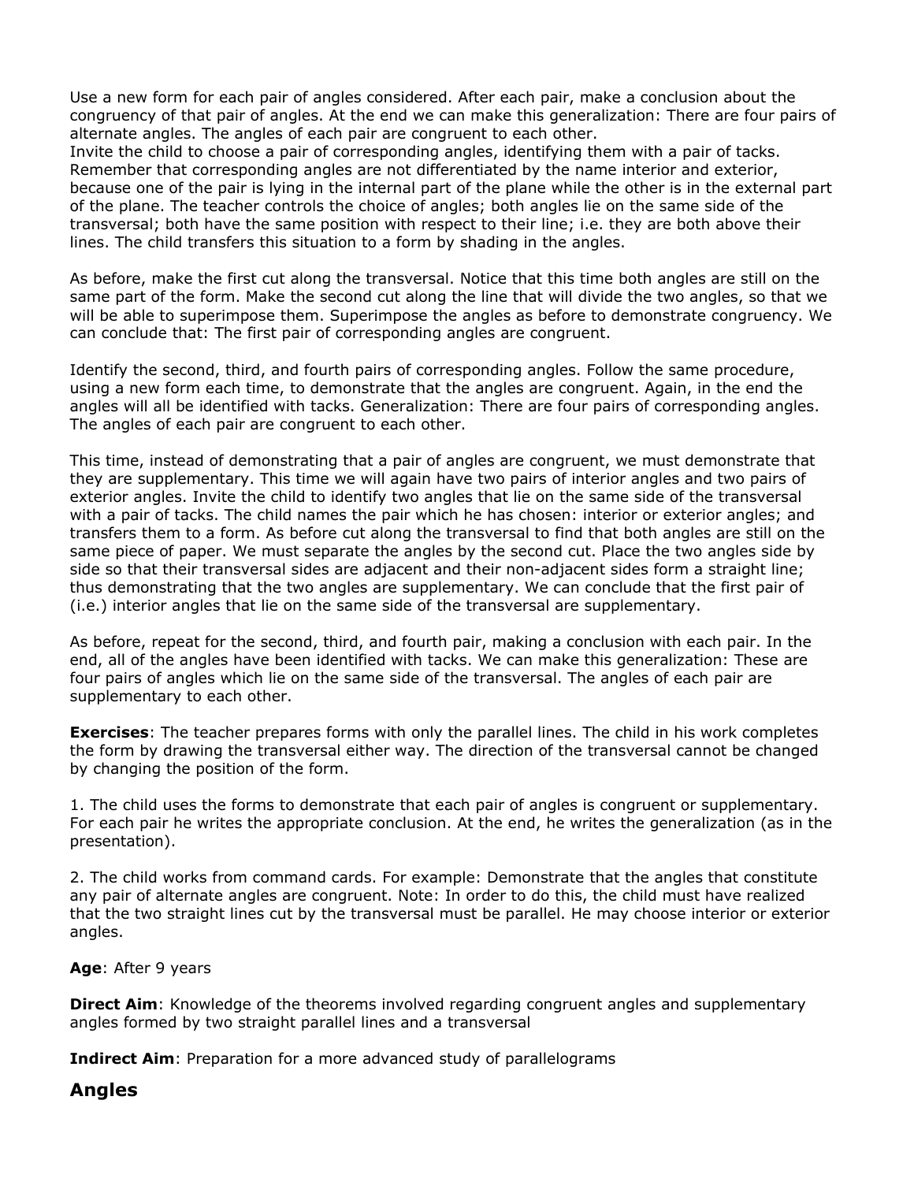Use a new form for each pair of angles considered. After each pair, make a conclusion about the congruency of that pair of angles. At the end we can make this generalization: There are four pairs of alternate angles. The angles of each pair are congruent to each other.
Invite the child to choose a pair of corresponding angles, identifying them with a pair of tacks. Remember that corresponding angles are not differentiated by the name interior and exterior, because one of the pair is lying in the internal part of the plane while the other is in the external part of the plane. The teacher controls the choice of angles; both angles lie on the same side of the transversal; both have the same position with respect to their line; i.e. they are both above their lines. The child transfers this situation to a form by shading in the angles.

As before, make the first cut along the transversal. Notice that this time both angles are still on the same part of the form. Make the second cut along the line that will divide the two angles, so that we will be able to superimpose them. Superimpose the angles as before to demonstrate congruency. We can conclude that: The first pair of corresponding angles are congruent.

Identify the second, third, and fourth pairs of corresponding angles. Follow the same procedure, using a new form each time, to demonstrate that the angles are congruent. Again, in the end the angles will all be identified with tacks. Generalization: There are four pairs of corresponding angles. The angles of each pair are congruent to each other.

This time, instead of demonstrating that a pair of angles are congruent, we must demonstrate that they are supplementary. This time we will again have two pairs of interior angles and two pairs of exterior angles. Invite the child to identify two angles that lie on the same side of the transversal with a pair of tacks. The child names the pair which he has chosen: interior or exterior angles; and transfers them to a form. As before cut along the transversal to find that both angles are still on the same piece of paper. We must separate the angles by the second cut. Place the two angles side by side so that their transversal sides are adjacent and their non-adjacent sides form a straight line; thus demonstrating that the two angles are supplementary. We can conclude that the first pair of (i.e.) interior angles that lie on the same side of the transversal are supplementary.

As before, repeat for the second, third, and fourth pair, making a conclusion with each pair. In the end, all of the angles have been identified with tacks. We can make this generalization: These are four pairs of angles which lie on the same side of the transversal. The angles of each pair are supplementary to each other.

**Exercises**: The teacher prepares forms with only the parallel lines. The child in his work completes the form by drawing the transversal either way. The direction of the transversal cannot be changed by changing the position of the form.

1. The child uses the forms to demonstrate that each pair of angles is congruent or supplementary. For each pair he writes the appropriate conclusion. At the end, he writes the generalization (as in the presentation).

2. The child works from command cards. For example: Demonstrate that the angles that constitute any pair of alternate angles are congruent. Note: In order to do this, the child must have realized that the two straight lines cut by the transversal must be parallel. He may choose interior or exterior angles.

**Age**: After 9 years

**Direct Aim**: Knowledge of the theorems involved regarding congruent angles and supplementary angles formed by two straight parallel lines and a transversal

**Indirect Aim**: Preparation for a more advanced study of parallelograms

## Angles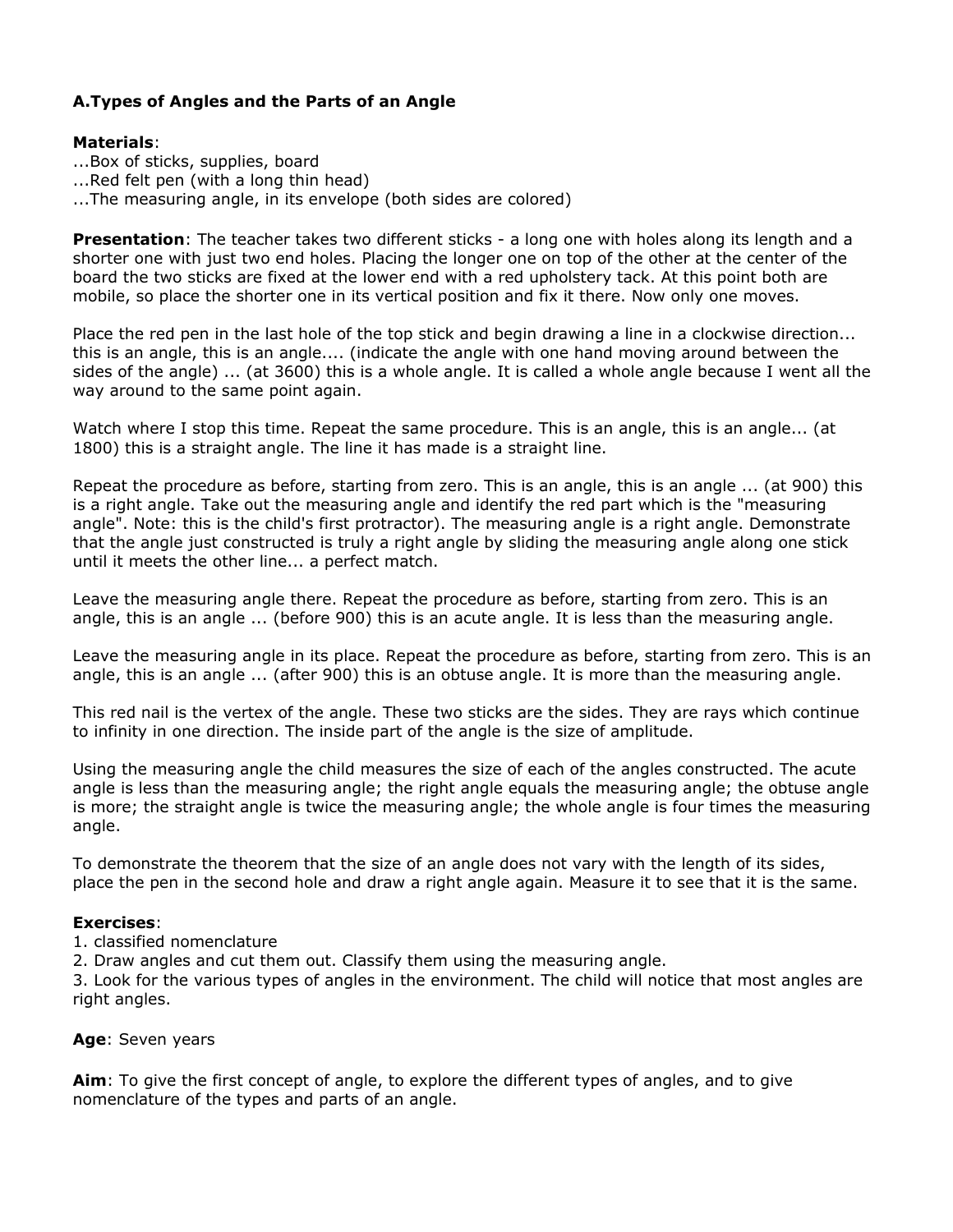**A.Types of Angles and the Parts of an Angle**

**Materials**:
...Box of sticks, supplies, board
...Red felt pen (with a long thin head)
...The measuring angle, in its envelope (both sides are colored)

**Presentation**: The teacher takes two different sticks - a long one with holes along its length and a shorter one with just two end holes. Placing the longer one on top of the other at the center of the board the two sticks are fixed at the lower end with a red upholstery tack. At this point both are mobile, so place the shorter one in its vertical position and fix it there. Now only one moves.

Place the red pen in the last hole of the top stick and begin drawing a line in a clockwise direction... this is an angle, this is an angle.... (indicate the angle with one hand moving around between the sides of the angle) ... (at 3600) this is a whole angle. It is called a whole angle because I went all the way around to the same point again.

Watch where I stop this time. Repeat the same procedure. This is an angle, this is an angle... (at 1800) this is a straight angle. The line it has made is a straight line.

Repeat the procedure as before, starting from zero. This is an angle, this is an angle ... (at 900) this is a right angle. Take out the measuring angle and identify the red part which is the "measuring angle". Note: this is the child's first protractor). The measuring angle is a right angle. Demonstrate that the angle just constructed is truly a right angle by sliding the measuring angle along one stick until it meets the other line... a perfect match.

Leave the measuring angle there. Repeat the procedure as before, starting from zero. This is an angle, this is an angle ... (before 900) this is an acute angle. It is less than the measuring angle.

Leave the measuring angle in its place. Repeat the procedure as before, starting from zero. This is an angle, this is an angle ... (after 900) this is an obtuse angle. It is more than the measuring angle.

This red nail is the vertex of the angle. These two sticks are the sides. They are rays which continue to infinity in one direction. The inside part of the angle is the size of amplitude.

Using the measuring angle the child measures the size of each of the angles constructed. The acute angle is less than the measuring angle; the right angle equals the measuring angle; the obtuse angle is more; the straight angle is twice the measuring angle; the whole angle is four times the measuring angle.

To demonstrate the theorem that the size of an angle does not vary with the length of its sides, place the pen in the second hole and draw a right angle again. Measure it to see that it is the same.

**Exercises**:
1. classified nomenclature
2. Draw angles and cut them out. Classify them using the measuring angle.
3. Look for the various types of angles in the environment. The child will notice that most angles are right angles.

**Age**: Seven years

**Aim**: To give the first concept of angle, to explore the different types of angles, and to give nomenclature of the types and parts of an angle.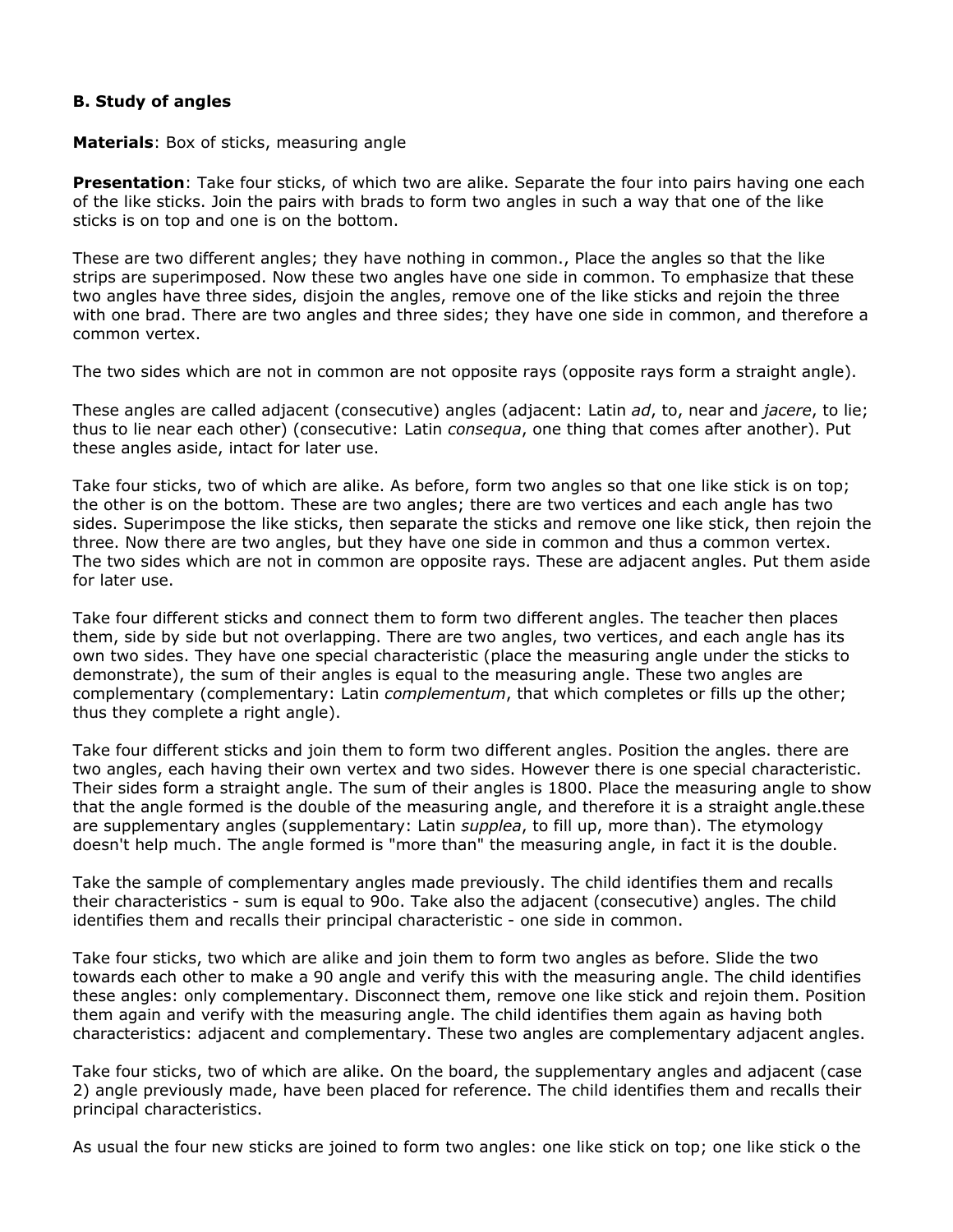**B. Study of angles**

**Materials**: Box of sticks, measuring angle

**Presentation**: Take four sticks, of which two are alike. Separate the four into pairs having one each of the like sticks. Join the pairs with brads to form two angles in such a way that one of the like sticks is on top and one is on the bottom.

These are two different angles; they have nothing in common., Place the angles so that the like strips are superimposed. Now these two angles have one side in common. To emphasize that these two angles have three sides, disjoin the angles, remove one of the like sticks and rejoin the three with one brad. There are two angles and three sides; they have one side in common, and therefore a common vertex.

The two sides which are not in common are not opposite rays (opposite rays form a straight angle).

These angles are called adjacent (consecutive) angles (adjacent: Latin *ad*, to, near and *jacere*, to lie; thus to lie near each other) (consecutive: Latin *consequa*, one thing that comes after another). Put these angles aside, intact for later use.

Take four sticks, two of which are alike. As before, form two angles so that one like stick is on top; the other is on the bottom. These are two angles; there are two vertices and each angle has two sides. Superimpose the like sticks, then separate the sticks and remove one like stick, then rejoin the three. Now there are two angles, but they have one side in common and thus a common vertex. The two sides which are not in common are opposite rays. These are adjacent angles. Put them aside for later use.

Take four different sticks and connect them to form two different angles. The teacher then places them, side by side but not overlapping. There are two angles, two vertices, and each angle has its own two sides. They have one special characteristic (place the measuring angle under the sticks to demonstrate), the sum of their angles is equal to the measuring angle. These two angles are complementary (complementary: Latin *complementum*, that which completes or fills up the other; thus they complete a right angle).

Take four different sticks and join them to form two different angles. Position the angles. there are two angles, each having their own vertex and two sides. However there is one special characteristic. Their sides form a straight angle. The sum of their angles is 1800. Place the measuring angle to show that the angle formed is the double of the measuring angle, and therefore it is a straight angle.these are supplementary angles (supplementary: Latin *supplea*, to fill up, more than). The etymology doesn't help much. The angle formed is "more than" the measuring angle, in fact it is the double.

Take the sample of complementary angles made previously. The child identifies them and recalls their characteristics - sum is equal to 90o. Take also the adjacent (consecutive) angles. The child identifies them and recalls their principal characteristic - one side in common.

Take four sticks, two which are alike and join them to form two angles as before. Slide the two towards each other to make a 90 angle and verify this with the measuring angle. The child identifies these angles: only complementary. Disconnect them, remove one like stick and rejoin them. Position them again and verify with the measuring angle. The child identifies them again as having both characteristics: adjacent and complementary. These two angles are complementary adjacent angles.

Take four sticks, two of which are alike. On the board, the supplementary angles and adjacent (case 2) angle previously made, have been placed for reference. The child identifies them and recalls their principal characteristics.

As usual the four new sticks are joined to form two angles: one like stick on top; one like stick o the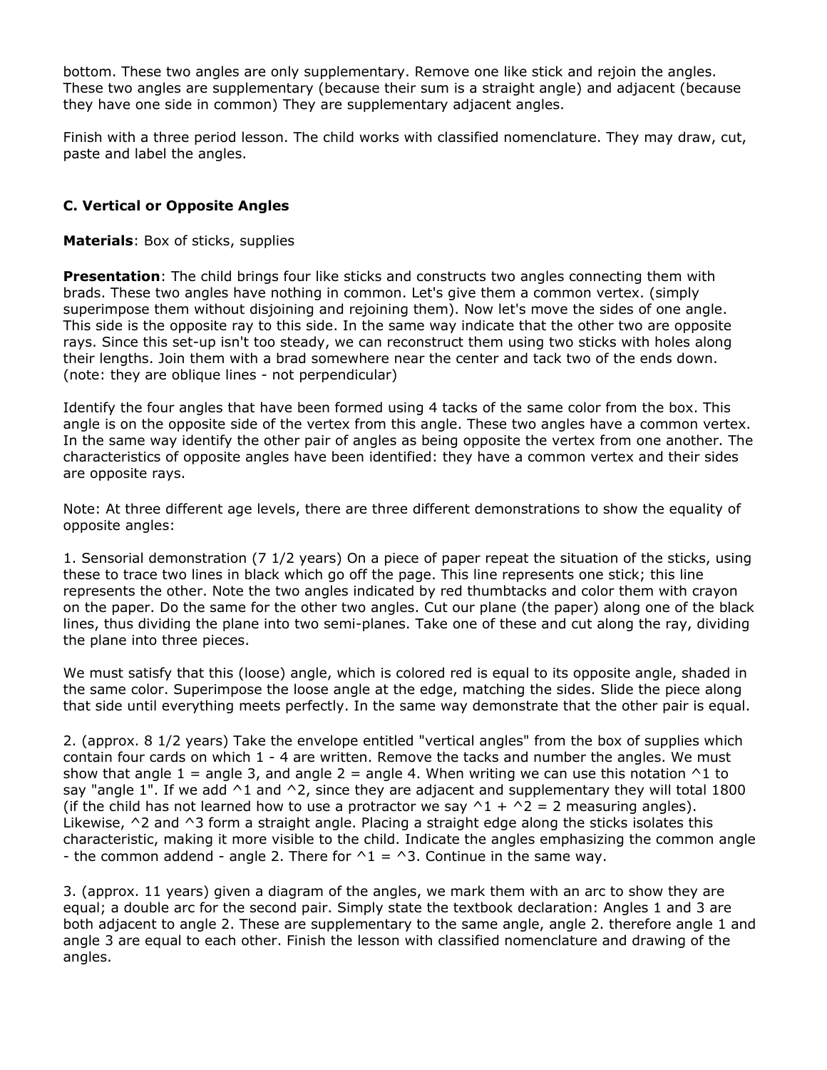bottom. These two angles are only supplementary. Remove one like stick and rejoin the angles. These two angles are supplementary (because their sum is a straight angle) and adjacent (because they have one side in common) They are supplementary adjacent angles.

Finish with a three period lesson. The child works with classified nomenclature. They may draw, cut, paste and label the angles.

### C. Vertical or Opposite Angles

**Materials**: Box of sticks, supplies

**Presentation**: The child brings four like sticks and constructs two angles connecting them with brads. These two angles have nothing in common. Let's give them a common vertex. (simply superimpose them without disjoining and rejoining them). Now let's move the sides of one angle. This side is the opposite ray to this side. In the same way indicate that the other two are opposite rays. Since this set-up isn't too steady, we can reconstruct them using two sticks with holes along their lengths. Join them with a brad somewhere near the center and tack two of the ends down. (note: they are oblique lines - not perpendicular)

Identify the four angles that have been formed using 4 tacks of the same color from the box. This angle is on the opposite side of the vertex from this angle. These two angles have a common vertex. In the same way identify the other pair of angles as being opposite the vertex from one another. The characteristics of opposite angles have been identified: they have a common vertex and their sides are opposite rays.

Note: At three different age levels, there are three different demonstrations to show the equality of opposite angles:

1. Sensorial demonstration (7 1/2 years) On a piece of paper repeat the situation of the sticks, using these to trace two lines in black which go off the page. This line represents one stick; this line represents the other. Note the two angles indicated by red thumbtacks and color them with crayon on the paper. Do the same for the other two angles. Cut our plane (the paper) along one of the black lines, thus dividing the plane into two semi-planes. Take one of these and cut along the ray, dividing the plane into three pieces.

We must satisfy that this (loose) angle, which is colored red is equal to its opposite angle, shaded in the same color. Superimpose the loose angle at the edge, matching the sides. Slide the piece along that side until everything meets perfectly. In the same way demonstrate that the other pair is equal.

2. (approx. 8 1/2 years) Take the envelope entitled "vertical angles" from the box of supplies which contain four cards on which 1 - 4 are written. Remove the tacks and number the angles. We must show that angle 1 = angle 3, and angle 2 = angle 4. When writing we can use this notation ^1 to say "angle 1". If we add ^1 and ^2, since they are adjacent and supplementary they will total 1800 (if the child has not learned how to use a protractor we say ^1 + ^2 = 2 measuring angles). Likewise, ^2 and ^3 form a straight angle. Placing a straight edge along the sticks isolates this characteristic, making it more visible to the child. Indicate the angles emphasizing the common angle - the common addend - angle 2. There for ^1 = ^3. Continue in the same way.

3. (approx. 11 years) given a diagram of the angles, we mark them with an arc to show they are equal; a double arc for the second pair. Simply state the textbook declaration: Angles 1 and 3 are both adjacent to angle 2. These are supplementary to the same angle, angle 2. therefore angle 1 and angle 3 are equal to each other. Finish the lesson with classified nomenclature and drawing of the angles.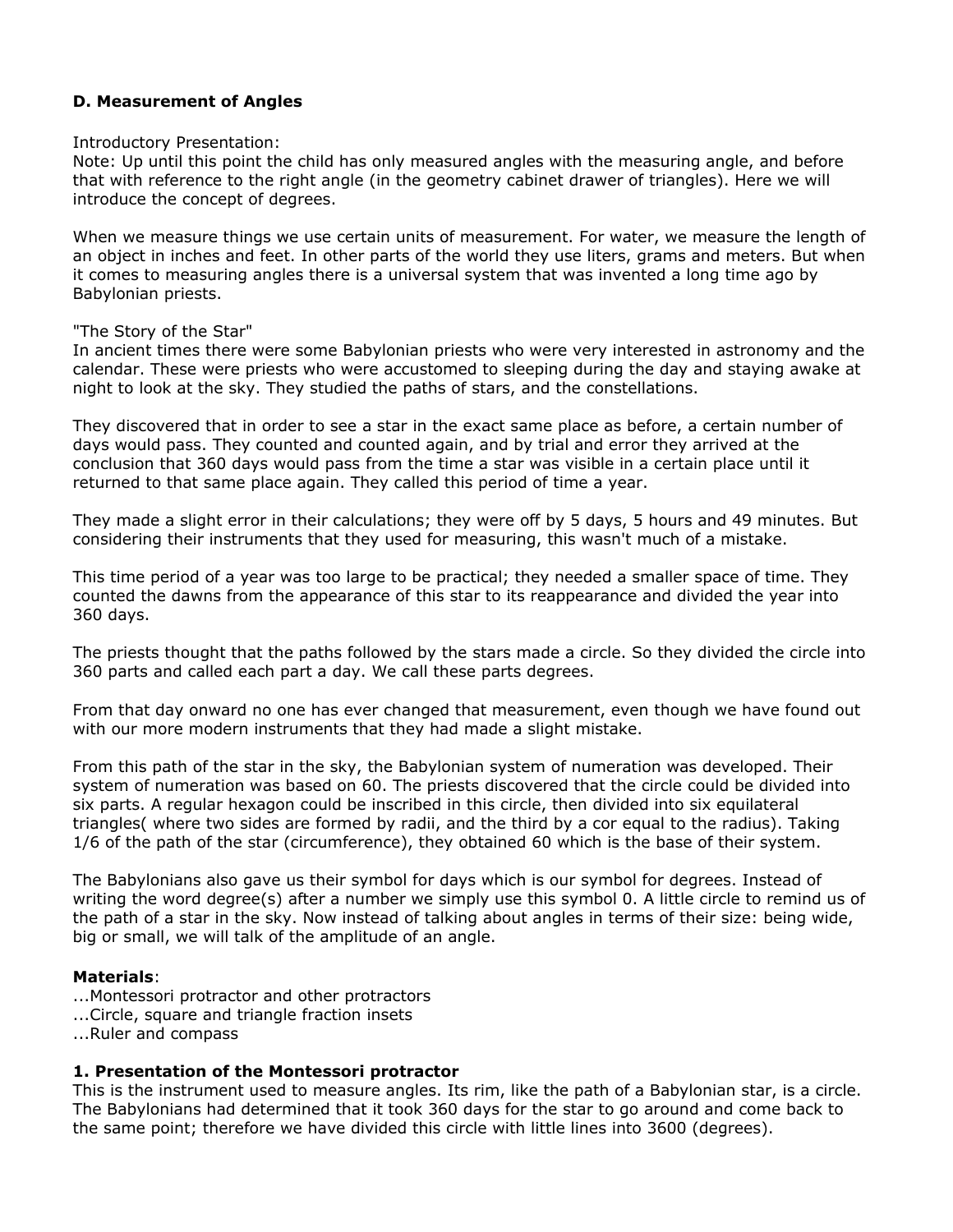**D. Measurement of Angles**

Introductory Presentation:
Note: Up until this point the child has only measured angles with the measuring angle, and before that with reference to the right angle (in the geometry cabinet drawer of triangles). Here we will introduce the concept of degrees.

When we measure things we use certain units of measurement. For water, we measure the length of an object in inches and feet. In other parts of the world they use liters, grams and meters. But when it comes to measuring angles there is a universal system that was invented a long time ago by Babylonian priests.

"The Story of the Star"
In ancient times there were some Babylonian priests who were very interested in astronomy and the calendar. These were priests who were accustomed to sleeping during the day and staying awake at night to look at the sky. They studied the paths of stars, and the constellations.

They discovered that in order to see a star in the exact same place as before, a certain number of days would pass. They counted and counted again, and by trial and error they arrived at the conclusion that 360 days would pass from the time a star was visible in a certain place until it returned to that same place again. They called this period of time a year.

They made a slight error in their calculations; they were off by 5 days, 5 hours and 49 minutes. But considering their instruments that they used for measuring, this wasn't much of a mistake.

This time period of a year was too large to be practical; they needed a smaller space of time. They counted the dawns from the appearance of this star to its reappearance and divided the year into 360 days.

The priests thought that the paths followed by the stars made a circle. So they divided the circle into 360 parts and called each part a day. We call these parts degrees.

From that day onward no one has ever changed that measurement, even though we have found out with our more modern instruments that they had made a slight mistake.

From this path of the star in the sky, the Babylonian system of numeration was developed. Their system of numeration was based on 60. The priests discovered that the circle could be divided into six parts. A regular hexagon could be inscribed in this circle, then divided into six equilateral triangles( where two sides are formed by radii, and the third by a cor equal to the radius). Taking 1/6 of the path of the star (circumference), they obtained 60 which is the base of their system.

The Babylonians also gave us their symbol for days which is our symbol for degrees. Instead of writing the word degree(s) after a number we simply use this symbol 0. A little circle to remind us of the path of a star in the sky. Now instead of talking about angles in terms of their size: being wide, big or small, we will talk of the amplitude of an angle.

**Materials**:
...Montessori protractor and other protractors
...Circle, square and triangle fraction insets
...Ruler and compass

**1. Presentation of the Montessori protractor**
This is the instrument used to measure angles. Its rim, like the path of a Babylonian star, is a circle. The Babylonians had determined that it took 360 days for the star to go around and come back to the same point; therefore we have divided this circle with little lines into 3600 (degrees).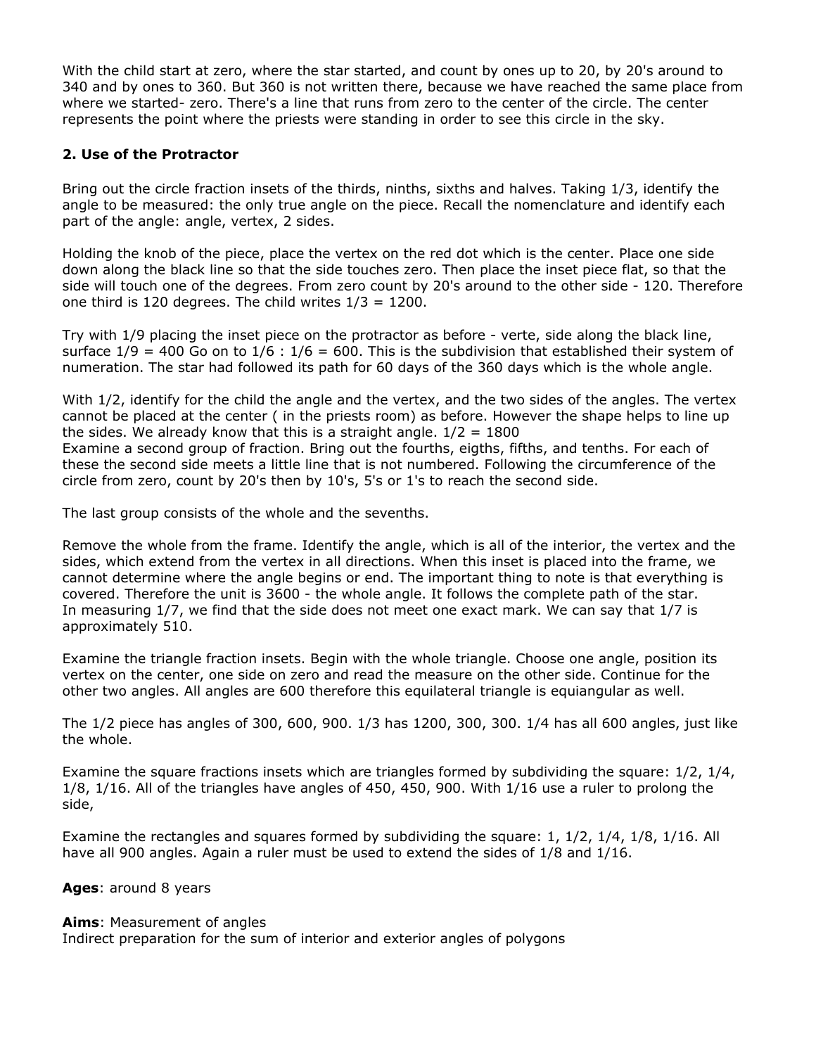With the child start at zero, where the star started, and count by ones up to 20, by 20's around to 340 and by ones to 360. But 360 is not written there, because we have reached the same place from where we started- zero. There's a line that runs from zero to the center of the circle. The center represents the point where the priests were standing in order to see this circle in the sky.

**2. Use of the Protractor**

Bring out the circle fraction insets of the thirds, ninths, sixths and halves. Taking 1/3, identify the angle to be measured: the only true angle on the piece. Recall the nomenclature and identify each part of the angle: angle, vertex, 2 sides.

Holding the knob of the piece, place the vertex on the red dot which is the center. Place one side down along the black line so that the side touches zero. Then place the inset piece flat, so that the side will touch one of the degrees. From zero count by 20's around to the other side - 120. Therefore one third is 120 degrees. The child writes 1/3 = 1200.

Try with 1/9 placing the inset piece on the protractor as before - verte, side along the black line, surface 1/9 = 400 Go on to 1/6 : 1/6 = 600. This is the subdivision that established their system of numeration. The star had followed its path for 60 days of the 360 days which is the whole angle.

With 1/2, identify for the child the angle and the vertex, and the two sides of the angles. The vertex cannot be placed at the center ( in the priests room) as before. However the shape helps to line up the sides. We already know that this is a straight angle. 1/2 = 1800
Examine a second group of fraction. Bring out the fourths, eigths, fifths, and tenths. For each of these the second side meets a little line that is not numbered. Following the circumference of the circle from zero, count by 20's then by 10's, 5's or 1's to reach the second side.

The last group consists of the whole and the sevenths.

Remove the whole from the frame. Identify the angle, which is all of the interior, the vertex and the sides, which extend from the vertex in all directions. When this inset is placed into the frame, we cannot determine where the angle begins or end. The important thing to note is that everything is covered. Therefore the unit is 3600 - the whole angle. It follows the complete path of the star.
In measuring 1/7, we find that the side does not meet one exact mark. We can say that 1/7 is approximately 510.

Examine the triangle fraction insets. Begin with the whole triangle. Choose one angle, position its vertex on the center, one side on zero and read the measure on the other side. Continue for the other two angles. All angles are 600 therefore this equilateral triangle is equiangular as well.

The 1/2 piece has angles of 300, 600, 900. 1/3 has 1200, 300, 300. 1/4 has all 600 angles, just like the whole.

Examine the square fractions insets which are triangles formed by subdividing the square: 1/2, 1/4, 1/8, 1/16. All of the triangles have angles of 450, 450, 900. With 1/16 use a ruler to prolong the side,

Examine the rectangles and squares formed by subdividing the square: 1, 1/2, 1/4, 1/8, 1/16. All have all 900 angles. Again a ruler must be used to extend the sides of 1/8 and 1/16.

**Ages**: around 8 years

**Aims**: Measurement of angles
Indirect preparation for the sum of interior and exterior angles of polygons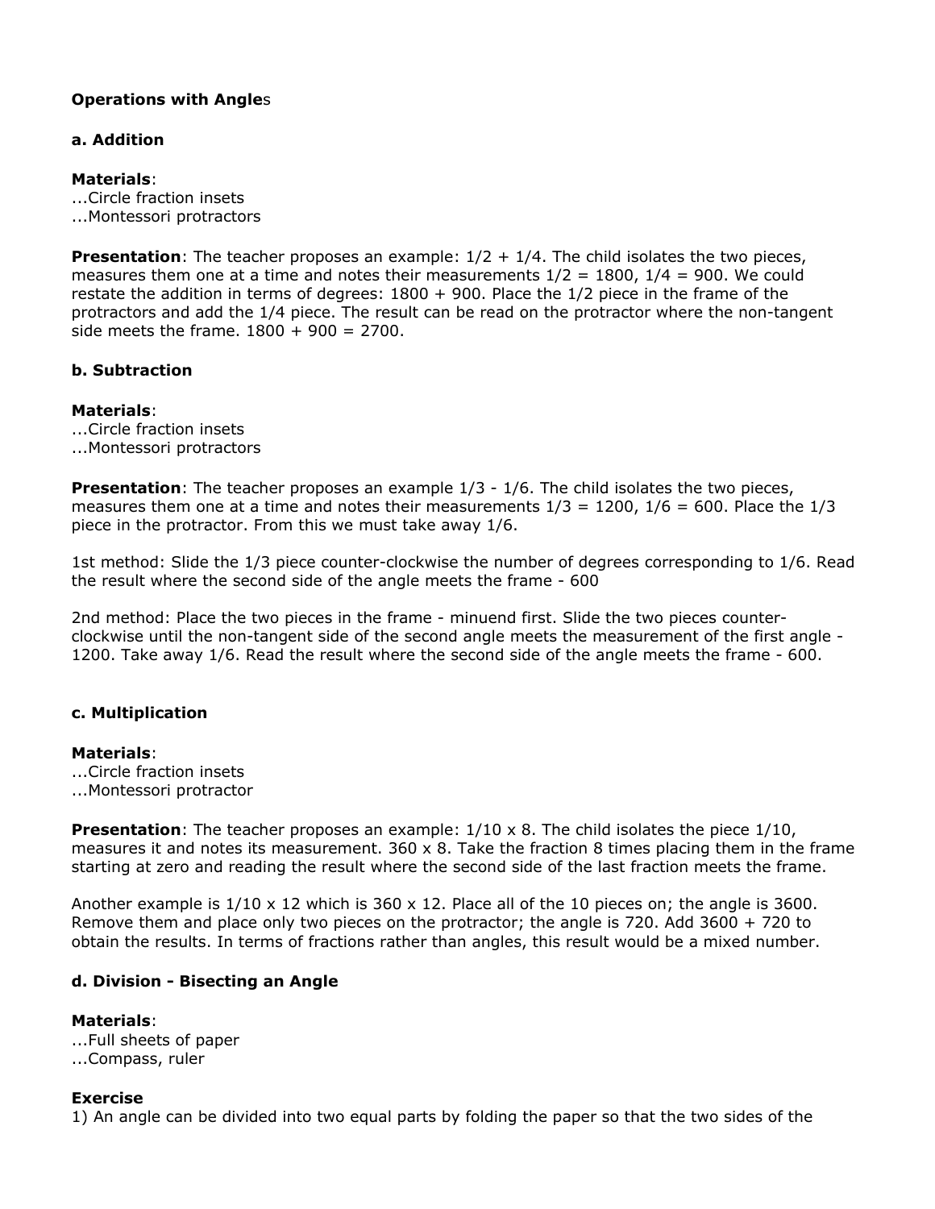**Operations with Angle**s

**a. Addition**

**Materials**:
...Circle fraction insets
...Montessori protractors

**Presentation**: The teacher proposes an example: 1/2 + 1/4. The child isolates the two pieces, measures them one at a time and notes their measurements 1/2 = 1800, 1/4 = 900. We could restate the addition in terms of degrees: 1800 + 900. Place the 1/2 piece in the frame of the protractors and add the 1/4 piece. The result can be read on the protractor where the non-tangent side meets the frame. 1800 + 900 = 2700.

**b. Subtraction**

**Materials**:
...Circle fraction insets
...Montessori protractors

**Presentation**: The teacher proposes an example 1/3 - 1/6. The child isolates the two pieces, measures them one at a time and notes their measurements 1/3 = 1200, 1/6 = 600. Place the 1/3 piece in the protractor. From this we must take away 1/6.

1st method: Slide the 1/3 piece counter-clockwise the number of degrees corresponding to 1/6. Read the result where the second side of the angle meets the frame - 600

2nd method: Place the two pieces in the frame - minuend first. Slide the two pieces counter-clockwise until the non-tangent side of the second angle meets the measurement of the first angle - 1200. Take away 1/6. Read the result where the second side of the angle meets the frame - 600.

**c. Multiplication**

**Materials**:
...Circle fraction insets
...Montessori protractor

**Presentation**: The teacher proposes an example: 1/10 x 8. The child isolates the piece 1/10, measures it and notes its measurement. 360 x 8. Take the fraction 8 times placing them in the frame starting at zero and reading the result where the second side of the last fraction meets the frame.

Another example is 1/10 x 12 which is 360 x 12. Place all of the 10 pieces on; the angle is 3600. Remove them and place only two pieces on the protractor; the angle is 720. Add 3600 + 720 to obtain the results. In terms of fractions rather than angles, this result would be a mixed number.

**d. Division - Bisecting an Angle**

**Materials**:
...Full sheets of paper
...Compass, ruler

**Exercise**
1) An angle can be divided into two equal parts by folding the paper so that the two sides of the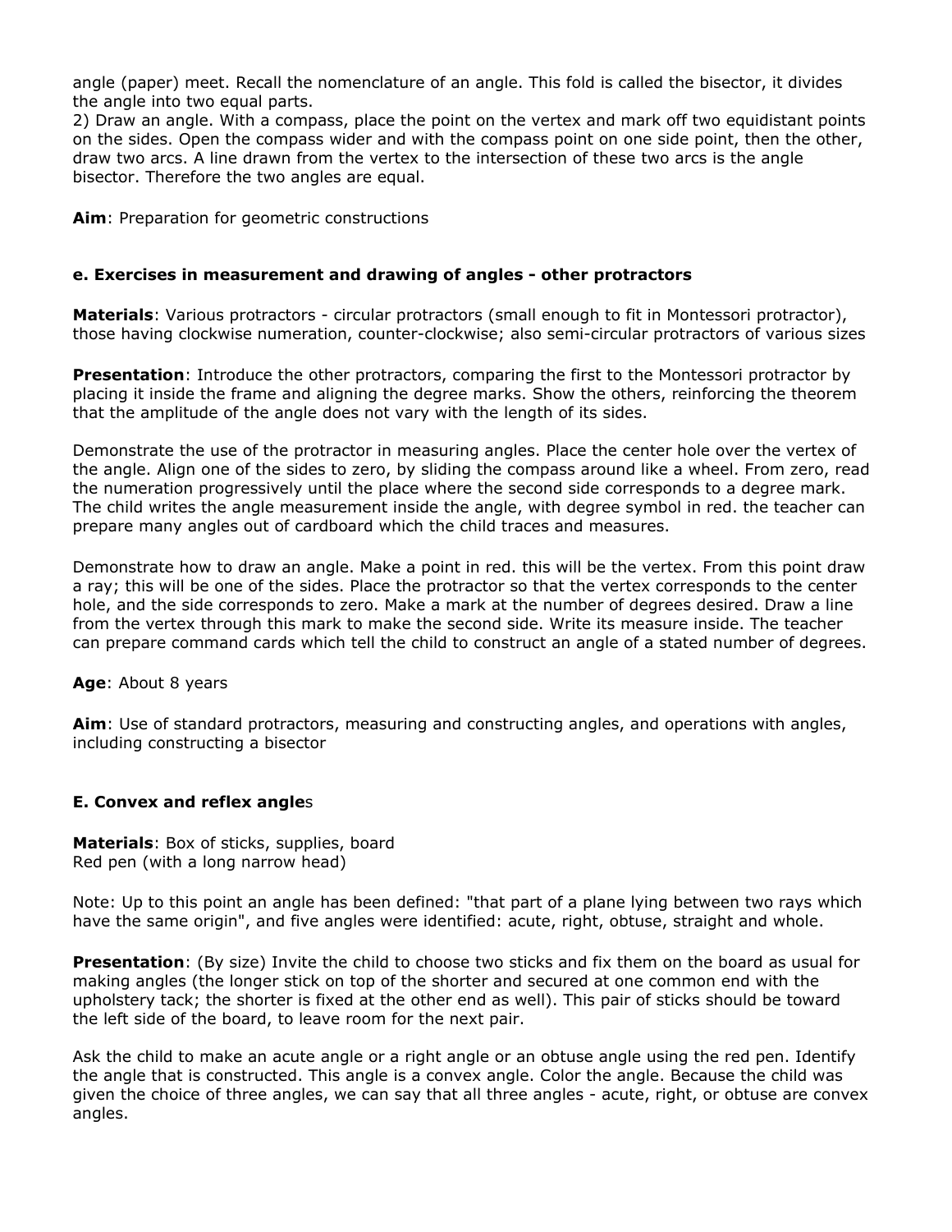angle (paper) meet. Recall the nomenclature of an angle. This fold is called the bisector, it divides the angle into two equal parts.
2) Draw an angle. With a compass, place the point on the vertex and mark off two equidistant points on the sides. Open the compass wider and with the compass point on one side point, then the other, draw two arcs. A line drawn from the vertex to the intersection of these two arcs is the angle bisector. Therefore the two angles are equal.

**Aim**: Preparation for geometric constructions

#### e. Exercises in measurement and drawing of angles - other protractors

**Materials**: Various protractors - circular protractors (small enough to fit in Montessori protractor), those having clockwise numeration, counter-clockwise; also semi-circular protractors of various sizes

**Presentation**: Introduce the other protractors, comparing the first to the Montessori protractor by placing it inside the frame and aligning the degree marks. Show the others, reinforcing the theorem that the amplitude of the angle does not vary with the length of its sides.

Demonstrate the use of the protractor in measuring angles. Place the center hole over the vertex of the angle. Align one of the sides to zero, by sliding the compass around like a wheel. From zero, read the numeration progressively until the place where the second side corresponds to a degree mark. The child writes the angle measurement inside the angle, with degree symbol in red. the teacher can prepare many angles out of cardboard which the child traces and measures.

Demonstrate how to draw an angle. Make a point in red. this will be the vertex. From this point draw a ray; this will be one of the sides. Place the protractor so that the vertex corresponds to the center hole, and the side corresponds to zero. Make a mark at the number of degrees desired. Draw a line from the vertex through this mark to make the second side. Write its measure inside. The teacher can prepare command cards which tell the child to construct an angle of a stated number of degrees.

**Age**: About 8 years

**Aim**: Use of standard protractors, measuring and constructing angles, and operations with angles, including constructing a bisector

### E. Convex and reflex angles

**Materials**: Box of sticks, supplies, board
Red pen (with a long narrow head)

Note: Up to this point an angle has been defined: "that part of a plane lying between two rays which have the same origin", and five angles were identified: acute, right, obtuse, straight and whole.

**Presentation**: (By size) Invite the child to choose two sticks and fix them on the board as usual for making angles (the longer stick on top of the shorter and secured at one common end with the upholstery tack; the shorter is fixed at the other end as well). This pair of sticks should be toward the left side of the board, to leave room for the next pair.

Ask the child to make an acute angle or a right angle or an obtuse angle using the red pen. Identify the angle that is constructed. This angle is a convex angle. Color the angle. Because the child was given the choice of three angles, we can say that all three angles - acute, right, or obtuse are convex angles.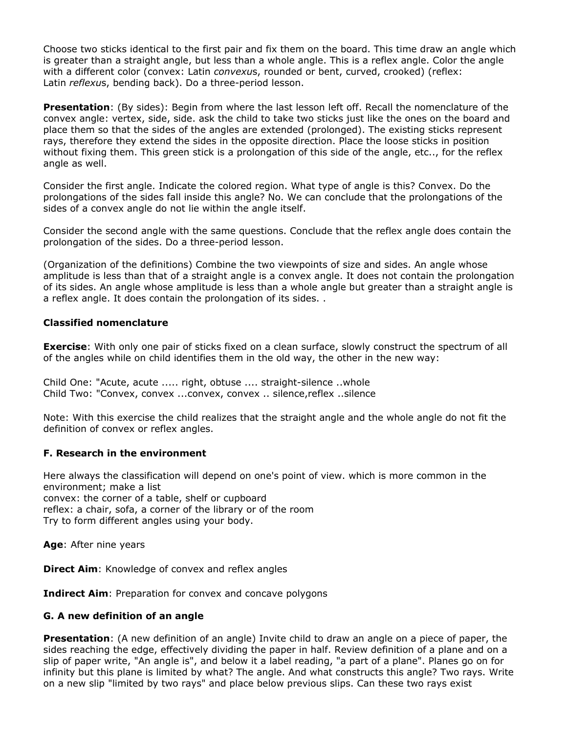Choose two sticks identical to the first pair and fix them on the board. This time draw an angle which is greater than a straight angle, but less than a whole angle. This is a reflex angle. Color the angle with a different color (convex: Latin *convexus*, rounded or bent, curved, crooked) (reflex: Latin *reflexus*, bending back). Do a three-period lesson.

**Presentation**: (By sides): Begin from where the last lesson left off. Recall the nomenclature of the convex angle: vertex, side, side. ask the child to take two sticks just like the ones on the board and place them so that the sides of the angles are extended (prolonged). The existing sticks represent rays, therefore they extend the sides in the opposite direction. Place the loose sticks in position without fixing them. This green stick is a prolongation of this side of the angle, etc.., for the reflex angle as well.

Consider the first angle. Indicate the colored region. What type of angle is this? Convex. Do the prolongations of the sides fall inside this angle? No. We can conclude that the prolongations of the sides of a convex angle do not lie within the angle itself.

Consider the second angle with the same questions. Conclude that the reflex angle does contain the prolongation of the sides. Do a three-period lesson.

(Organization of the definitions) Combine the two viewpoints of size and sides. An angle whose amplitude is less than that of a straight angle is a convex angle. It does not contain the prolongation of its sides. An angle whose amplitude is less than a whole angle but greater than a straight angle is a reflex angle. It does contain the prolongation of its sides. .

**Classified nomenclature**

**Exercise**: With only one pair of sticks fixed on a clean surface, slowly construct the spectrum of all of the angles while on child identifies them in the old way, the other in the new way:

Child One: "Acute, acute ..... right, obtuse .... straight-silence ..whole
Child Two: "Convex, convex ...convex, convex .. silence,reflex ..silence

Note: With this exercise the child realizes that the straight angle and the whole angle do not fit the definition of convex or reflex angles.

### F. Research in the environment

Here always the classification will depend on one's point of view. which is more common in the environment; make a list
convex: the corner of a table, shelf or cupboard
reflex: a chair, sofa, a corner of the library or of the room
Try to form different angles using your body.

**Age**: After nine years

**Direct Aim**: Knowledge of convex and reflex angles

**Indirect Aim**: Preparation for convex and concave polygons

### G. A new definition of an angle

**Presentation**: (A new definition of an angle) Invite child to draw an angle on a piece of paper, the sides reaching the edge, effectively dividing the paper in half. Review definition of a plane and on a slip of paper write, "An angle is", and below it a label reading, "a part of a plane". Planes go on for infinity but this plane is limited by what? The angle. And what constructs this angle? Two rays. Write on a new slip "limited by two rays" and place below previous slips. Can these two rays exist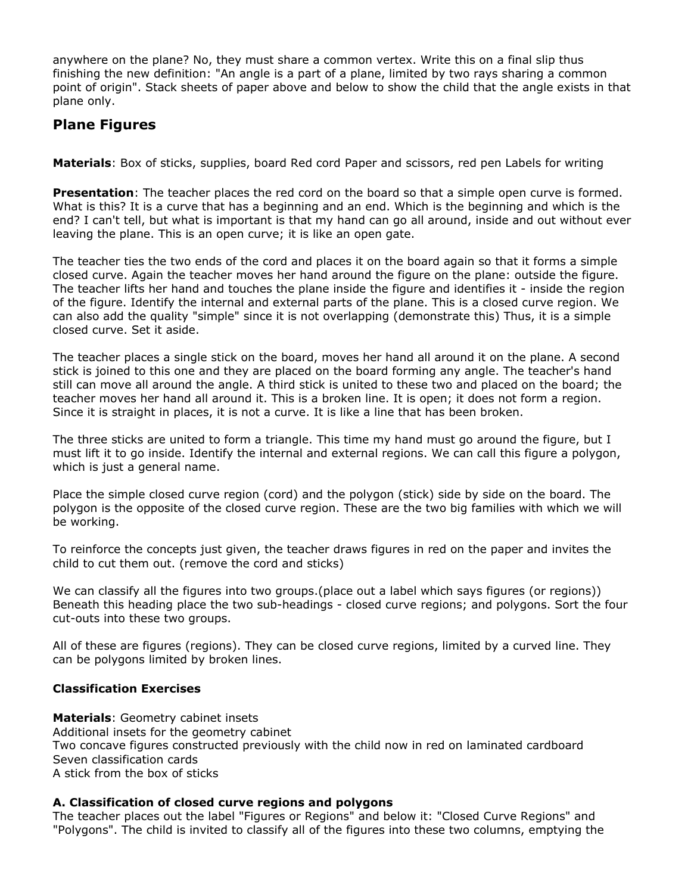anywhere on the plane? No, they must share a common vertex. Write this on a final slip thus finishing the new definition: "An angle is a part of a plane, limited by two rays sharing a common point of origin". Stack sheets of paper above and below to show the child that the angle exists in that plane only.

## Plane Figures

**Materials**: Box of sticks, supplies, board Red cord Paper and scissors, red pen Labels for writing

**Presentation**: The teacher places the red cord on the board so that a simple open curve is formed. What is this? It is a curve that has a beginning and an end. Which is the beginning and which is the end? I can't tell, but what is important is that my hand can go all around, inside and out without ever leaving the plane. This is an open curve; it is like an open gate.

The teacher ties the two ends of the cord and places it on the board again so that it forms a simple closed curve. Again the teacher moves her hand around the figure on the plane: outside the figure. The teacher lifts her hand and touches the plane inside the figure and identifies it - inside the region of the figure. Identify the internal and external parts of the plane. This is a closed curve region. We can also add the quality "simple" since it is not overlapping (demonstrate this) Thus, it is a simple closed curve. Set it aside.

The teacher places a single stick on the board, moves her hand all around it on the plane. A second stick is joined to this one and they are placed on the board forming any angle. The teacher's hand still can move all around the angle. A third stick is united to these two and placed on the board; the teacher moves her hand all around it. This is a broken line. It is open; it does not form a region. Since it is straight in places, it is not a curve. It is like a line that has been broken.

The three sticks are united to form a triangle. This time my hand must go around the figure, but I must lift it to go inside. Identify the internal and external regions. We can call this figure a polygon, which is just a general name.

Place the simple closed curve region (cord) and the polygon (stick) side by side on the board. The polygon is the opposite of the closed curve region. These are the two big families with which we will be working.

To reinforce the concepts just given, the teacher draws figures in red on the paper and invites the child to cut them out. (remove the cord and sticks)

We can classify all the figures into two groups.(place out a label which says figures (or regions)) Beneath this heading place the two sub-headings - closed curve regions; and polygons. Sort the four cut-outs into these two groups.

All of these are figures (regions). They can be closed curve regions, limited by a curved line. They can be polygons limited by broken lines.

### Classification Exercises

**Materials**: Geometry cabinet insets
Additional insets for the geometry cabinet
Two concave figures constructed previously with the child now in red on laminated cardboard
Seven classification cards
A stick from the box of sticks

#### A. Classification of closed curve regions and polygons

The teacher places out the label "Figures or Regions" and below it: "Closed Curve Regions" and "Polygons". The child is invited to classify all of the figures into these two columns, emptying the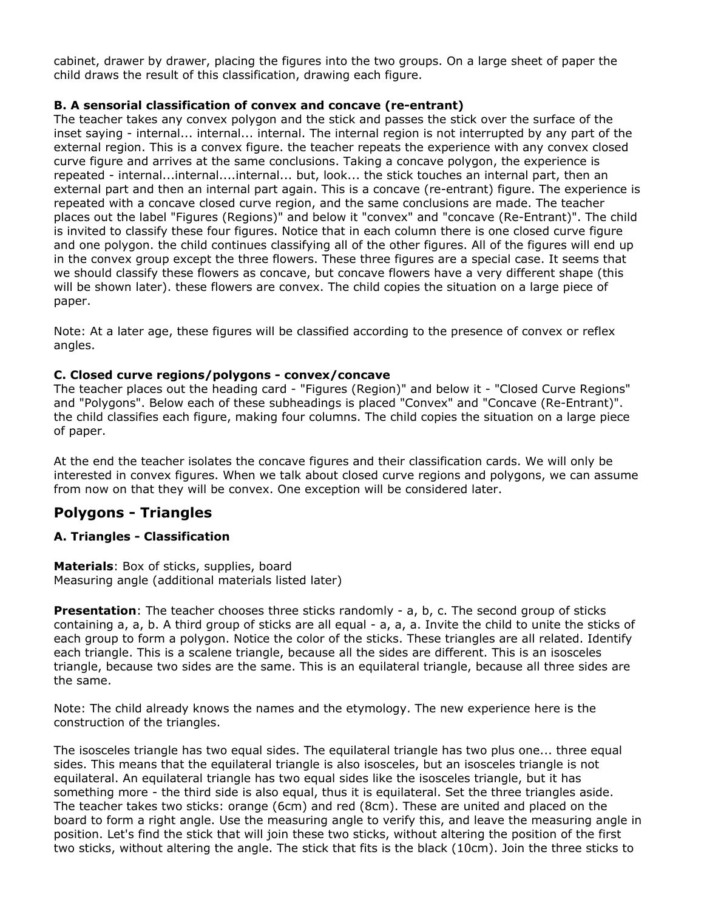cabinet, drawer by drawer, placing the figures into the two groups. On a large sheet of paper the child draws the result of this classification, drawing each figure.

### B. A sensorial classification of convex and concave (re-entrant)

The teacher takes any convex polygon and the stick and passes the stick over the surface of the inset saying - internal... internal... internal. The internal region is not interrupted by any part of the external region. This is a convex figure. the teacher repeats the experience with any convex closed curve figure and arrives at the same conclusions. Taking a concave polygon, the experience is repeated - internal...internal....internal... but, look... the stick touches an internal part, then an external part and then an internal part again. This is a concave (re-entrant) figure. The experience is repeated with a concave closed curve region, and the same conclusions are made. The teacher places out the label "Figures (Regions)" and below it "convex" and "concave (Re-Entrant)". The child is invited to classify these four figures. Notice that in each column there is one closed curve figure and one polygon. the child continues classifying all of the other figures. All of the figures will end up in the convex group except the three flowers. These three figures are a special case. It seems that we should classify these flowers as concave, but concave flowers have a very different shape (this will be shown later). these flowers are convex. The child copies the situation on a large piece of paper.

Note: At a later age, these figures will be classified according to the presence of convex or reflex angles.

### C. Closed curve regions/polygons - convex/concave

The teacher places out the heading card - "Figures (Region)" and below it - "Closed Curve Regions" and "Polygons". Below each of these subheadings is placed "Convex" and "Concave (Re-Entrant)". the child classifies each figure, making four columns. The child copies the situation on a large piece of paper.

At the end the teacher isolates the concave figures and their classification cards. We will only be interested in convex figures. When we talk about closed curve regions and polygons, we can assume from now on that they will be convex. One exception will be considered later.

## Polygons - Triangles

### A. Triangles - Classification

**Materials**: Box of sticks, supplies, board
Measuring angle (additional materials listed later)

**Presentation**: The teacher chooses three sticks randomly - a, b, c. The second group of sticks containing a, a, b. A third group of sticks are all equal - a, a, a. Invite the child to unite the sticks of each group to form a polygon. Notice the color of the sticks. These triangles are all related. Identify each triangle. This is a scalene triangle, because all the sides are different. This is an isosceles triangle, because two sides are the same. This is an equilateral triangle, because all three sides are the same.

Note: The child already knows the names and the etymology. The new experience here is the construction of the triangles.

The isosceles triangle has two equal sides. The equilateral triangle has two plus one... three equal sides. This means that the equilateral triangle is also isosceles, but an isosceles triangle is not equilateral. An equilateral triangle has two equal sides like the isosceles triangle, but it has something more - the third side is also equal, thus it is equilateral. Set the three triangles aside. The teacher takes two sticks: orange (6cm) and red (8cm). These are united and placed on the board to form a right angle. Use the measuring angle to verify this, and leave the measuring angle in position. Let's find the stick that will join these two sticks, without altering the position of the first two sticks, without altering the angle. The stick that fits is the black (10cm). Join the three sticks to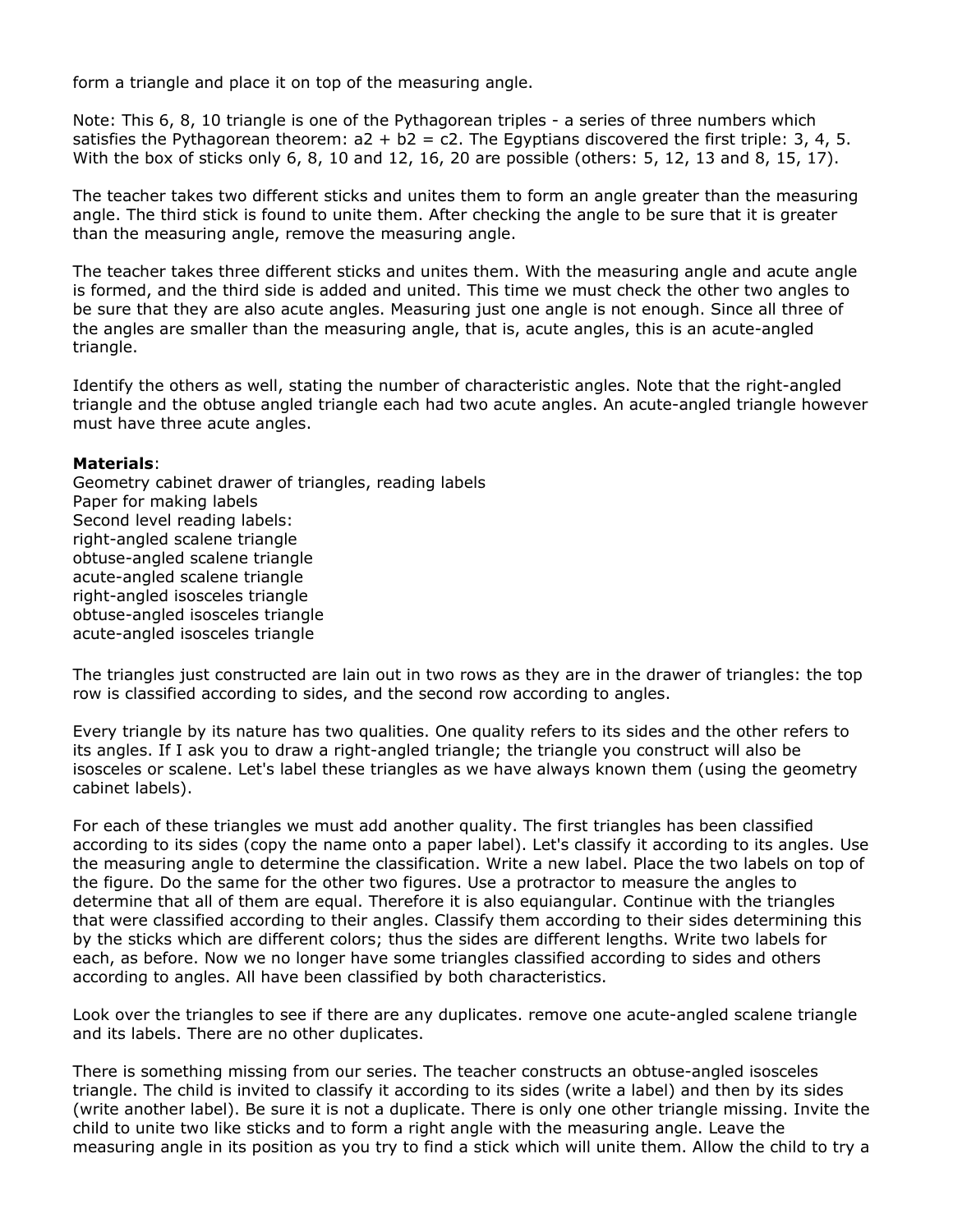form a triangle and place it on top of the measuring angle.

Note: This 6, 8, 10 triangle is one of the Pythagorean triples - a series of three numbers which satisfies the Pythagorean theorem: a2 + b2 = c2. The Egyptians discovered the first triple: 3, 4, 5. With the box of sticks only 6, 8, 10 and 12, 16, 20 are possible (others: 5, 12, 13 and 8, 15, 17).

The teacher takes two different sticks and unites them to form an angle greater than the measuring angle. The third stick is found to unite them. After checking the angle to be sure that it is greater than the measuring angle, remove the measuring angle.

The teacher takes three different sticks and unites them. With the measuring angle and acute angle is formed, and the third side is added and united. This time we must check the other two angles to be sure that they are also acute angles. Measuring just one angle is not enough. Since all three of the angles are smaller than the measuring angle, that is, acute angles, this is an acute-angled triangle.

Identify the others as well, stating the number of characteristic angles. Note that the right-angled triangle and the obtuse angled triangle each had two acute angles. An acute-angled triangle however must have three acute angles.

**Materials**:
Geometry cabinet drawer of triangles, reading labels
Paper for making labels
Second level reading labels:
right-angled scalene triangle
obtuse-angled scalene triangle
acute-angled scalene triangle
right-angled isosceles triangle
obtuse-angled isosceles triangle
acute-angled isosceles triangle

The triangles just constructed are lain out in two rows as they are in the drawer of triangles: the top row is classified according to sides, and the second row according to angles.

Every triangle by its nature has two qualities. One quality refers to its sides and the other refers to its angles. If I ask you to draw a right-angled triangle; the triangle you construct will also be isosceles or scalene. Let's label these triangles as we have always known them (using the geometry cabinet labels).

For each of these triangles we must add another quality. The first triangles has been classified according to its sides (copy the name onto a paper label). Let's classify it according to its angles. Use the measuring angle to determine the classification. Write a new label. Place the two labels on top of the figure. Do the same for the other two figures. Use a protractor to measure the angles to determine that all of them are equal. Therefore it is also equiangular. Continue with the triangles that were classified according to their angles. Classify them according to their sides determining this by the sticks which are different colors; thus the sides are different lengths. Write two labels for each, as before. Now we no longer have some triangles classified according to sides and others according to angles. All have been classified by both characteristics.

Look over the triangles to see if there are any duplicates. remove one acute-angled scalene triangle and its labels. There are no other duplicates.

There is something missing from our series. The teacher constructs an obtuse-angled isosceles triangle. The child is invited to classify it according to its sides (write a label) and then by its sides (write another label). Be sure it is not a duplicate. There is only one other triangle missing. Invite the child to unite two like sticks and to form a right angle with the measuring angle. Leave the measuring angle in its position as you try to find a stick which will unite them. Allow the child to try a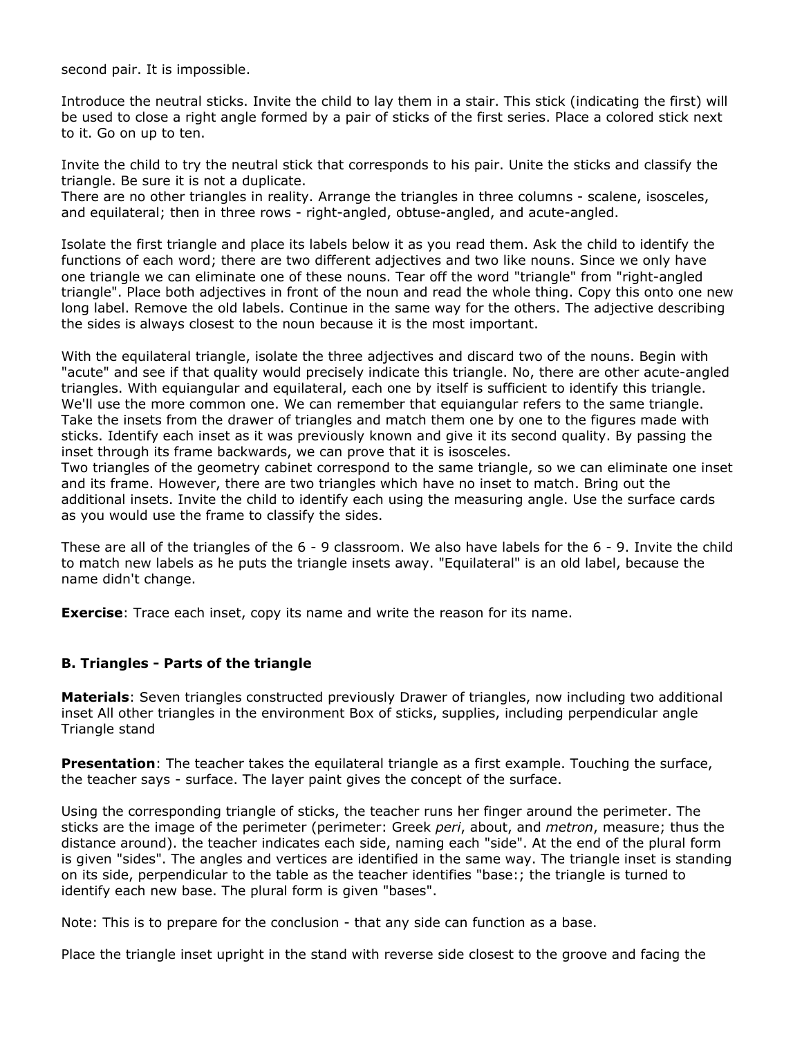second pair. It is impossible.

Introduce the neutral sticks. Invite the child to lay them in a stair. This stick (indicating the first) will be used to close a right angle formed by a pair of sticks of the first series. Place a colored stick next to it. Go on up to ten.

Invite the child to try the neutral stick that corresponds to his pair. Unite the sticks and classify the triangle. Be sure it is not a duplicate.
There are no other triangles in reality. Arrange the triangles in three columns - scalene, isosceles, and equilateral; then in three rows - right-angled, obtuse-angled, and acute-angled.

Isolate the first triangle and place its labels below it as you read them. Ask the child to identify the functions of each word; there are two different adjectives and two like nouns. Since we only have one triangle we can eliminate one of these nouns. Tear off the word "triangle" from "right-angled triangle". Place both adjectives in front of the noun and read the whole thing. Copy this onto one new long label. Remove the old labels. Continue in the same way for the others. The adjective describing the sides is always closest to the noun because it is the most important.

With the equilateral triangle, isolate the three adjectives and discard two of the nouns. Begin with "acute" and see if that quality would precisely indicate this triangle. No, there are other acute-angled triangles. With equiangular and equilateral, each one by itself is sufficient to identify this triangle. We'll use the more common one. We can remember that equiangular refers to the same triangle.
Take the insets from the drawer of triangles and match them one by one to the figures made with sticks. Identify each inset as it was previously known and give it its second quality. By passing the inset through its frame backwards, we can prove that it is isosceles.
Two triangles of the geometry cabinet correspond to the same triangle, so we can eliminate one inset and its frame. However, there are two triangles which have no inset to match. Bring out the additional insets. Invite the child to identify each using the measuring angle. Use the surface cards as you would use the frame to classify the sides.

These are all of the triangles of the 6 - 9 classroom. We also have labels for the 6 - 9. Invite the child to match new labels as he puts the triangle insets away. "Equilateral" is an old label, because the name didn't change.

**Exercise**: Trace each inset, copy its name and write the reason for its name.

### B. Triangles - Parts of the triangle

**Materials**: Seven triangles constructed previously Drawer of triangles, now including two additional inset All other triangles in the environment Box of sticks, supplies, including perpendicular angle Triangle stand

**Presentation**: The teacher takes the equilateral triangle as a first example. Touching the surface, the teacher says - surface. The layer paint gives the concept of the surface.

Using the corresponding triangle of sticks, the teacher runs her finger around the perimeter. The sticks are the image of the perimeter (perimeter: Greek *peri*, about, and *metron*, measure; thus the distance around). the teacher indicates each side, naming each "side". At the end of the plural form is given "sides". The angles and vertices are identified in the same way. The triangle inset is standing on its side, perpendicular to the table as the teacher identifies "base:; the triangle is turned to identify each new base. The plural form is given "bases".

Note: This is to prepare for the conclusion - that any side can function as a base.

Place the triangle inset upright in the stand with reverse side closest to the groove and facing the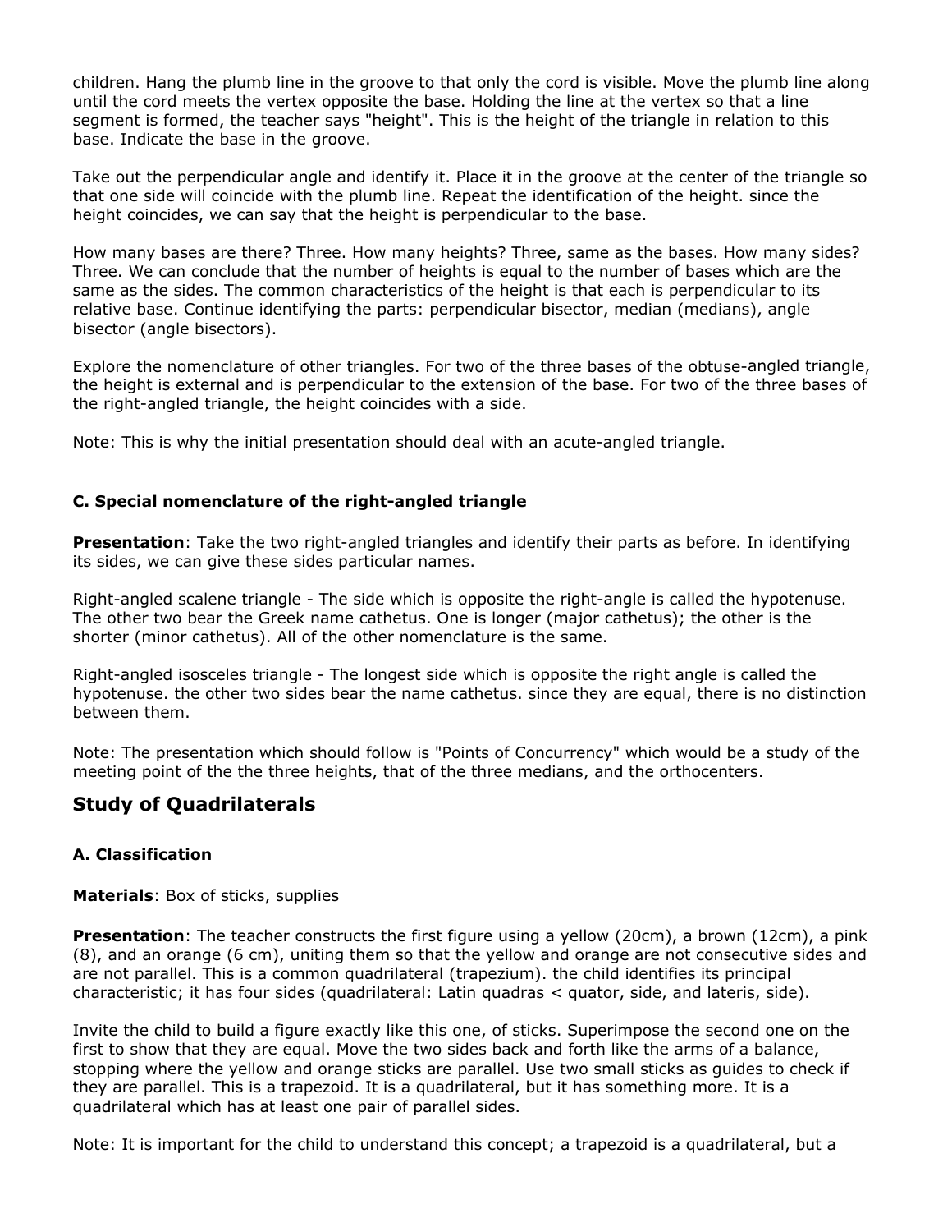children. Hang the plumb line in the groove to that only the cord is visible. Move the plumb line along until the cord meets the vertex opposite the base. Holding the line at the vertex so that a line segment is formed, the teacher says "height". This is the height of the triangle in relation to this base. Indicate the base in the groove.

Take out the perpendicular angle and identify it. Place it in the groove at the center of the triangle so that one side will coincide with the plumb line. Repeat the identification of the height. since the height coincides, we can say that the height is perpendicular to the base.

How many bases are there? Three. How many heights? Three, same as the bases. How many sides? Three. We can conclude that the number of heights is equal to the number of bases which are the same as the sides. The common characteristics of the height is that each is perpendicular to its relative base. Continue identifying the parts: perpendicular bisector, median (medians), angle bisector (angle bisectors).

Explore the nomenclature of other triangles. For two of the three bases of the obtuse-angled triangle, the height is external and is perpendicular to the extension of the base. For two of the three bases of the right-angled triangle, the height coincides with a side.

Note: This is why the initial presentation should deal with an acute-angled triangle.

### C. Special nomenclature of the right-angled triangle

**Presentation**: Take the two right-angled triangles and identify their parts as before. In identifying its sides, we can give these sides particular names.

Right-angled scalene triangle - The side which is opposite the right-angle is called the hypotenuse. The other two bear the Greek name cathetus. One is longer (major cathetus); the other is the shorter (minor cathetus). All of the other nomenclature is the same.

Right-angled isosceles triangle - The longest side which is opposite the right angle is called the hypotenuse. the other two sides bear the name cathetus. since they are equal, there is no distinction between them.

Note: The presentation which should follow is "Points of Concurrency" which would be a study of the meeting point of the the three heights, that of the three medians, and the orthocenters.

## Study of Quadrilaterals

### A. Classification

**Materials**: Box of sticks, supplies

**Presentation**: The teacher constructs the first figure using a yellow (20cm), a brown (12cm), a pink (8), and an orange (6 cm), uniting them so that the yellow and orange are not consecutive sides and are not parallel. This is a common quadrilateral (trapezium). the child identifies its principal characteristic; it has four sides (quadrilateral: Latin quadras < quator, side, and lateris, side).

Invite the child to build a figure exactly like this one, of sticks. Superimpose the second one on the first to show that they are equal. Move the two sides back and forth like the arms of a balance, stopping where the yellow and orange sticks are parallel. Use two small sticks as guides to check if they are parallel. This is a trapezoid. It is a quadrilateral, but it has something more. It is a quadrilateral which has at least one pair of parallel sides.

Note: It is important for the child to understand this concept; a trapezoid is a quadrilateral, but a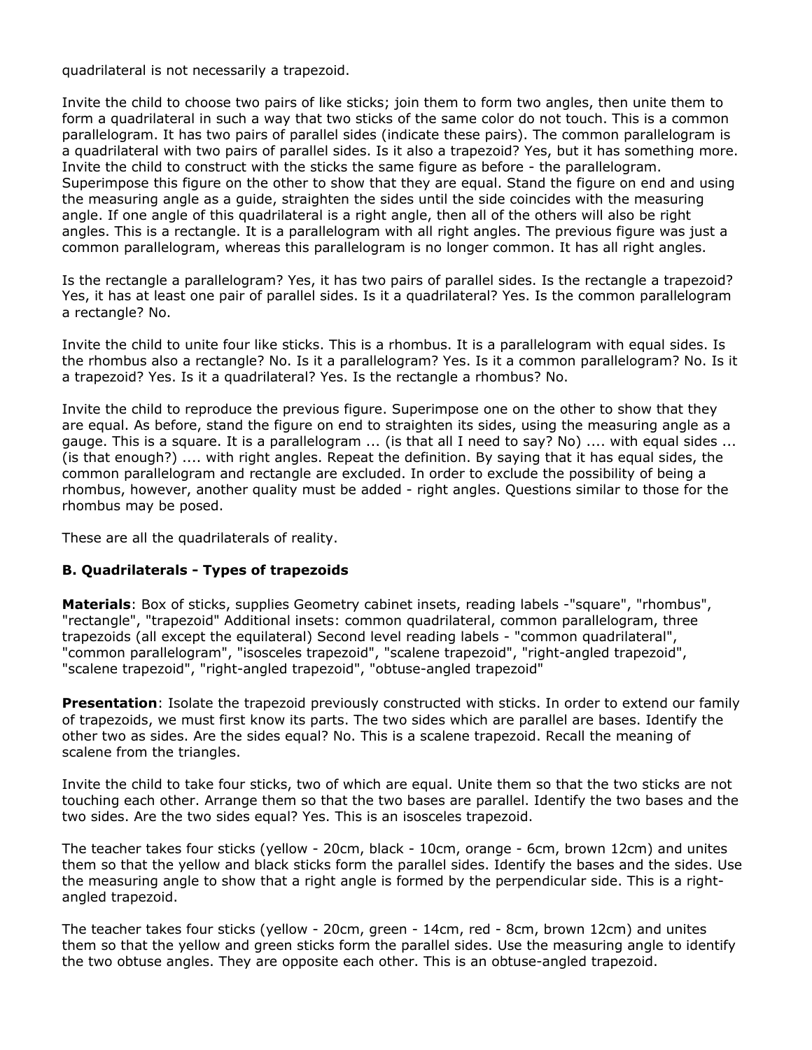quadrilateral is not necessarily a trapezoid.

Invite the child to choose two pairs of like sticks; join them to form two angles, then unite them to form a quadrilateral in such a way that two sticks of the same color do not touch. This is a common parallelogram. It has two pairs of parallel sides (indicate these pairs). The common parallelogram is a quadrilateral with two pairs of parallel sides. Is it also a trapezoid? Yes, but it has something more. Invite the child to construct with the sticks the same figure as before - the parallelogram. Superimpose this figure on the other to show that they are equal. Stand the figure on end and using the measuring angle as a guide, straighten the sides until the side coincides with the measuring angle. If one angle of this quadrilateral is a right angle, then all of the others will also be right angles. This is a rectangle. It is a parallelogram with all right angles. The previous figure was just a common parallelogram, whereas this parallelogram is no longer common. It has all right angles.

Is the rectangle a parallelogram? Yes, it has two pairs of parallel sides. Is the rectangle a trapezoid? Yes, it has at least one pair of parallel sides. Is it a quadrilateral? Yes. Is the common parallelogram a rectangle? No.

Invite the child to unite four like sticks. This is a rhombus. It is a parallelogram with equal sides. Is the rhombus also a rectangle? No. Is it a parallelogram? Yes. Is it a common parallelogram? No. Is it a trapezoid? Yes. Is it a quadrilateral? Yes. Is the rectangle a rhombus? No.

Invite the child to reproduce the previous figure. Superimpose one on the other to show that they are equal. As before, stand the figure on end to straighten its sides, using the measuring angle as a gauge. This is a square. It is a parallelogram ... (is that all I need to say? No) .... with equal sides ... (is that enough?) .... with right angles. Repeat the definition. By saying that it has equal sides, the common parallelogram and rectangle are excluded. In order to exclude the possibility of being a rhombus, however, another quality must be added - right angles. Questions similar to those for the rhombus may be posed.

These are all the quadrilaterals of reality.

### B. Quadrilaterals - Types of trapezoids

**Materials**: Box of sticks, supplies Geometry cabinet insets, reading labels -"square", "rhombus", "rectangle", "trapezoid" Additional insets: common quadrilateral, common parallelogram, three trapezoids (all except the equilateral) Second level reading labels - "common quadrilateral", "common parallelogram", "isosceles trapezoid", "scalene trapezoid", "right-angled trapezoid", "scalene trapezoid", "right-angled trapezoid", "obtuse-angled trapezoid"

**Presentation**: Isolate the trapezoid previously constructed with sticks. In order to extend our family of trapezoids, we must first know its parts. The two sides which are parallel are bases. Identify the other two as sides. Are the sides equal? No. This is a scalene trapezoid. Recall the meaning of scalene from the triangles.

Invite the child to take four sticks, two of which are equal. Unite them so that the two sticks are not touching each other. Arrange them so that the two bases are parallel. Identify the two bases and the two sides. Are the two sides equal? Yes. This is an isosceles trapezoid.

The teacher takes four sticks (yellow - 20cm, black - 10cm, orange - 6cm, brown 12cm) and unites them so that the yellow and black sticks form the parallel sides. Identify the bases and the sides. Use the measuring angle to show that a right angle is formed by the perpendicular side. This is a right-angled trapezoid.

The teacher takes four sticks (yellow - 20cm, green - 14cm, red - 8cm, brown 12cm) and unites them so that the yellow and green sticks form the parallel sides. Use the measuring angle to identify the two obtuse angles. They are opposite each other. This is an obtuse-angled trapezoid.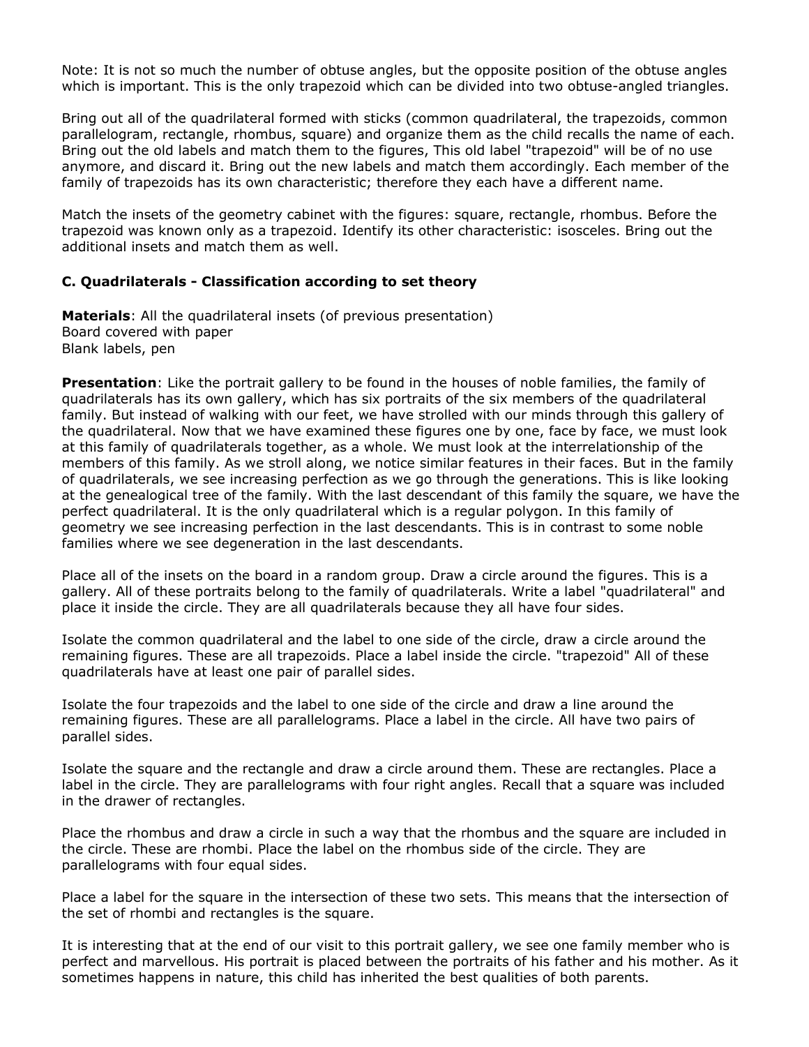Note: It is not so much the number of obtuse angles, but the opposite position of the obtuse angles which is important. This is the only trapezoid which can be divided into two obtuse-angled triangles.

Bring out all of the quadrilateral formed with sticks (common quadrilateral, the trapezoids, common parallelogram, rectangle, rhombus, square) and organize them as the child recalls the name of each. Bring out the old labels and match them to the figures, This old label "trapezoid" will be of no use anymore, and discard it. Bring out the new labels and match them accordingly. Each member of the family of trapezoids has its own characteristic; therefore they each have a different name.

Match the insets of the geometry cabinet with the figures: square, rectangle, rhombus. Before the trapezoid was known only as a trapezoid. Identify its other characteristic: isosceles. Bring out the additional insets and match them as well.

### C. Quadrilaterals - Classification according to set theory

**Materials**: All the quadrilateral insets (of previous presentation)
Board covered with paper
Blank labels, pen

**Presentation**: Like the portrait gallery to be found in the houses of noble families, the family of quadrilaterals has its own gallery, which has six portraits of the six members of the quadrilateral family. But instead of walking with our feet, we have strolled with our minds through this gallery of the quadrilateral. Now that we have examined these figures one by one, face by face, we must look at this family of quadrilaterals together, as a whole. We must look at the interrelationship of the members of this family. As we stroll along, we notice similar features in their faces. But in the family of quadrilaterals, we see increasing perfection as we go through the generations. This is like looking at the genealogical tree of the family. With the last descendant of this family the square, we have the perfect quadrilateral. It is the only quadrilateral which is a regular polygon. In this family of geometry we see increasing perfection in the last descendants. This is in contrast to some noble families where we see degeneration in the last descendants.

Place all of the insets on the board in a random group. Draw a circle around the figures. This is a gallery. All of these portraits belong to the family of quadrilaterals. Write a label "quadrilateral" and place it inside the circle. They are all quadrilaterals because they all have four sides.

Isolate the common quadrilateral and the label to one side of the circle, draw a circle around the remaining figures. These are all trapezoids. Place a label inside the circle. "trapezoid" All of these quadrilaterals have at least one pair of parallel sides.

Isolate the four trapezoids and the label to one side of the circle and draw a line around the remaining figures. These are all parallelograms. Place a label in the circle. All have two pairs of parallel sides.

Isolate the square and the rectangle and draw a circle around them. These are rectangles. Place a label in the circle. They are parallelograms with four right angles. Recall that a square was included in the drawer of rectangles.

Place the rhombus and draw a circle in such a way that the rhombus and the square are included in the circle. These are rhombi. Place the label on the rhombus side of the circle. They are parallelograms with four equal sides.

Place a label for the square in the intersection of these two sets. This means that the intersection of the set of rhombi and rectangles is the square.

It is interesting that at the end of our visit to this portrait gallery, we see one family member who is perfect and marvellous. His portrait is placed between the portraits of his father and his mother. As it sometimes happens in nature, this child has inherited the best qualities of both parents.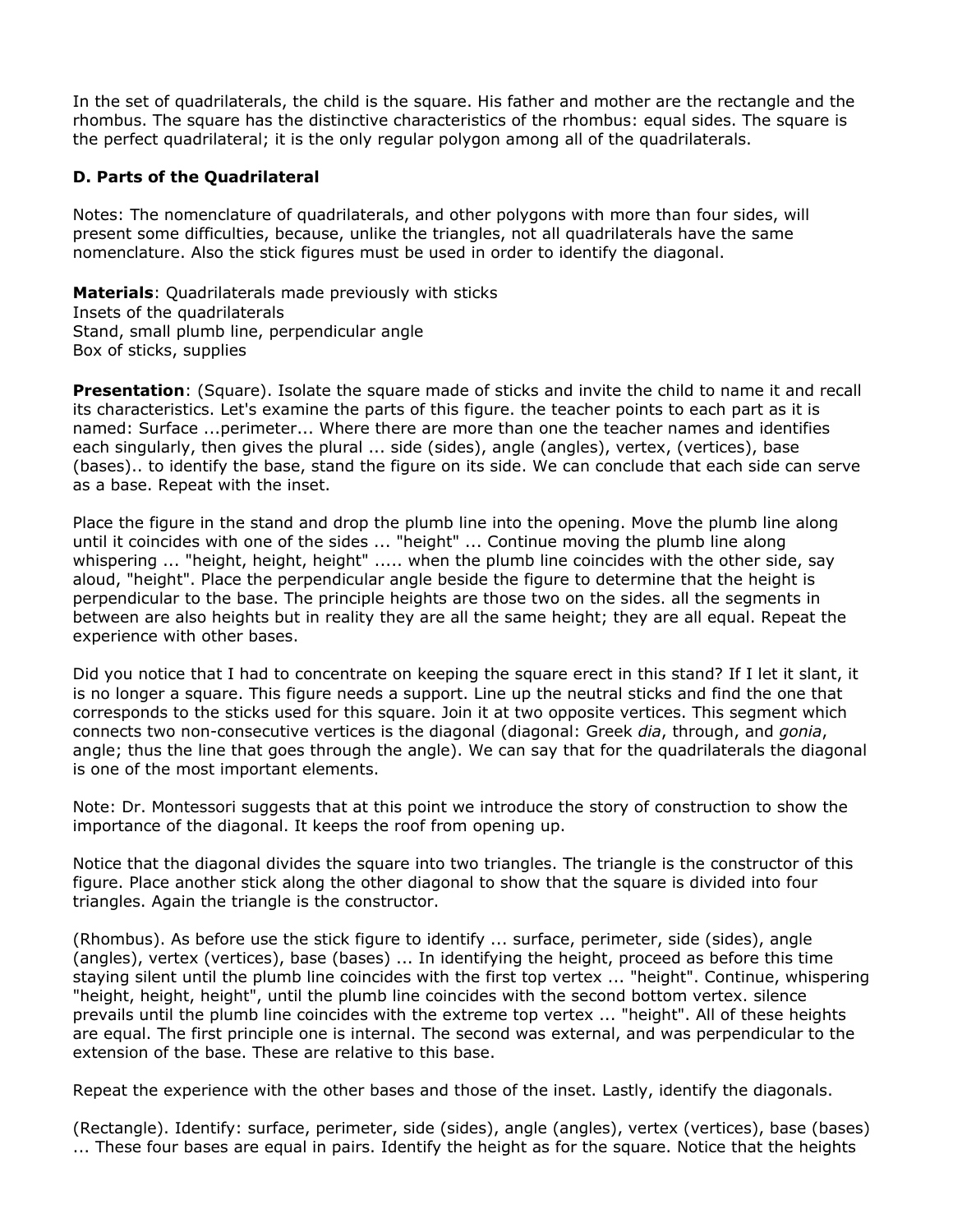In the set of quadrilaterals, the child is the square. His father and mother are the rectangle and the rhombus. The square has the distinctive characteristics of the rhombus: equal sides. The square is the perfect quadrilateral; it is the only regular polygon among all of the quadrilaterals.

### D. Parts of the Quadrilateral

Notes: The nomenclature of quadrilaterals, and other polygons with more than four sides, will present some difficulties, because, unlike the triangles, not all quadrilaterals have the same nomenclature. Also the stick figures must be used in order to identify the diagonal.

**Materials**: Quadrilaterals made previously with sticks
Insets of the quadrilaterals
Stand, small plumb line, perpendicular angle
Box of sticks, supplies

**Presentation**: (Square). Isolate the square made of sticks and invite the child to name it and recall its characteristics. Let's examine the parts of this figure. the teacher points to each part as it is named: Surface ...perimeter... Where there are more than one the teacher names and identifies each singularly, then gives the plural ... side (sides), angle (angles), vertex, (vertices), base (bases).. to identify the base, stand the figure on its side. We can conclude that each side can serve as a base. Repeat with the inset.

Place the figure in the stand and drop the plumb line into the opening. Move the plumb line along until it coincides with one of the sides ... "height" ... Continue moving the plumb line along whispering ... "height, height, height" ..... when the plumb line coincides with the other side, say aloud, "height". Place the perpendicular angle beside the figure to determine that the height is perpendicular to the base. The principle heights are those two on the sides. all the segments in between are also heights but in reality they are all the same height; they are all equal. Repeat the experience with other bases.

Did you notice that I had to concentrate on keeping the square erect in this stand? If I let it slant, it is no longer a square. This figure needs a support. Line up the neutral sticks and find the one that corresponds to the sticks used for this square. Join it at two opposite vertices. This segment which connects two non-consecutive vertices is the diagonal (diagonal: Greek *dia*, through, and *gonia*, angle; thus the line that goes through the angle). We can say that for the quadrilaterals the diagonal is one of the most important elements.

Note: Dr. Montessori suggests that at this point we introduce the story of construction to show the importance of the diagonal. It keeps the roof from opening up.

Notice that the diagonal divides the square into two triangles. The triangle is the constructor of this figure. Place another stick along the other diagonal to show that the square is divided into four triangles. Again the triangle is the constructor.

(Rhombus). As before use the stick figure to identify ... surface, perimeter, side (sides), angle (angles), vertex (vertices), base (bases) ... In identifying the height, proceed as before this time staying silent until the plumb line coincides with the first top vertex ... "height". Continue, whispering "height, height, height", until the plumb line coincides with the second bottom vertex. silence prevails until the plumb line coincides with the extreme top vertex ... "height". All of these heights are equal. The first principle one is internal. The second was external, and was perpendicular to the extension of the base. These are relative to this base.

Repeat the experience with the other bases and those of the inset. Lastly, identify the diagonals.

(Rectangle). Identify: surface, perimeter, side (sides), angle (angles), vertex (vertices), base (bases) ... These four bases are equal in pairs. Identify the height as for the square. Notice that the heights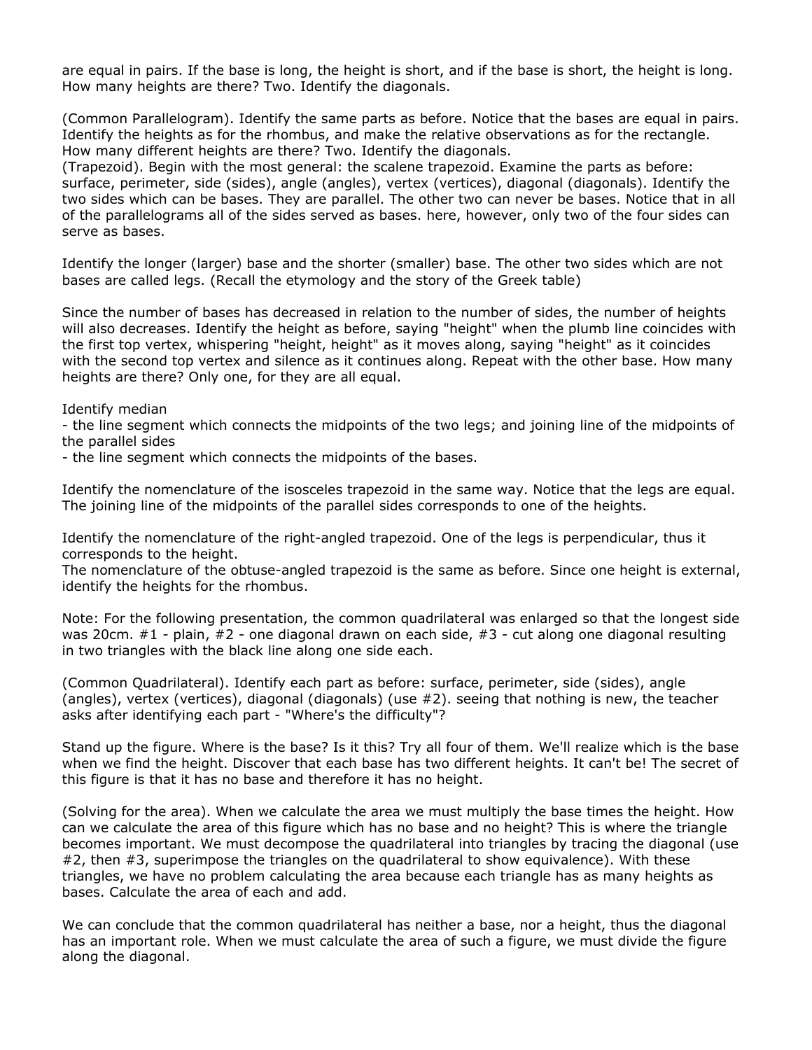are equal in pairs. If the base is long, the height is short, and if the base is short, the height is long. How many heights are there? Two. Identify the diagonals.

(Common Parallelogram). Identify the same parts as before. Notice that the bases are equal in pairs. Identify the heights as for the rhombus, and make the relative observations as for the rectangle. How many different heights are there? Two. Identify the diagonals.

(Trapezoid). Begin with the most general: the scalene trapezoid. Examine the parts as before: surface, perimeter, side (sides), angle (angles), vertex (vertices), diagonal (diagonals). Identify the two sides which can be bases. They are parallel. The other two can never be bases. Notice that in all of the parallelograms all of the sides served as bases. here, however, only two of the four sides can serve as bases.

Identify the longer (larger) base and the shorter (smaller) base. The other two sides which are not bases are called legs. (Recall the etymology and the story of the Greek table)

Since the number of bases has decreased in relation to the number of sides, the number of heights will also decreases. Identify the height as before, saying "height" when the plumb line coincides with the first top vertex, whispering "height, height" as it moves along, saying "height" as it coincides with the second top vertex and silence as it continues along. Repeat with the other base. How many heights are there? Only one, for they are all equal.

Identify median

- the line segment which connects the midpoints of the two legs; and joining line of the midpoints of the parallel sides
- the line segment which connects the midpoints of the bases.

Identify the nomenclature of the isosceles trapezoid in the same way. Notice that the legs are equal. The joining line of the midpoints of the parallel sides corresponds to one of the heights.

Identify the nomenclature of the right-angled trapezoid. One of the legs is perpendicular, thus it corresponds to the height.

The nomenclature of the obtuse-angled trapezoid is the same as before. Since one height is external, identify the heights for the rhombus.

Note: For the following presentation, the common quadrilateral was enlarged so that the longest side was 20cm. #1 - plain, #2 - one diagonal drawn on each side, #3 - cut along one diagonal resulting in two triangles with the black line along one side each.

(Common Quadrilateral). Identify each part as before: surface, perimeter, side (sides), angle (angles), vertex (vertices), diagonal (diagonals) (use #2). seeing that nothing is new, the teacher asks after identifying each part - "Where's the difficulty"?

Stand up the figure. Where is the base? Is it this? Try all four of them. We'll realize which is the base when we find the height. Discover that each base has two different heights. It can't be! The secret of this figure is that it has no base and therefore it has no height.

(Solving for the area). When we calculate the area we must multiply the base times the height. How can we calculate the area of this figure which has no base and no height? This is where the triangle becomes important. We must decompose the quadrilateral into triangles by tracing the diagonal (use #2, then #3, superimpose the triangles on the quadrilateral to show equivalence). With these triangles, we have no problem calculating the area because each triangle has as many heights as bases. Calculate the area of each and add.

We can conclude that the common quadrilateral has neither a base, nor a height, thus the diagonal has an important role. When we must calculate the area of such a figure, we must divide the figure along the diagonal.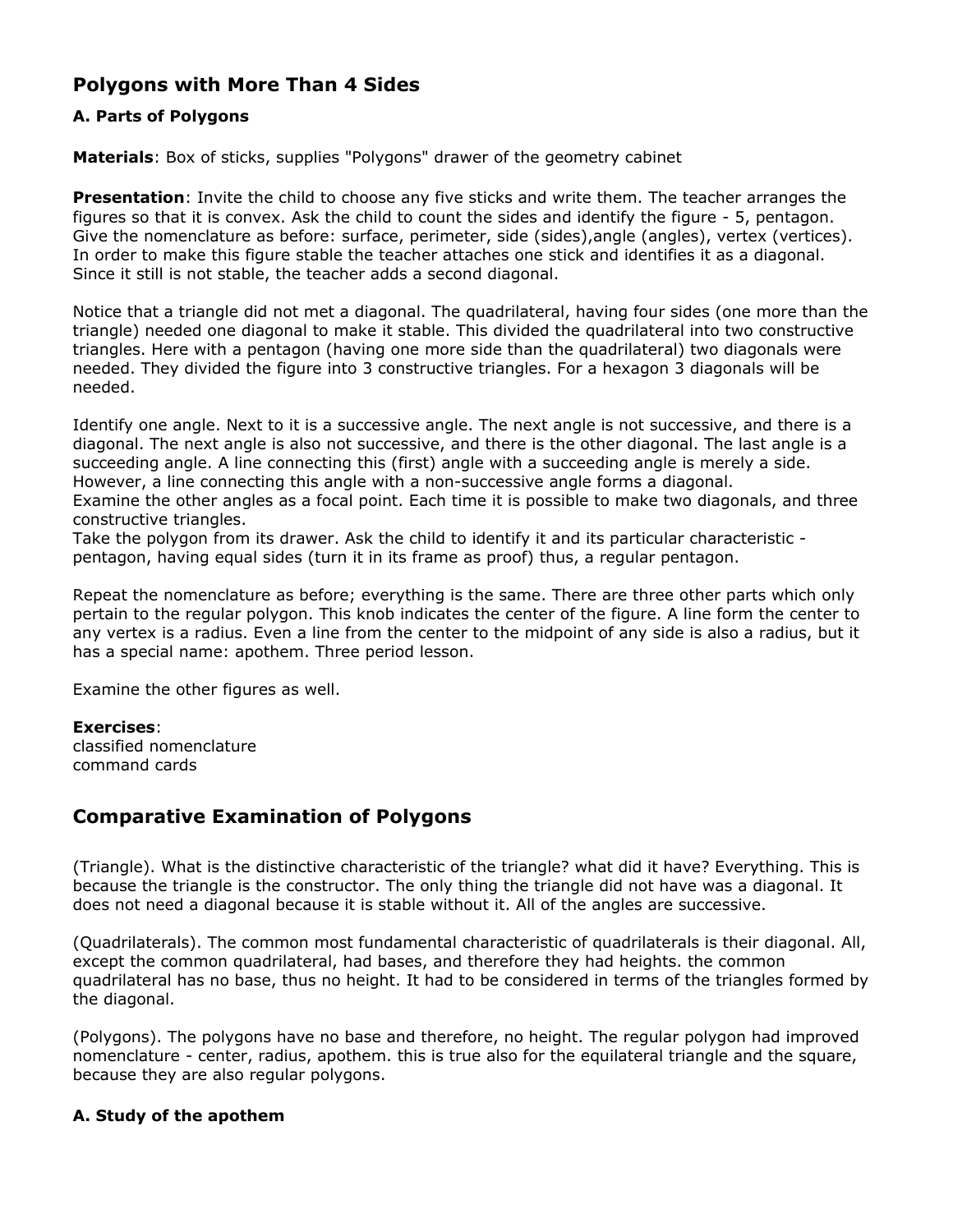## Polygons with More Than 4 Sides

### A. Parts of Polygons

**Materials**: Box of sticks, supplies "Polygons" drawer of the geometry cabinet

**Presentation**: Invite the child to choose any five sticks and write them. The teacher arranges the figures so that it is convex. Ask the child to count the sides and identify the figure - 5, pentagon. Give the nomenclature as before: surface, perimeter, side (sides),angle (angles), vertex (vertices). In order to make this figure stable the teacher attaches one stick and identifies it as a diagonal. Since it still is not stable, the teacher adds a second diagonal.

Notice that a triangle did not met a diagonal. The quadrilateral, having four sides (one more than the triangle) needed one diagonal to make it stable. This divided the quadrilateral into two constructive triangles. Here with a pentagon (having one more side than the quadrilateral) two diagonals were needed. They divided the figure into 3 constructive triangles. For a hexagon 3 diagonals will be needed.

Identify one angle. Next to it is a successive angle. The next angle is not successive, and there is a diagonal. The next angle is also not successive, and there is the other diagonal. The last angle is a succeeding angle. A line connecting this (first) angle with a succeeding angle is merely a side. However, a line connecting this angle with a non-successive angle forms a diagonal.
Examine the other angles as a focal point. Each time it is possible to make two diagonals, and three constructive triangles.
Take the polygon from its drawer. Ask the child to identify it and its particular characteristic - pentagon, having equal sides (turn it in its frame as proof) thus, a regular pentagon.

Repeat the nomenclature as before; everything is the same. There are three other parts which only pertain to the regular polygon. This knob indicates the center of the figure. A line form the center to any vertex is a radius. Even a line from the center to the midpoint of any side is also a radius, but it has a special name: apothem. Three period lesson.

Examine the other figures as well.

**Exercises**:
classified nomenclature
command cards

## Comparative Examination of Polygons

(Triangle). What is the distinctive characteristic of the triangle? what did it have? Everything. This is because the triangle is the constructor. The only thing the triangle did not have was a diagonal. It does not need a diagonal because it is stable without it. All of the angles are successive.

(Quadrilaterals). The common most fundamental characteristic of quadrilaterals is their diagonal. All, except the common quadrilateral, had bases, and therefore they had heights. the common quadrilateral has no base, thus no height. It had to be considered in terms of the triangles formed by the diagonal.

(Polygons). The polygons have no base and therefore, no height. The regular polygon had improved nomenclature - center, radius, apothem. this is true also for the equilateral triangle and the square, because they are also regular polygons.

### A. Study of the apothem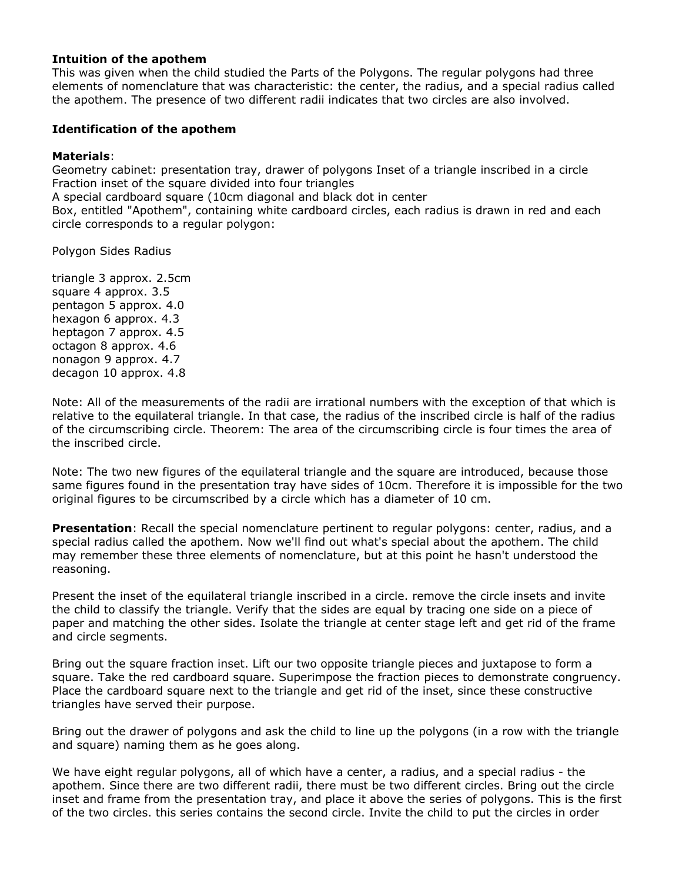**Intuition of the apothem**

This was given when the child studied the Parts of the Polygons. The regular polygons had three elements of nomenclature that was characteristic: the center, the radius, and a special radius called the apothem. The presence of two different radii indicates that two circles are also involved.

**Identification of the apothem**

**Materials**:

Geometry cabinet: presentation tray, drawer of polygons Inset of a triangle inscribed in a circle
Fraction inset of the square divided into four triangles
A special cardboard square (10cm diagonal and black dot in center
Box, entitled "Apothem", containing white cardboard circles, each radius is drawn in red and each circle corresponds to a regular polygon:

| Polygon | Sides | Radius |
|---|---|---|
| triangle | 3 | approx. 2.5cm |
| square | 4 | approx. 3.5 |
| pentagon | 5 | approx. 4.0 |
| hexagon | 6 | approx. 4.3 |
| heptagon | 7 | approx. 4.5 |
| octagon | 8 | approx. 4.6 |
| nonagon | 9 | approx. 4.7 |
| decagon | 10 | approx. 4.8 |

Note: All of the measurements of the radii are irrational numbers with the exception of that which is relative to the equilateral triangle. In that case, the radius of the inscribed circle is half of the radius of the circumscribing circle. Theorem: The area of the circumscribing circle is four times the area of the inscribed circle.

Note: The two new figures of the equilateral triangle and the square are introduced, because those same figures found in the presentation tray have sides of 10cm. Therefore it is impossible for the two original figures to be circumscribed by a circle which has a diameter of 10 cm.

**Presentation**: Recall the special nomenclature pertinent to regular polygons: center, radius, and a special radius called the apothem. Now we'll find out what's special about the apothem. The child may remember these three elements of nomenclature, but at this point he hasn't understood the reasoning.

Present the inset of the equilateral triangle inscribed in a circle. remove the circle insets and invite the child to classify the triangle. Verify that the sides are equal by tracing one side on a piece of paper and matching the other sides. Isolate the triangle at center stage left and get rid of the frame and circle segments.

Bring out the square fraction inset. Lift our two opposite triangle pieces and juxtapose to form a square. Take the red cardboard square. Superimpose the fraction pieces to demonstrate congruency. Place the cardboard square next to the triangle and get rid of the inset, since these constructive triangles have served their purpose.

Bring out the drawer of polygons and ask the child to line up the polygons (in a row with the triangle and square) naming them as he goes along.

We have eight regular polygons, all of which have a center, a radius, and a special radius - the apothem. Since there are two different radii, there must be two different circles. Bring out the circle inset and frame from the presentation tray, and place it above the series of polygons. This is the first of the two circles. this series contains the second circle. Invite the child to put the circles in order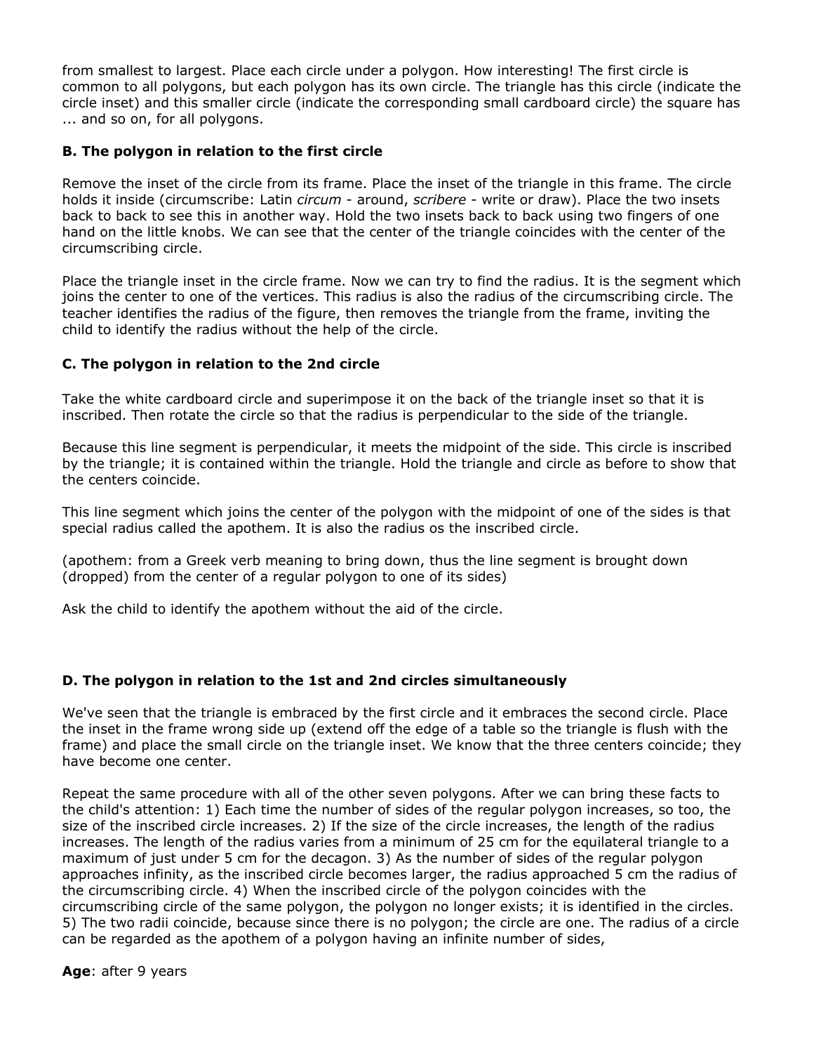from smallest to largest. Place each circle under a polygon. How interesting! The first circle is common to all polygons, but each polygon has its own circle. The triangle has this circle (indicate the circle inset) and this smaller circle (indicate the corresponding small cardboard circle) the square has ... and so on, for all polygons.

### B. The polygon in relation to the first circle

Remove the inset of the circle from its frame. Place the inset of the triangle in this frame. The circle holds it inside (circumscribe: Latin *circum* - around, *scribere* - write or draw). Place the two insets back to back to see this in another way. Hold the two insets back to back using two fingers of one hand on the little knobs. We can see that the center of the triangle coincides with the center of the circumscribing circle.

Place the triangle inset in the circle frame. Now we can try to find the radius. It is the segment which joins the center to one of the vertices. This radius is also the radius of the circumscribing circle. The teacher identifies the radius of the figure, then removes the triangle from the frame, inviting the child to identify the radius without the help of the circle.

### C. The polygon in relation to the 2nd circle

Take the white cardboard circle and superimpose it on the back of the triangle inset so that it is inscribed. Then rotate the circle so that the radius is perpendicular to the side of the triangle.

Because this line segment is perpendicular, it meets the midpoint of the side. This circle is inscribed by the triangle; it is contained within the triangle. Hold the triangle and circle as before to show that the centers coincide.

This line segment which joins the center of the polygon with the midpoint of one of the sides is that special radius called the apothem. It is also the radius os the inscribed circle.

(apothem: from a Greek verb meaning to bring down, thus the line segment is brought down (dropped) from the center of a regular polygon to one of its sides)

Ask the child to identify the apothem without the aid of the circle.

### D. The polygon in relation to the 1st and 2nd circles simultaneously

We've seen that the triangle is embraced by the first circle and it embraces the second circle. Place the inset in the frame wrong side up (extend off the edge of a table so the triangle is flush with the frame) and place the small circle on the triangle inset. We know that the three centers coincide; they have become one center.

Repeat the same procedure with all of the other seven polygons. After we can bring these facts to the child's attention: 1) Each time the number of sides of the regular polygon increases, so too, the size of the inscribed circle increases. 2) If the size of the circle increases, the length of the radius increases. The length of the radius varies from a minimum of 25 cm for the equilateral triangle to a maximum of just under 5 cm for the decagon. 3) As the number of sides of the regular polygon approaches infinity, as the inscribed circle becomes larger, the radius approached 5 cm the radius of the circumscribing circle. 4) When the inscribed circle of the polygon coincides with the circumscribing circle of the same polygon, the polygon no longer exists; it is identified in the circles. 5) The two radii coincide, because since there is no polygon; the circle are one. The radius of a circle can be regarded as the apothem of a polygon having an infinite number of sides,

**Age**: after 9 years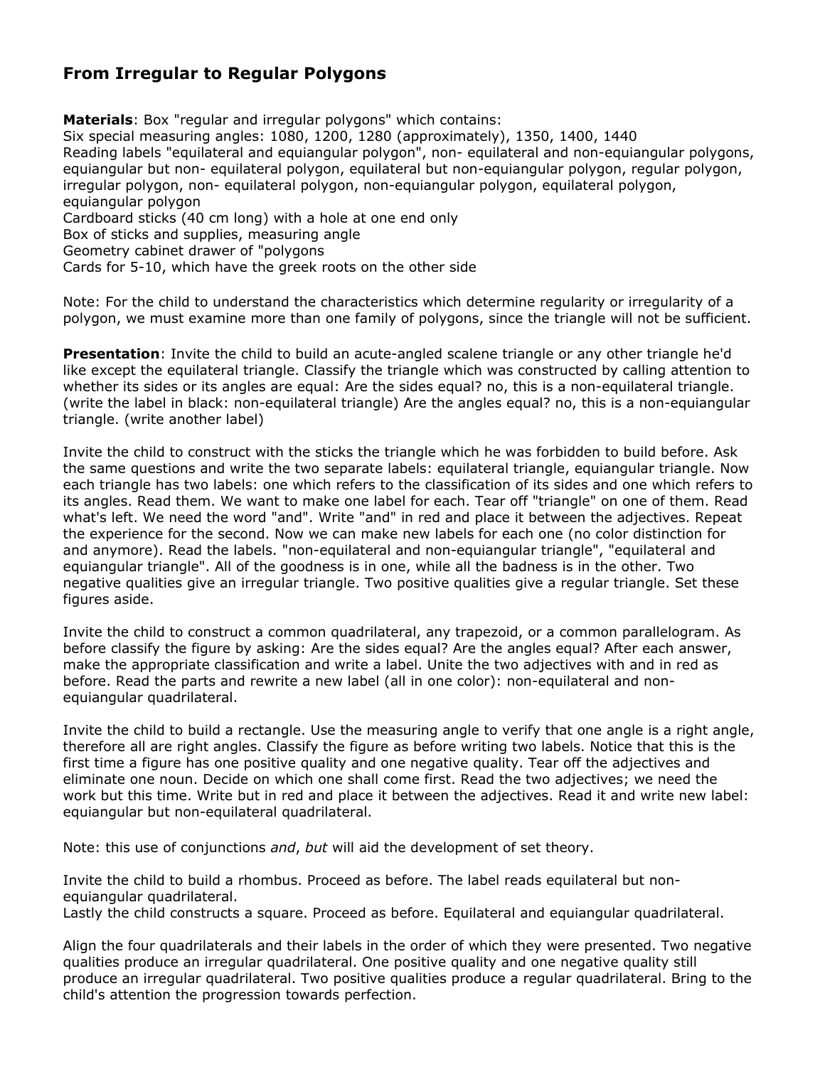## From Irregular to Regular Polygons

**Materials**: Box "regular and irregular polygons" which contains:
Six special measuring angles: 1080, 1200, 1280 (approximately), 1350, 1400, 1440
Reading labels "equilateral and equiangular polygon", non- equilateral and non-equiangular polygons, equiangular but non- equilateral polygon, equilateral but non-equiangular polygon, regular polygon, irregular polygon, non- equilateral polygon, non-equiangular polygon, equilateral polygon, equiangular polygon
Cardboard sticks (40 cm long) with a hole at one end only
Box of sticks and supplies, measuring angle
Geometry cabinet drawer of "polygons
Cards for 5-10, which have the greek roots on the other side

Note: For the child to understand the characteristics which determine regularity or irregularity of a polygon, we must examine more than one family of polygons, since the triangle will not be sufficient.

**Presentation**: Invite the child to build an acute-angled scalene triangle or any other triangle he'd like except the equilateral triangle. Classify the triangle which was constructed by calling attention to whether its sides or its angles are equal: Are the sides equal? no, this is a non-equilateral triangle. (write the label in black: non-equilateral triangle) Are the angles equal? no, this is a non-equiangular triangle. (write another label)

Invite the child to construct with the sticks the triangle which he was forbidden to build before. Ask the same questions and write the two separate labels: equilateral triangle, equiangular triangle. Now each triangle has two labels: one which refers to the classification of its sides and one which refers to its angles. Read them. We want to make one label for each. Tear off "triangle" on one of them. Read what's left. We need the word "and". Write "and" in red and place it between the adjectives. Repeat the experience for the second. Now we can make new labels for each one (no color distinction for and anymore). Read the labels. "non-equilateral and non-equiangular triangle", "equilateral and equiangular triangle". All of the goodness is in one, while all the badness is in the other. Two negative qualities give an irregular triangle. Two positive qualities give a regular triangle. Set these figures aside.

Invite the child to construct a common quadrilateral, any trapezoid, or a common parallelogram. As before classify the figure by asking: Are the sides equal? Are the angles equal? After each answer, make the appropriate classification and write a label. Unite the two adjectives with and in red as before. Read the parts and rewrite a new label (all in one color): non-equilateral and non-equiangular quadrilateral.

Invite the child to build a rectangle. Use the measuring angle to verify that one angle is a right angle, therefore all are right angles. Classify the figure as before writing two labels. Notice that this is the first time a figure has one positive quality and one negative quality. Tear off the adjectives and eliminate one noun. Decide on which one shall come first. Read the two adjectives; we need the work but this time. Write but in red and place it between the adjectives. Read it and write new label: equiangular but non-equilateral quadrilateral.

Note: this use of conjunctions *and*, *but* will aid the development of set theory.

Invite the child to build a rhombus. Proceed as before. The label reads equilateral but non-equiangular quadrilateral.
Lastly the child constructs a square. Proceed as before. Equilateral and equiangular quadrilateral.

Align the four quadrilaterals and their labels in the order of which they were presented. Two negative qualities produce an irregular quadrilateral. One positive quality and one negative quality still produce an irregular quadrilateral. Two positive qualities produce a regular quadrilateral. Bring to the child's attention the progression towards perfection.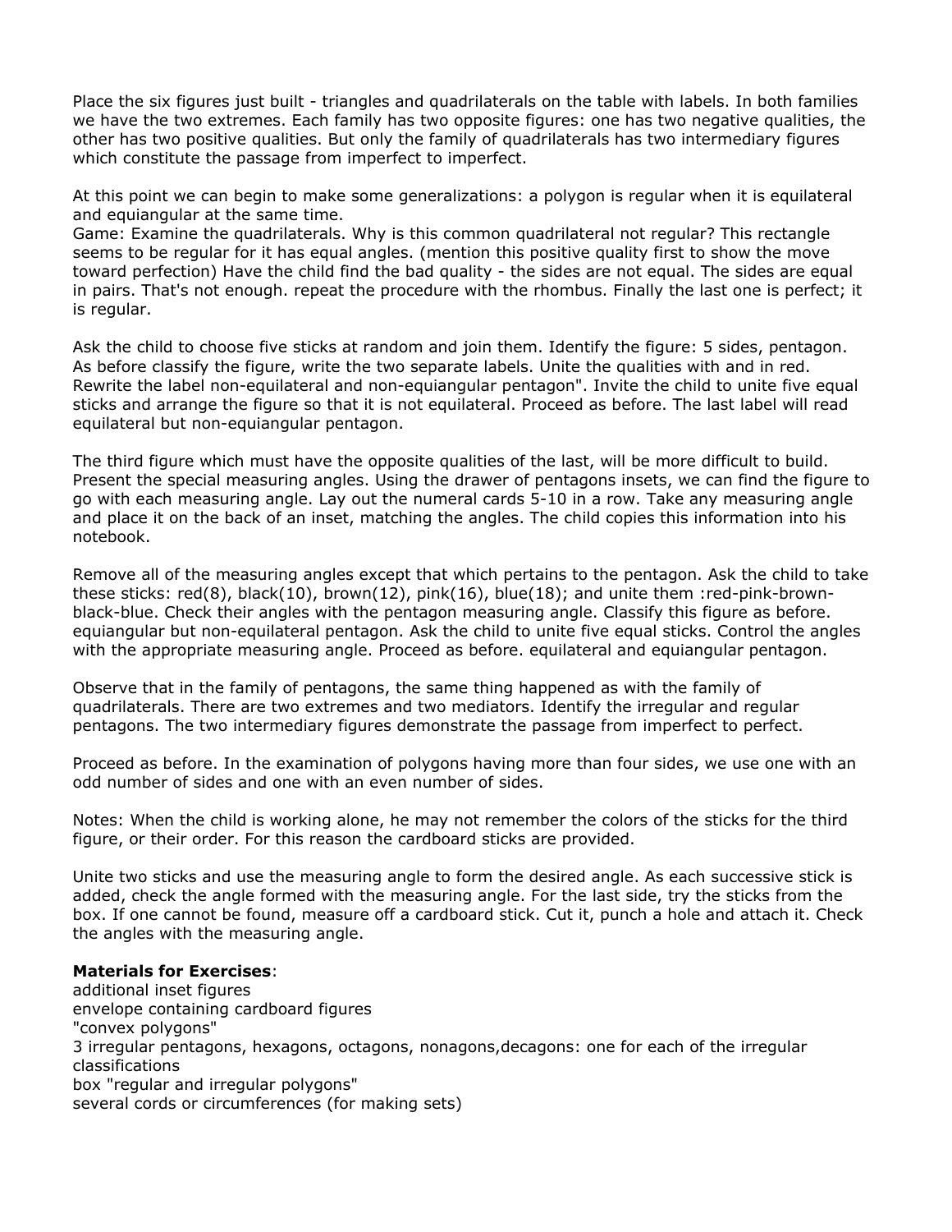Place the six figures just built - triangles and quadrilaterals on the table with labels. In both families we have the two extremes. Each family has two opposite figures: one has two negative qualities, the other has two positive qualities. But only the family of quadrilaterals has two intermediary figures which constitute the passage from imperfect to imperfect.

At this point we can begin to make some generalizations: a polygon is regular when it is equilateral and equiangular at the same time.
Game: Examine the quadrilaterals. Why is this common quadrilateral not regular? This rectangle seems to be regular for it has equal angles. (mention this positive quality first to show the move toward perfection) Have the child find the bad quality - the sides are not equal. The sides are equal in pairs. That's not enough. repeat the procedure with the rhombus. Finally the last one is perfect; it is regular.

Ask the child to choose five sticks at random and join them. Identify the figure: 5 sides, pentagon. As before classify the figure, write the two separate labels. Unite the qualities with and in red. Rewrite the label non-equilateral and non-equiangular pentagon". Invite the child to unite five equal sticks and arrange the figure so that it is not equilateral. Proceed as before. The last label will read equilateral but non-equiangular pentagon.

The third figure which must have the opposite qualities of the last, will be more difficult to build. Present the special measuring angles. Using the drawer of pentagons insets, we can find the figure to go with each measuring angle. Lay out the numeral cards 5-10 in a row. Take any measuring angle and place it on the back of an inset, matching the angles. The child copies this information into his notebook.

Remove all of the measuring angles except that which pertains to the pentagon. Ask the child to take these sticks: red(8), black(10), brown(12), pink(16), blue(18); and unite them :red-pink-brown-black-blue. Check their angles with the pentagon measuring angle. Classify this figure as before. equiangular but non-equilateral pentagon. Ask the child to unite five equal sticks. Control the angles with the appropriate measuring angle. Proceed as before. equilateral and equiangular pentagon.

Observe that in the family of pentagons, the same thing happened as with the family of quadrilaterals. There are two extremes and two mediators. Identify the irregular and regular pentagons. The two intermediary figures demonstrate the passage from imperfect to perfect.

Proceed as before. In the examination of polygons having more than four sides, we use one with an odd number of sides and one with an even number of sides.

Notes: When the child is working alone, he may not remember the colors of the sticks for the third figure, or their order. For this reason the cardboard sticks are provided.

Unite two sticks and use the measuring angle to form the desired angle. As each successive stick is added, check the angle formed with the measuring angle. For the last side, try the sticks from the box. If one cannot be found, measure off a cardboard stick. Cut it, punch a hole and attach it. Check the angles with the measuring angle.

**Materials for Exercises**:
additional inset figures
envelope containing cardboard figures
"convex polygons"
3 irregular pentagons, hexagons, octagons, nonagons,decagons: one for each of the irregular classifications
box "regular and irregular polygons"
several cords or circumferences (for making sets)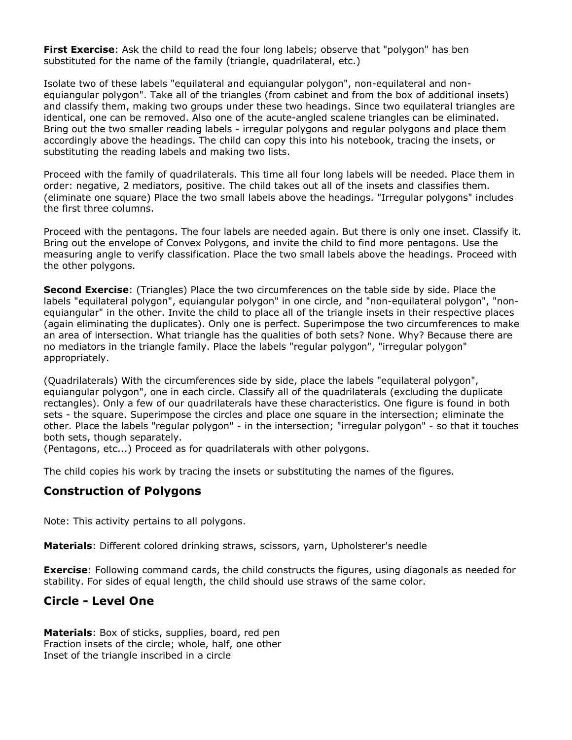**First Exercise**: Ask the child to read the four long labels; observe that "polygon" has ben substituted for the name of the family (triangle, quadrilateral, etc.)

Isolate two of these labels "equilateral and equiangular polygon", non-equilateral and non-equiangular polygon". Take all of the triangles (from cabinet and from the box of additional insets) and classify them, making two groups under these two headings. Since two equilateral triangles are identical, one can be removed. Also one of the acute-angled scalene triangles can be eliminated. Bring out the two smaller reading labels - irregular polygons and regular polygons and place them accordingly above the headings. The child can copy this into his notebook, tracing the insets, or substituting the reading labels and making two lists.

Proceed with the family of quadrilaterals. This time all four long labels will be needed. Place them in order: negative, 2 mediators, positive. The child takes out all of the insets and classifies them. (eliminate one square) Place the two small labels above the headings. "Irregular polygons" includes the first three columns.

Proceed with the pentagons. The four labels are needed again. But there is only one inset. Classify it. Bring out the envelope of Convex Polygons, and invite the child to find more pentagons. Use the measuring angle to verify classification. Place the two small labels above the headings. Proceed with the other polygons.

**Second Exercise**: (Triangles) Place the two circumferences on the table side by side. Place the labels "equilateral polygon", equiangular polygon" in one circle, and "non-equilateral polygon", "non-equiangular" in the other. Invite the child to place all of the triangle insets in their respective places (again eliminating the duplicates). Only one is perfect. Superimpose the two circumferences to make an area of intersection. What triangle has the qualities of both sets? None. Why? Because there are no mediators in the triangle family. Place the labels "regular polygon", "irregular polygon" appropriately.

(Quadrilaterals) With the circumferences side by side, place the labels "equilateral polygon", equiangular polygon", one in each circle. Classify all of the quadrilaterals (excluding the duplicate rectangles). Only a few of our quadrilaterals have these characteristics. One figure is found in both sets - the square. Superimpose the circles and place one square in the intersection; eliminate the other. Place the labels "regular polygon" - in the intersection; "irregular polygon" - so that it touches both sets, though separately.
(Pentagons, etc...) Proceed as for quadrilaterals with other polygons.

The child copies his work by tracing the insets or substituting the names of the figures.

## Construction of Polygons

Note: This activity pertains to all polygons.

**Materials**: Different colored drinking straws, scissors, yarn, Upholsterer's needle

**Exercise**: Following command cards, the child constructs the figures, using diagonals as needed for stability. For sides of equal length, the child should use straws of the same color.

## Circle - Level One

**Materials**: Box of sticks, supplies, board, red pen
Fraction insets of the circle; whole, half, one other
Inset of the triangle inscribed in a circle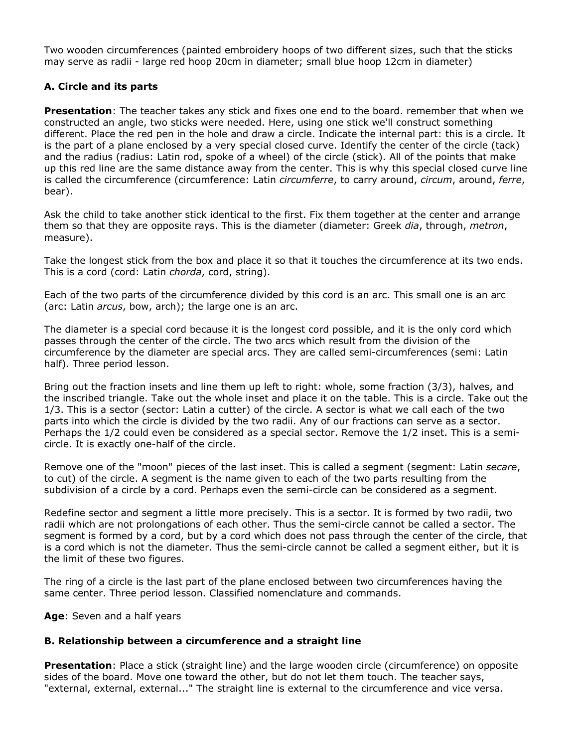Two wooden circumferences (painted embroidery hoops of two different sizes, such that the sticks may serve as radii - large red hoop 20cm in diameter; small blue hoop 12cm in diameter)

### A. Circle and its parts

**Presentation**: The teacher takes any stick and fixes one end to the board. remember that when we constructed an angle, two sticks were needed. Here, using one stick we'll construct something different. Place the red pen in the hole and draw a circle. Indicate the internal part: this is a circle. It is the part of a plane enclosed by a very special closed curve. Identify the center of the circle (tack) and the radius (radius: Latin rod, spoke of a wheel) of the circle (stick). All of the points that make up this red line are the same distance away from the center. This is why this special closed curve line is called the circumference (circumference: Latin *circumferre*, to carry around, *circum*, around, *ferre*, bear).

Ask the child to take another stick identical to the first. Fix them together at the center and arrange them so that they are opposite rays. This is the diameter (diameter: Greek *dia*, through, *metron*, measure).

Take the longest stick from the box and place it so that it touches the circumference at its two ends. This is a cord (cord: Latin *chorda*, cord, string).

Each of the two parts of the circumference divided by this cord is an arc. This small one is an arc (arc: Latin *arcus*, bow, arch); the large one is an arc.

The diameter is a special cord because it is the longest cord possible, and it is the only cord which passes through the center of the circle. The two arcs which result from the division of the circumference by the diameter are special arcs. They are called semi-circumferences (semi: Latin half). Three period lesson.

Bring out the fraction insets and line them up left to right: whole, some fraction (3/3), halves, and the inscribed triangle. Take out the whole inset and place it on the table. This is a circle. Take out the 1/3. This is a sector (sector: Latin a cutter) of the circle. A sector is what we call each of the two parts into which the circle is divided by the two radii. Any of our fractions can serve as a sector. Perhaps the 1/2 could even be considered as a special sector. Remove the 1/2 inset. This is a semi-circle. It is exactly one-half of the circle.

Remove one of the "moon" pieces of the last inset. This is called a segment (segment: Latin *secare*, to cut) of the circle. A segment is the name given to each of the two parts resulting from the subdivision of a circle by a cord. Perhaps even the semi-circle can be considered as a segment.

Redefine sector and segment a little more precisely. This is a sector. It is formed by two radii, two radii which are not prolongations of each other. Thus the semi-circle cannot be called a sector. The segment is formed by a cord, but by a cord which does not pass through the center of the circle, that is a cord which is not the diameter. Thus the semi-circle cannot be called a segment either, but it is the limit of these two figures.

The ring of a circle is the last part of the plane enclosed between two circumferences having the same center. Three period lesson. Classified nomenclature and commands.

**Age**: Seven and a half years

### B. Relationship between a circumference and a straight line

**Presentation**: Place a stick (straight line) and the large wooden circle (circumference) on opposite sides of the board. Move one toward the other, but do not let them touch. The teacher says, "external, external, external..." The straight line is external to the circumference and vice versa.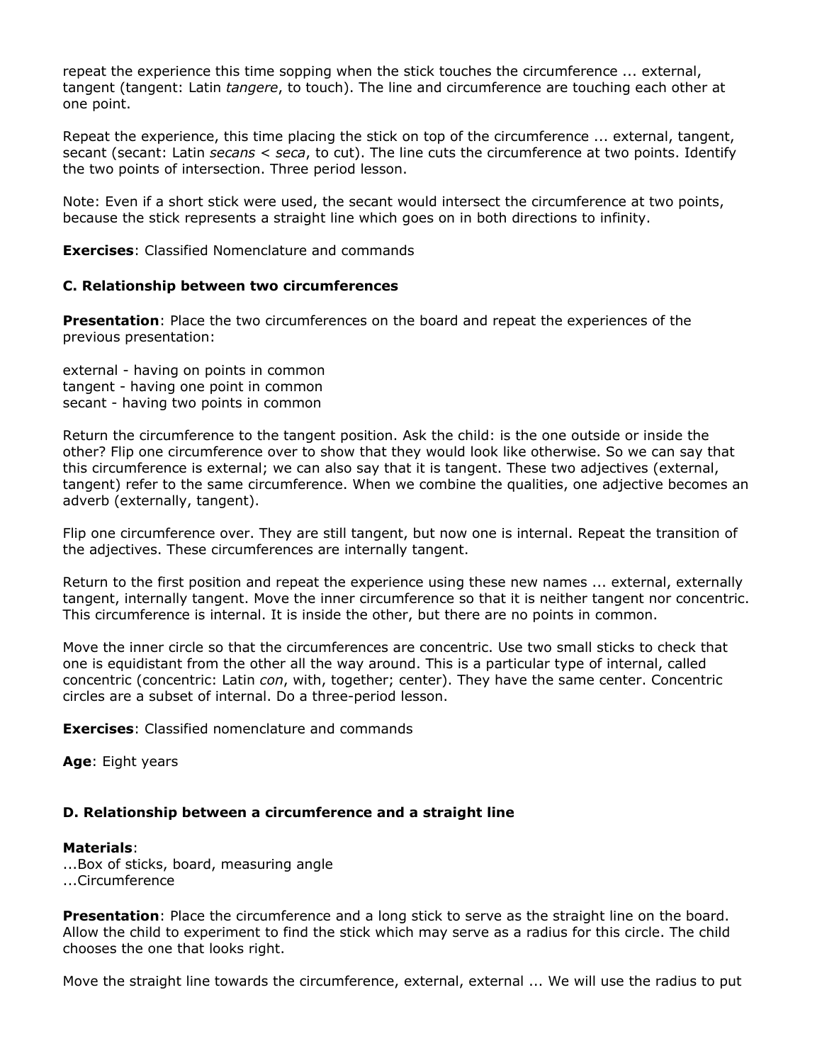repeat the experience this time sopping when the stick touches the circumference ... external, tangent (tangent: Latin *tangere*, to touch). The line and circumference are touching each other at one point.

Repeat the experience, this time placing the stick on top of the circumference ... external, tangent, secant (secant: Latin *secans* < *seca*, to cut). The line cuts the circumference at two points. Identify the two points of intersection. Three period lesson.

Note: Even if a short stick were used, the secant would intersect the circumference at two points, because the stick represents a straight line which goes on in both directions to infinity.

**Exercises**: Classified Nomenclature and commands

### C. Relationship between two circumferences

**Presentation**: Place the two circumferences on the board and repeat the experiences of the previous presentation:

external - having on points in common
tangent - having one point in common
secant - having two points in common

Return the circumference to the tangent position. Ask the child: is the one outside or inside the other? Flip one circumference over to show that they would look like otherwise. So we can say that this circumference is external; we can also say that it is tangent. These two adjectives (external, tangent) refer to the same circumference. When we combine the qualities, one adjective becomes an adverb (externally, tangent).

Flip one circumference over. They are still tangent, but now one is internal. Repeat the transition of the adjectives. These circumferences are internally tangent.

Return to the first position and repeat the experience using these new names ... external, externally tangent, internally tangent. Move the inner circumference so that it is neither tangent nor concentric. This circumference is internal. It is inside the other, but there are no points in common.

Move the inner circle so that the circumferences are concentric. Use two small sticks to check that one is equidistant from the other all the way around. This is a particular type of internal, called concentric (concentric: Latin *con*, with, together; center). They have the same center. Concentric circles are a subset of internal. Do a three-period lesson.

**Exercises**: Classified nomenclature and commands

**Age**: Eight years

### D. Relationship between a circumference and a straight line

**Materials**:
...Box of sticks, board, measuring angle
...Circumference

**Presentation**: Place the circumference and a long stick to serve as the straight line on the board. Allow the child to experiment to find the stick which may serve as a radius for this circle. The child chooses the one that looks right.

Move the straight line towards the circumference, external, external ... We will use the radius to put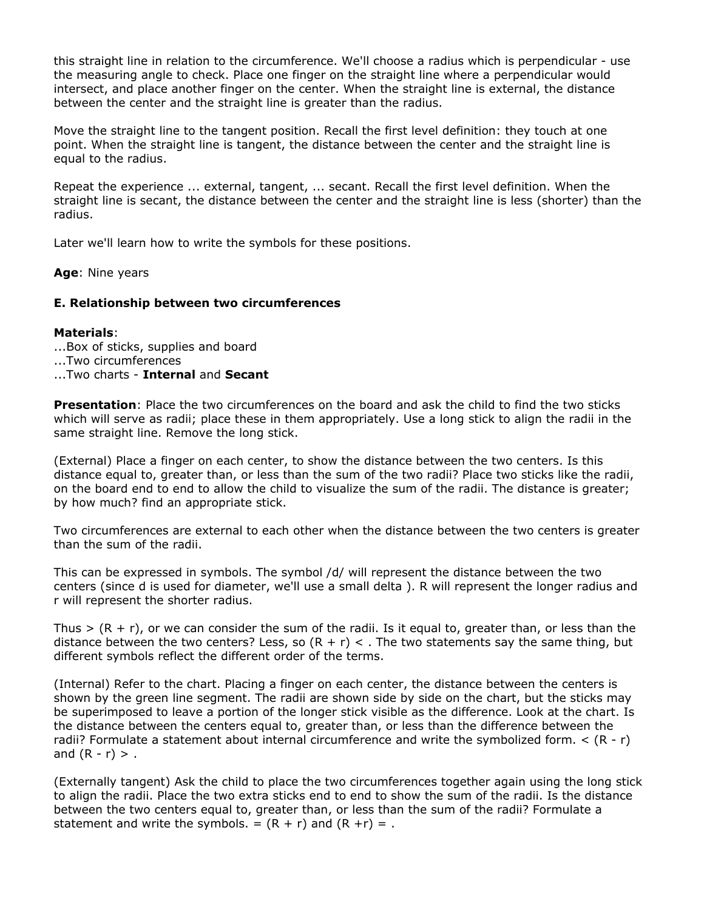this straight line in relation to the circumference. We'll choose a radius which is perpendicular - use the measuring angle to check. Place one finger on the straight line where a perpendicular would intersect, and place another finger on the center. When the straight line is external, the distance between the center and the straight line is greater than the radius.

Move the straight line to the tangent position. Recall the first level definition: they touch at one point. When the straight line is tangent, the distance between the center and the straight line is equal to the radius.

Repeat the experience ... external, tangent, ... secant. Recall the first level definition. When the straight line is secant, the distance between the center and the straight line is less (shorter) than the radius.

Later we'll learn how to write the symbols for these positions.

**Age**: Nine years

### E. Relationship between two circumferences

**Materials**:
...Box of sticks, supplies and board
...Two circumferences
...Two charts - **Internal** and **Secant**

**Presentation**: Place the two circumferences on the board and ask the child to find the two sticks which will serve as radii; place these in them appropriately. Use a long stick to align the radii in the same straight line. Remove the long stick.

(External) Place a finger on each center, to show the distance between the two centers. Is this distance equal to, greater than, or less than the sum of the two radii? Place two sticks like the radii, on the board end to end to allow the child to visualize the sum of the radii. The distance is greater; by how much? find an appropriate stick.

Two circumferences are external to each other when the distance between the two centers is greater than the sum of the radii.

This can be expressed in symbols. The symbol /d/ will represent the distance between the two centers (since d is used for diameter, we'll use a small delta ). R will represent the longer radius and r will represent the shorter radius.

Thus > (R + r), or we can consider the sum of the radii. Is it equal to, greater than, or less than the distance between the two centers? Less, so (R + r) < . The two statements say the same thing, but different symbols reflect the different order of the terms.

(Internal) Refer to the chart. Placing a finger on each center, the distance between the centers is shown by the green line segment. The radii are shown side by side on the chart, but the sticks may be superimposed to leave a portion of the longer stick visible as the difference. Look at the chart. Is the distance between the centers equal to, greater than, or less than the difference between the radii? Formulate a statement about internal circumference and write the symbolized form. < (R - r) and (R - r) > .

(Externally tangent) Ask the child to place the two circumferences together again using the long stick to align the radii. Place the two extra sticks end to end to show the sum of the radii. Is the distance between the two centers equal to, greater than, or less than the sum of the radii? Formulate a statement and write the symbols. = (R + r) and (R +r) = .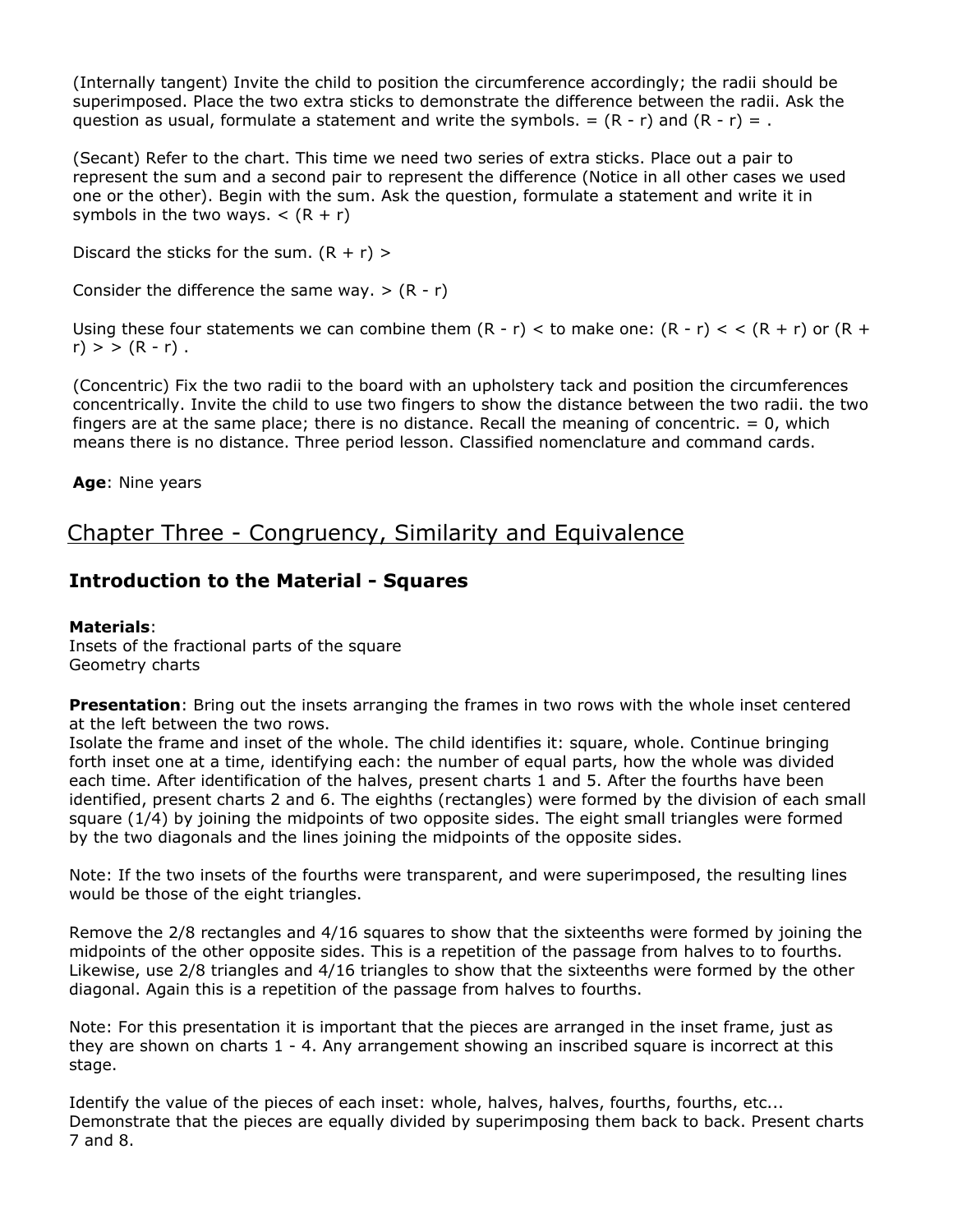(Internally tangent) Invite the child to position the circumference accordingly; the radii should be superimposed. Place the two extra sticks to demonstrate the difference between the radii. Ask the question as usual, formulate a statement and write the symbols. = (R - r) and (R - r) = .

(Secant) Refer to the chart. This time we need two series of extra sticks. Place out a pair to represent the sum and a second pair to represent the difference (Notice in all other cases we used one or the other). Begin with the sum. Ask the question, formulate a statement and write it in symbols in the two ways. < (R + r)

Discard the sticks for the sum. (R + r) >

Consider the difference the same way. > (R - r)

Using these four statements we can combine them (R - r) < to make one: (R - r) < < (R + r) or (R + r) > > (R - r) .

(Concentric) Fix the two radii to the board with an upholstery tack and position the circumferences concentrically. Invite the child to use two fingers to show the distance between the two radii. the two fingers are at the same place; there is no distance. Recall the meaning of concentric. = 0, which means there is no distance. Three period lesson. Classified nomenclature and command cards.

**Age**: Nine years

## Chapter Three - Congruency, Similarity and Equivalence

### Introduction to the Material - Squares

**Materials**:
Insets of the fractional parts of the square
Geometry charts

**Presentation**: Bring out the insets arranging the frames in two rows with the whole inset centered at the left between the two rows.
Isolate the frame and inset of the whole. The child identifies it: square, whole. Continue bringing forth inset one at a time, identifying each: the number of equal parts, how the whole was divided each time. After identification of the halves, present charts 1 and 5. After the fourths have been identified, present charts 2 and 6. The eighths (rectangles) were formed by the division of each small square (1/4) by joining the midpoints of two opposite sides. The eight small triangles were formed by the two diagonals and the lines joining the midpoints of the opposite sides.

Note: If the two insets of the fourths were transparent, and were superimposed, the resulting lines would be those of the eight triangles.

Remove the 2/8 rectangles and 4/16 squares to show that the sixteenths were formed by joining the midpoints of the other opposite sides. This is a repetition of the passage from halves to to fourths. Likewise, use 2/8 triangles and 4/16 triangles to show that the sixteenths were formed by the other diagonal. Again this is a repetition of the passage from halves to fourths.

Note: For this presentation it is important that the pieces are arranged in the inset frame, just as they are shown on charts 1 - 4. Any arrangement showing an inscribed square is incorrect at this stage.

Identify the value of the pieces of each inset: whole, halves, halves, fourths, fourths, etc... Demonstrate that the pieces are equally divided by superimposing them back to back. Present charts 7 and 8.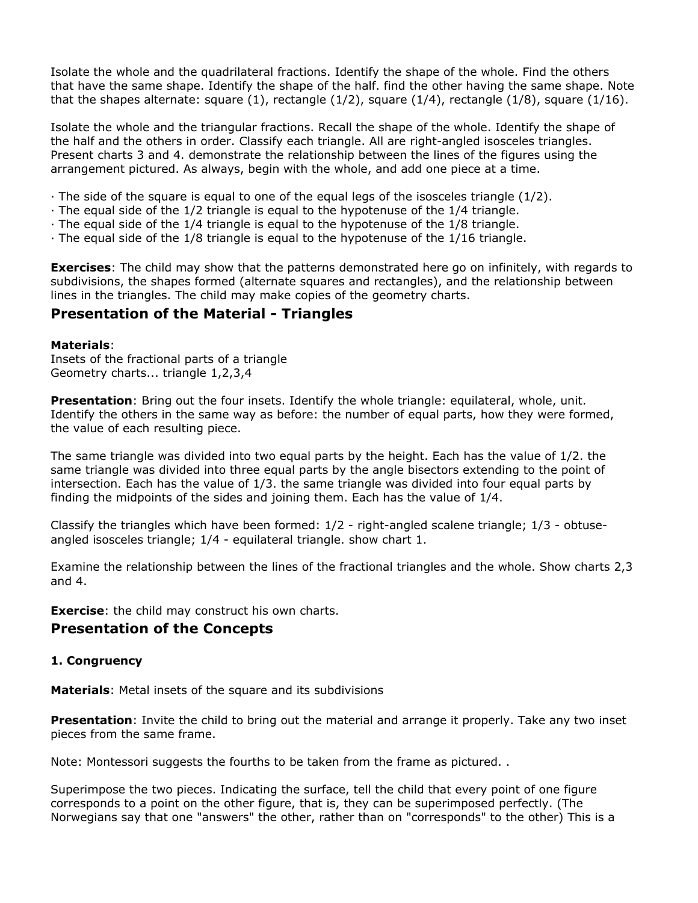Isolate the whole and the quadrilateral fractions. Identify the shape of the whole. Find the others that have the same shape. Identify the shape of the half. find the other having the same shape. Note that the shapes alternate: square (1), rectangle (1/2), square (1/4), rectangle (1/8), square (1/16).

Isolate the whole and the triangular fractions. Recall the shape of the whole. Identify the shape of the half and the others in order. Classify each triangle. All are right-angled isosceles triangles. Present charts 3 and 4. demonstrate the relationship between the lines of the figures using the arrangement pictured. As always, begin with the whole, and add one piece at a time.

· The side of the square is equal to one of the equal legs of the isosceles triangle (1/2).
· The equal side of the 1/2 triangle is equal to the hypotenuse of the 1/4 triangle.
· The equal side of the 1/4 triangle is equal to the hypotenuse of the 1/8 triangle.
· The equal side of the 1/8 triangle is equal to the hypotenuse of the 1/16 triangle.

**Exercises**: The child may show that the patterns demonstrated here go on infinitely, with regards to subdivisions, the shapes formed (alternate squares and rectangles), and the relationship between lines in the triangles. The child may make copies of the geometry charts.

## Presentation of the Material - Triangles

**Materials**:
Insets of the fractional parts of a triangle
Geometry charts... triangle 1,2,3,4

**Presentation**: Bring out the four insets. Identify the whole triangle: equilateral, whole, unit. Identify the others in the same way as before: the number of equal parts, how they were formed, the value of each resulting piece.

The same triangle was divided into two equal parts by the height. Each has the value of 1/2. the same triangle was divided into three equal parts by the angle bisectors extending to the point of intersection. Each has the value of 1/3. the same triangle was divided into four equal parts by finding the midpoints of the sides and joining them. Each has the value of 1/4.

Classify the triangles which have been formed: 1/2 - right-angled scalene triangle; 1/3 - obtuse-angled isosceles triangle; 1/4 - equilateral triangle. show chart 1.

Examine the relationship between the lines of the fractional triangles and the whole. Show charts 2,3 and 4.

**Exercise**: the child may construct his own charts.

## Presentation of the Concepts

#### 1. Congruency

**Materials**: Metal insets of the square and its subdivisions

**Presentation**: Invite the child to bring out the material and arrange it properly. Take any two inset pieces from the same frame.

Note: Montessori suggests the fourths to be taken from the frame as pictured. .

Superimpose the two pieces. Indicating the surface, tell the child that every point of one figure corresponds to a point on the other figure, that is, they can be superimposed perfectly. (The Norwegians say that one "answers" the other, rather than on "corresponds" to the other) This is a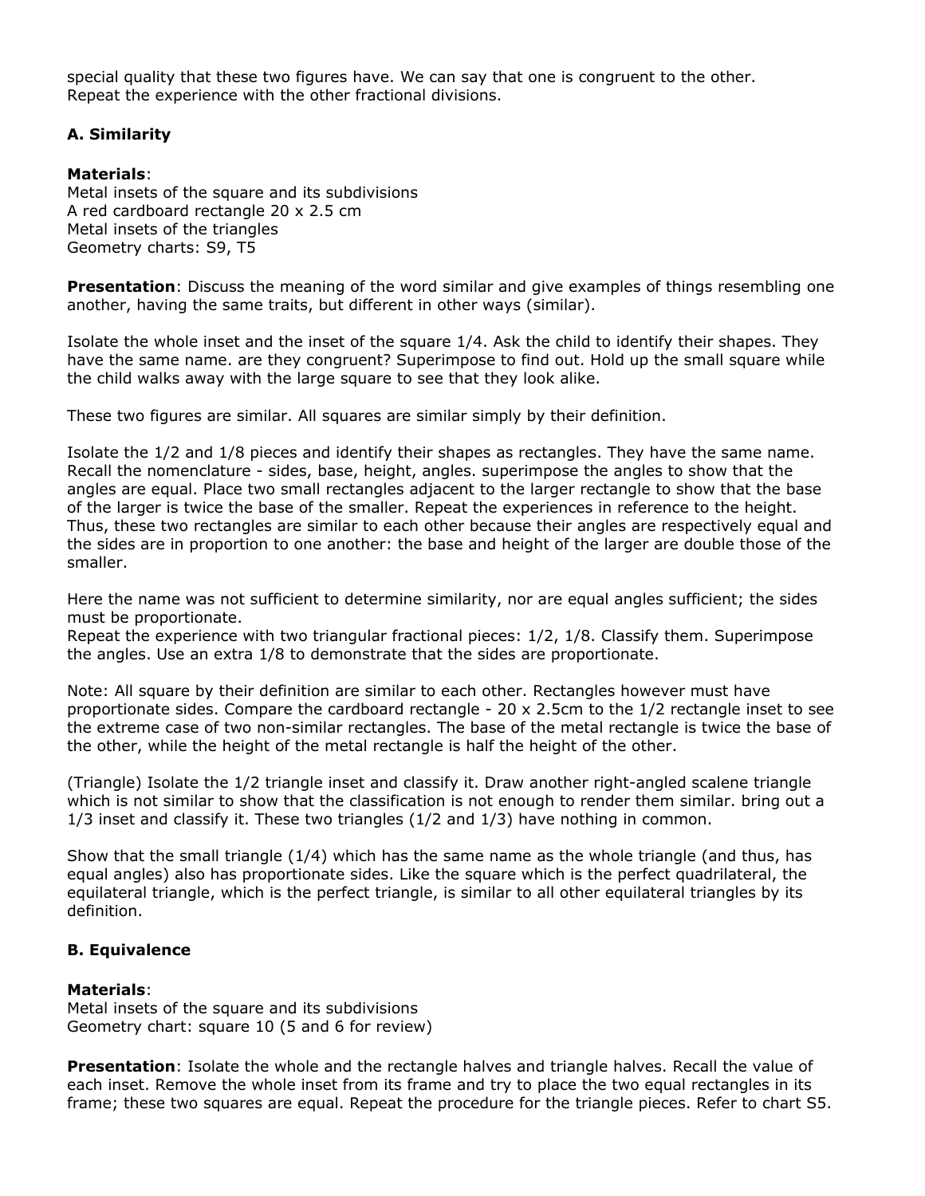special quality that these two figures have. We can say that one is congruent to the other. Repeat the experience with the other fractional divisions.

### A. Similarity

**Materials**:
Metal insets of the square and its subdivisions
A red cardboard rectangle 20 x 2.5 cm
Metal insets of the triangles
Geometry charts: S9, T5

**Presentation**: Discuss the meaning of the word similar and give examples of things resembling one another, having the same traits, but different in other ways (similar).

Isolate the whole inset and the inset of the square 1/4. Ask the child to identify their shapes. They have the same name. are they congruent? Superimpose to find out. Hold up the small square while the child walks away with the large square to see that they look alike.

These two figures are similar. All squares are similar simply by their definition.

Isolate the 1/2 and 1/8 pieces and identify their shapes as rectangles. They have the same name. Recall the nomenclature - sides, base, height, angles. superimpose the angles to show that the angles are equal. Place two small rectangles adjacent to the larger rectangle to show that the base of the larger is twice the base of the smaller. Repeat the experiences in reference to the height. Thus, these two rectangles are similar to each other because their angles are respectively equal and the sides are in proportion to one another: the base and height of the larger are double those of the smaller.

Here the name was not sufficient to determine similarity, nor are equal angles sufficient; the sides must be proportionate.
Repeat the experience with two triangular fractional pieces: 1/2, 1/8. Classify them. Superimpose the angles. Use an extra 1/8 to demonstrate that the sides are proportionate.

Note: All square by their definition are similar to each other. Rectangles however must have proportionate sides. Compare the cardboard rectangle - 20 x 2.5cm to the 1/2 rectangle inset to see the extreme case of two non-similar rectangles. The base of the metal rectangle is twice the base of the other, while the height of the metal rectangle is half the height of the other.

(Triangle) Isolate the 1/2 triangle inset and classify it. Draw another right-angled scalene triangle which is not similar to show that the classification is not enough to render them similar. bring out a 1/3 inset and classify it. These two triangles (1/2 and 1/3) have nothing in common.

Show that the small triangle (1/4) which has the same name as the whole triangle (and thus, has equal angles) also has proportionate sides. Like the square which is the perfect quadrilateral, the equilateral triangle, which is the perfect triangle, is similar to all other equilateral triangles by its definition.

### B. Equivalence

**Materials**:
Metal insets of the square and its subdivisions
Geometry chart: square 10 (5 and 6 for review)

**Presentation**: Isolate the whole and the rectangle halves and triangle halves. Recall the value of each inset. Remove the whole inset from its frame and try to place the two equal rectangles in its frame; these two squares are equal. Repeat the procedure for the triangle pieces. Refer to chart S5.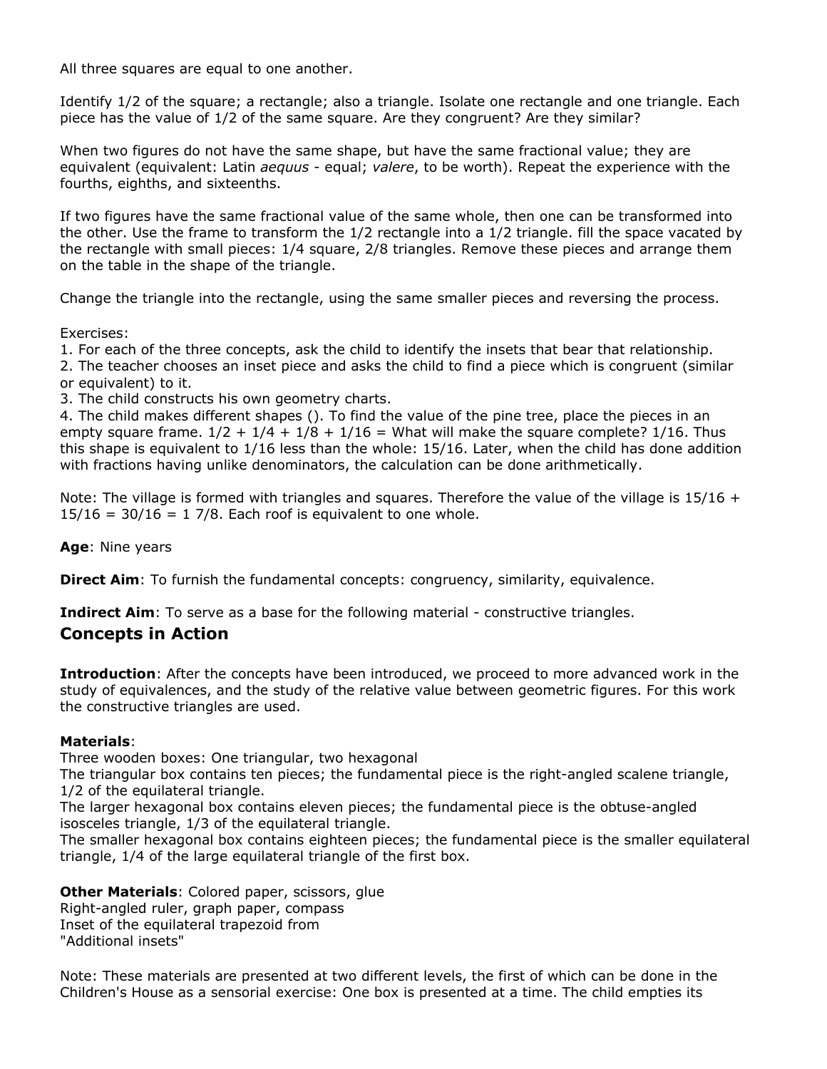All three squares are equal to one another.

Identify 1/2 of the square; a rectangle; also a triangle. Isolate one rectangle and one triangle. Each piece has the value of 1/2 of the same square. Are they congruent? Are they similar?

When two figures do not have the same shape, but have the same fractional value; they are equivalent (equivalent: Latin *aequus* - equal; *valere*, to be worth). Repeat the experience with the fourths, eighths, and sixteenths.

If two figures have the same fractional value of the same whole, then one can be transformed into the other. Use the frame to transform the 1/2 rectangle into a 1/2 triangle. fill the space vacated by the rectangle with small pieces: 1/4 square, 2/8 triangles. Remove these pieces and arrange them on the table in the shape of the triangle.

Change the triangle into the rectangle, using the same smaller pieces and reversing the process.

Exercises:
1. For each of the three concepts, ask the child to identify the insets that bear that relationship.
2. The teacher chooses an inset piece and asks the child to find a piece which is congruent (similar or equivalent) to it.
3. The child constructs his own geometry charts.
4. The child makes different shapes (). To find the value of the pine tree, place the pieces in an empty square frame. $1/2 + 1/4 + 1/8 + 1/16$ = What will make the square complete? 1/16. Thus this shape is equivalent to 1/16 less than the whole: 15/16. Later, when the child has done addition with fractions having unlike denominators, the calculation can be done arithmetically.

Note: The village is formed with triangles and squares. Therefore the value of the village is $15/16 + 15/16 = 30/16 = 1\ 7/8$. Each roof is equivalent to one whole.

**Age**: Nine years

**Direct Aim**: To furnish the fundamental concepts: congruency, similarity, equivalence.

**Indirect Aim**: To serve as a base for the following material - constructive triangles.

## Concepts in Action

**Introduction**: After the concepts have been introduced, we proceed to more advanced work in the study of equivalences, and the study of the relative value between geometric figures. For this work the constructive triangles are used.

**Materials**:
Three wooden boxes: One triangular, two hexagonal
The triangular box contains ten pieces; the fundamental piece is the right-angled scalene triangle, 1/2 of the equilateral triangle.
The larger hexagonal box contains eleven pieces; the fundamental piece is the obtuse-angled isosceles triangle, 1/3 of the equilateral triangle.
The smaller hexagonal box contains eighteen pieces; the fundamental piece is the smaller equilateral triangle, 1/4 of the large equilateral triangle of the first box.

**Other Materials**: Colored paper, scissors, glue
Right-angled ruler, graph paper, compass
Inset of the equilateral trapezoid from
"Additional insets"

Note: These materials are presented at two different levels, the first of which can be done in the Children's House as a sensorial exercise: One box is presented at a time. The child empties its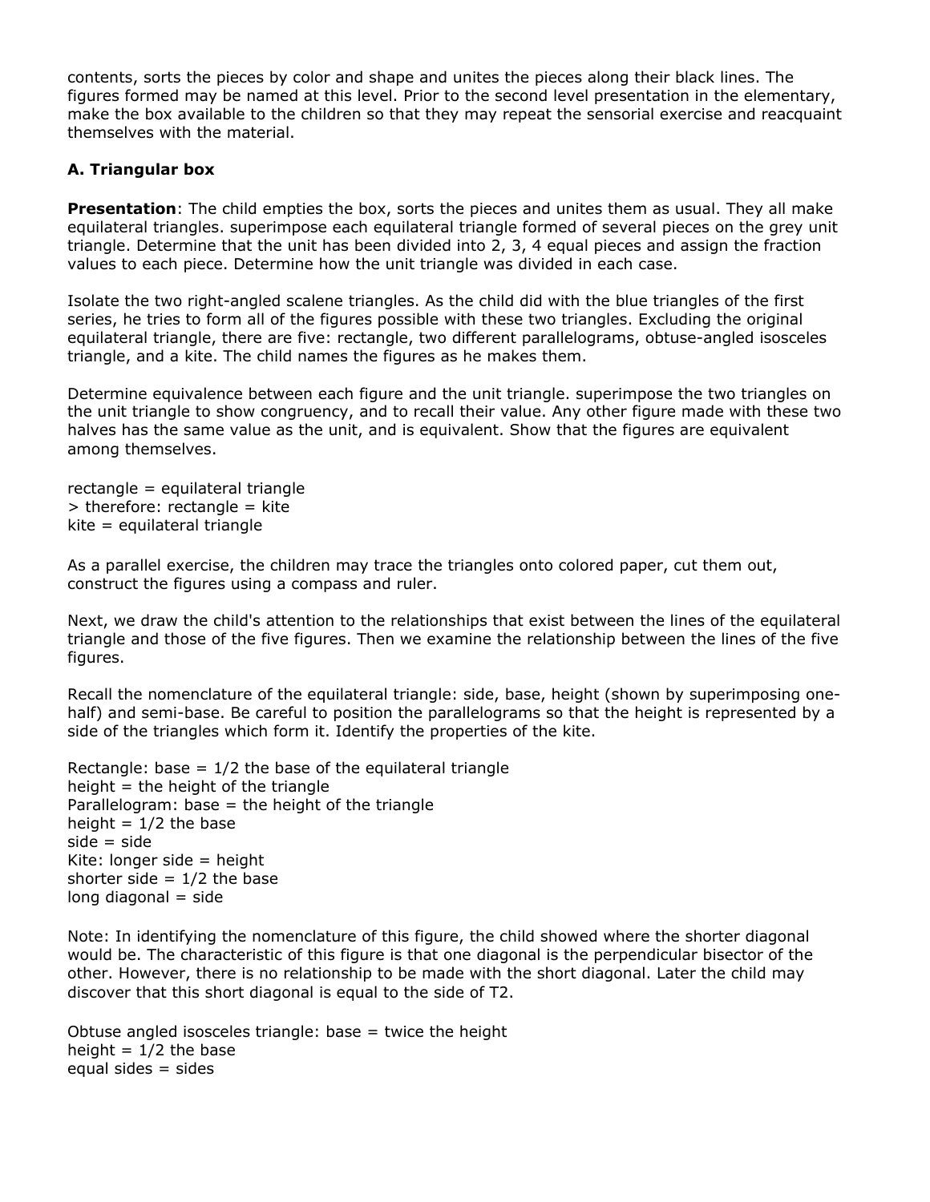contents, sorts the pieces by color and shape and unites the pieces along their black lines. The figures formed may be named at this level. Prior to the second level presentation in the elementary, make the box available to the children so that they may repeat the sensorial exercise and reacquaint themselves with the material.

**A. Triangular box**

**Presentation**: The child empties the box, sorts the pieces and unites them as usual. They all make equilateral triangles. superimpose each equilateral triangle formed of several pieces on the grey unit triangle. Determine that the unit has been divided into 2, 3, 4 equal pieces and assign the fraction values to each piece. Determine how the unit triangle was divided in each case.

Isolate the two right-angled scalene triangles. As the child did with the blue triangles of the first series, he tries to form all of the figures possible with these two triangles. Excluding the original equilateral triangle, there are five: rectangle, two different parallelograms, obtuse-angled isosceles triangle, and a kite. The child names the figures as he makes them.

Determine equivalence between each figure and the unit triangle. superimpose the two triangles on the unit triangle to show congruency, and to recall their value. Any other figure made with these two halves has the same value as the unit, and is equivalent. Show that the figures are equivalent among themselves.

rectangle = equilateral triangle
> therefore: rectangle = kite
kite = equilateral triangle

As a parallel exercise, the children may trace the triangles onto colored paper, cut them out, construct the figures using a compass and ruler.

Next, we draw the child's attention to the relationships that exist between the lines of the equilateral triangle and those of the five figures. Then we examine the relationship between the lines of the five figures.

Recall the nomenclature of the equilateral triangle: side, base, height (shown by superimposing one-half) and semi-base. Be careful to position the parallelograms so that the height is represented by a side of the triangles which form it. Identify the properties of the kite.

Rectangle: base = 1/2 the base of the equilateral triangle
height = the height of the triangle
Parallelogram: base = the height of the triangle
height = 1/2 the base
side = side
Kite: longer side = height
shorter side = 1/2 the base
long diagonal = side

Note: In identifying the nomenclature of this figure, the child showed where the shorter diagonal would be. The characteristic of this figure is that one diagonal is the perpendicular bisector of the other. However, there is no relationship to be made with the short diagonal. Later the child may discover that this short diagonal is equal to the side of T2.

Obtuse angled isosceles triangle: base = twice the height
height = 1/2 the base
equal sides = sides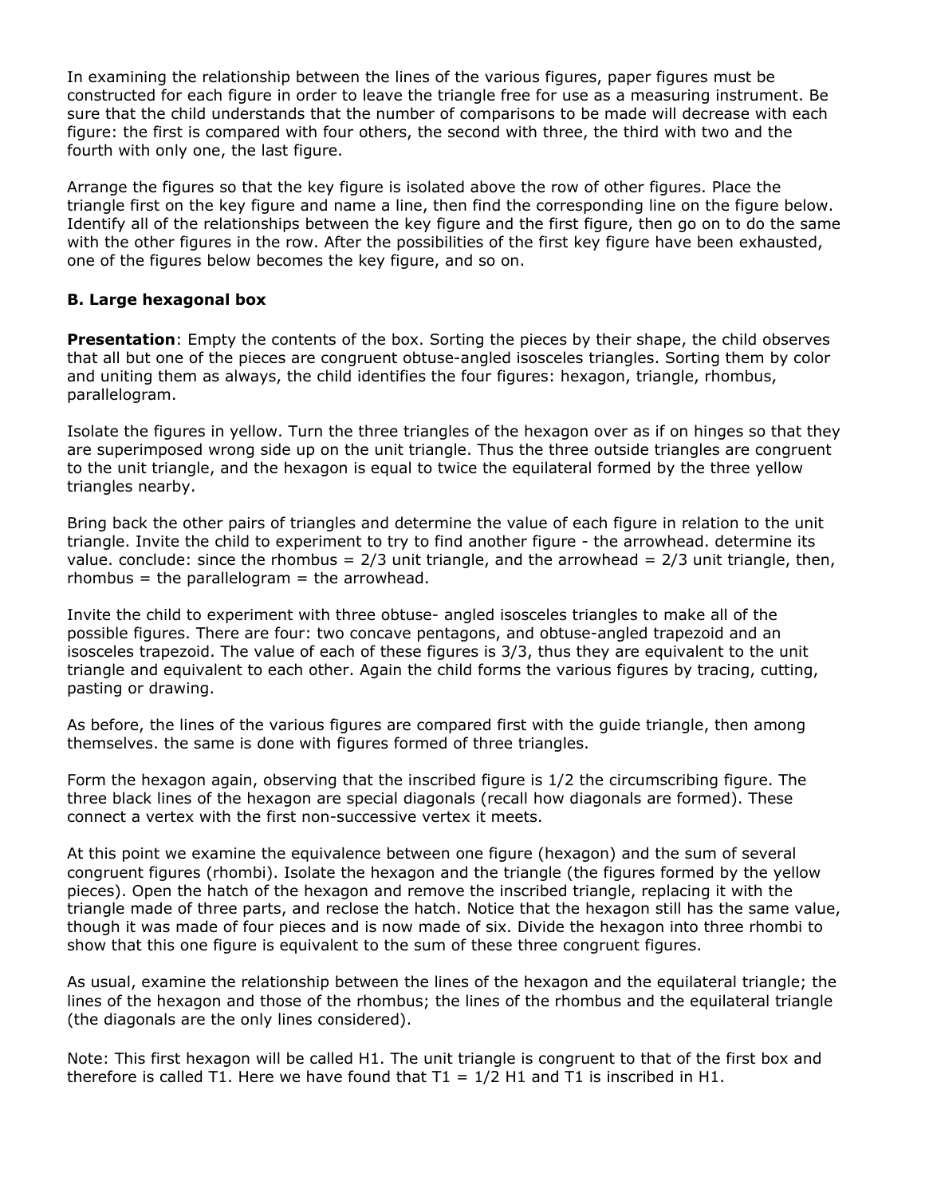In examining the relationship between the lines of the various figures, paper figures must be constructed for each figure in order to leave the triangle free for use as a measuring instrument. Be sure that the child understands that the number of comparisons to be made will decrease with each figure: the first is compared with four others, the second with three, the third with two and the fourth with only one, the last figure.

Arrange the figures so that the key figure is isolated above the row of other figures. Place the triangle first on the key figure and name a line, then find the corresponding line on the figure below. Identify all of the relationships between the key figure and the first figure, then go on to do the same with the other figures in the row. After the possibilities of the first key figure have been exhausted, one of the figures below becomes the key figure, and so on.

**B. Large hexagonal box**

**Presentation**: Empty the contents of the box. Sorting the pieces by their shape, the child observes that all but one of the pieces are congruent obtuse-angled isosceles triangles. Sorting them by color and uniting them as always, the child identifies the four figures: hexagon, triangle, rhombus, parallelogram.

Isolate the figures in yellow. Turn the three triangles of the hexagon over as if on hinges so that they are superimposed wrong side up on the unit triangle. Thus the three outside triangles are congruent to the unit triangle, and the hexagon is equal to twice the equilateral formed by the three yellow triangles nearby.

Bring back the other pairs of triangles and determine the value of each figure in relation to the unit triangle. Invite the child to experiment to try to find another figure - the arrowhead. determine its value. conclude: since the rhombus = 2/3 unit triangle, and the arrowhead = 2/3 unit triangle, then, rhombus = the parallelogram = the arrowhead.

Invite the child to experiment with three obtuse- angled isosceles triangles to make all of the possible figures. There are four: two concave pentagons, and obtuse-angled trapezoid and an isosceles trapezoid. The value of each of these figures is 3/3, thus they are equivalent to the unit triangle and equivalent to each other. Again the child forms the various figures by tracing, cutting, pasting or drawing.

As before, the lines of the various figures are compared first with the guide triangle, then among themselves. the same is done with figures formed of three triangles.

Form the hexagon again, observing that the inscribed figure is 1/2 the circumscribing figure. The three black lines of the hexagon are special diagonals (recall how diagonals are formed). These connect a vertex with the first non-successive vertex it meets.

At this point we examine the equivalence between one figure (hexagon) and the sum of several congruent figures (rhombi). Isolate the hexagon and the triangle (the figures formed by the yellow pieces). Open the hatch of the hexagon and remove the inscribed triangle, replacing it with the triangle made of three parts, and reclose the hatch. Notice that the hexagon still has the same value, though it was made of four pieces and is now made of six. Divide the hexagon into three rhombi to show that this one figure is equivalent to the sum of these three congruent figures.

As usual, examine the relationship between the lines of the hexagon and the equilateral triangle; the lines of the hexagon and those of the rhombus; the lines of the rhombus and the equilateral triangle (the diagonals are the only lines considered).

Note: This first hexagon will be called H1. The unit triangle is congruent to that of the first box and therefore is called T1. Here we have found that T1 = 1/2 H1 and T1 is inscribed in H1.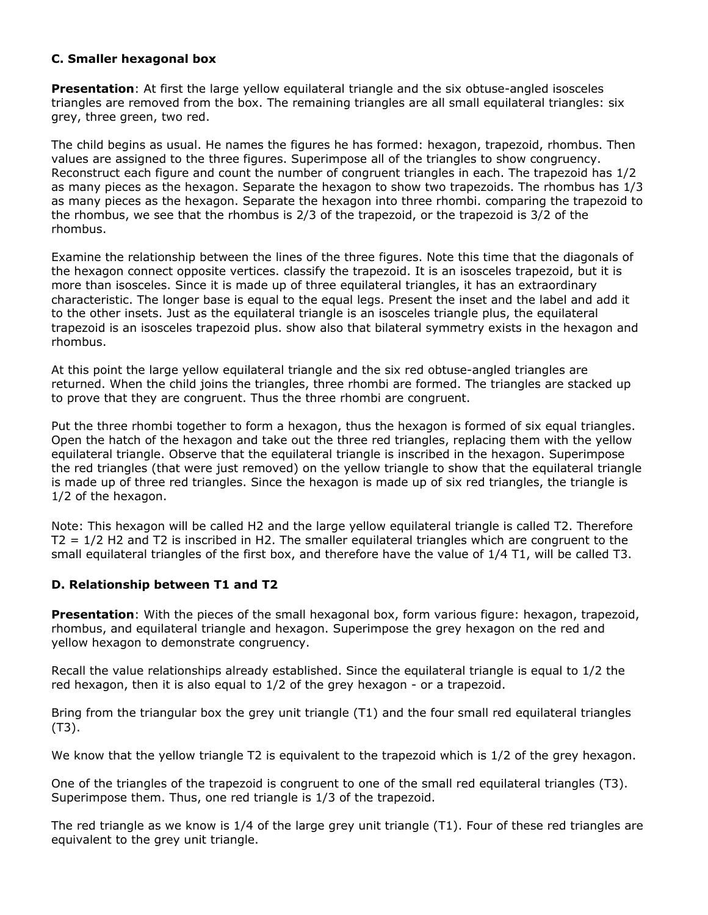### C. Smaller hexagonal box

**Presentation**: At first the large yellow equilateral triangle and the six obtuse-angled isosceles triangles are removed from the box. The remaining triangles are all small equilateral triangles: six grey, three green, two red.

The child begins as usual. He names the figures he has formed: hexagon, trapezoid, rhombus. Then values are assigned to the three figures. Superimpose all of the triangles to show congruency. Reconstruct each figure and count the number of congruent triangles in each. The trapezoid has 1/2 as many pieces as the hexagon. Separate the hexagon to show two trapezoids. The rhombus has 1/3 as many pieces as the hexagon. Separate the hexagon into three rhombi. comparing the trapezoid to the rhombus, we see that the rhombus is 2/3 of the trapezoid, or the trapezoid is 3/2 of the rhombus.

Examine the relationship between the lines of the three figures. Note this time that the diagonals of the hexagon connect opposite vertices. classify the trapezoid. It is an isosceles trapezoid, but it is more than isosceles. Since it is made up of three equilateral triangles, it has an extraordinary characteristic. The longer base is equal to the equal legs. Present the inset and the label and add it to the other insets. Just as the equilateral triangle is an isosceles triangle plus, the equilateral trapezoid is an isosceles trapezoid plus. show also that bilateral symmetry exists in the hexagon and rhombus.

At this point the large yellow equilateral triangle and the six red obtuse-angled triangles are returned. When the child joins the triangles, three rhombi are formed. The triangles are stacked up to prove that they are congruent. Thus the three rhombi are congruent.

Put the three rhombi together to form a hexagon, thus the hexagon is formed of six equal triangles. Open the hatch of the hexagon and take out the three red triangles, replacing them with the yellow equilateral triangle. Observe that the equilateral triangle is inscribed in the hexagon. Superimpose the red triangles (that were just removed) on the yellow triangle to show that the equilateral triangle is made up of three red triangles. Since the hexagon is made up of six red triangles, the triangle is 1/2 of the hexagon.

Note: This hexagon will be called H2 and the large yellow equilateral triangle is called T2. Therefore T2 = 1/2 H2 and T2 is inscribed in H2. The smaller equilateral triangles which are congruent to the small equilateral triangles of the first box, and therefore have the value of 1/4 T1, will be called T3.

### D. Relationship between T1 and T2

**Presentation**: With the pieces of the small hexagonal box, form various figure: hexagon, trapezoid, rhombus, and equilateral triangle and hexagon. Superimpose the grey hexagon on the red and yellow hexagon to demonstrate congruency.

Recall the value relationships already established. Since the equilateral triangle is equal to 1/2 the red hexagon, then it is also equal to 1/2 of the grey hexagon - or a trapezoid.

Bring from the triangular box the grey unit triangle (T1) and the four small red equilateral triangles (T3).

We know that the yellow triangle T2 is equivalent to the trapezoid which is 1/2 of the grey hexagon.

One of the triangles of the trapezoid is congruent to one of the small red equilateral triangles (T3). Superimpose them. Thus, one red triangle is 1/3 of the trapezoid.

The red triangle as we know is 1/4 of the large grey unit triangle (T1). Four of these red triangles are equivalent to the grey unit triangle.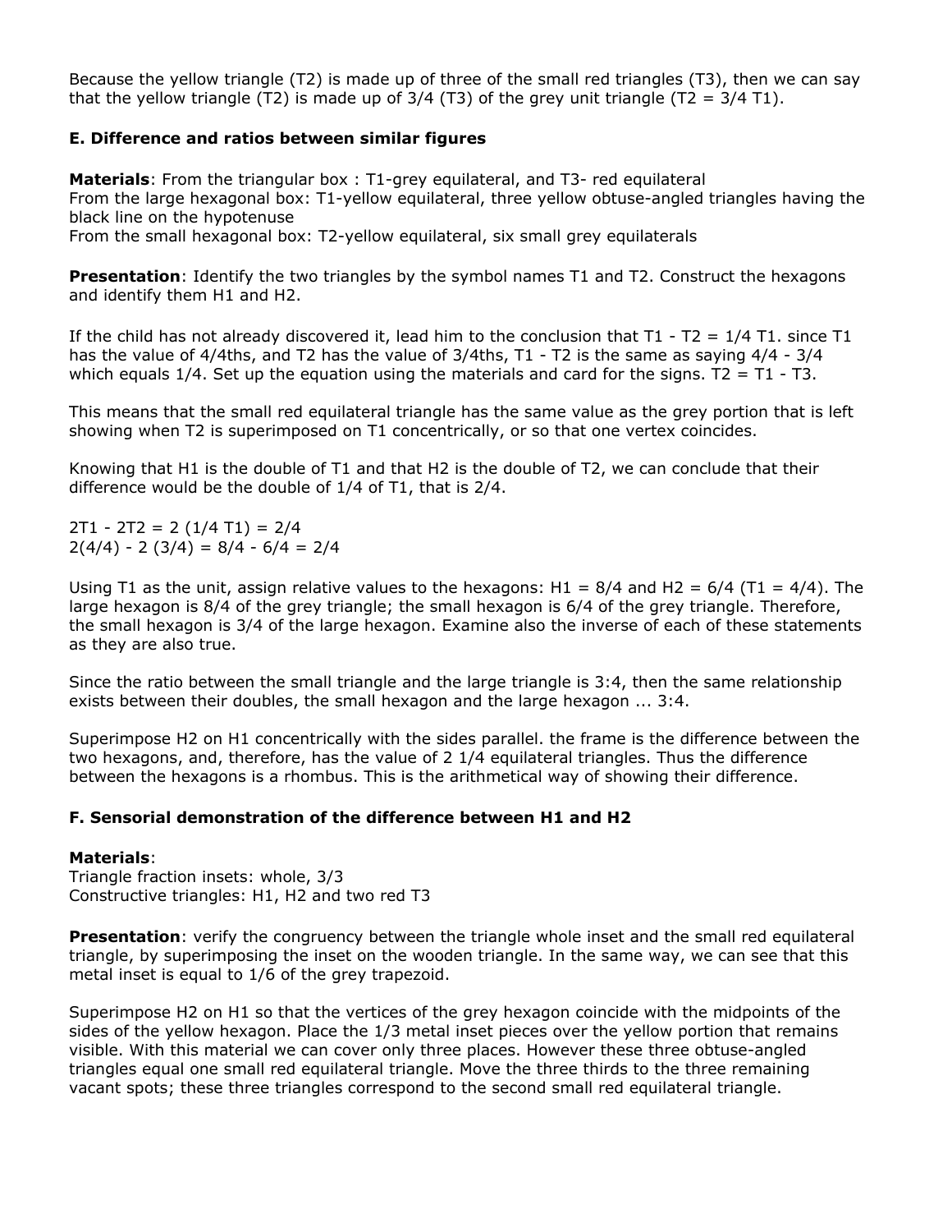Because the yellow triangle (T2) is made up of three of the small red triangles (T3), then we can say that the yellow triangle (T2) is made up of 3/4 (T3) of the grey unit triangle (T2 = 3/4 T1).

### E. Difference and ratios between similar figures

**Materials**: From the triangular box : T1-grey equilateral, and T3- red equilateral
From the large hexagonal box: T1-yellow equilateral, three yellow obtuse-angled triangles having the black line on the hypotenuse
From the small hexagonal box: T2-yellow equilateral, six small grey equilaterals

**Presentation**: Identify the two triangles by the symbol names T1 and T2. Construct the hexagons and identify them H1 and H2.

If the child has not already discovered it, lead him to the conclusion that T1 - T2 = 1/4 T1. since T1 has the value of 4/4ths, and T2 has the value of 3/4ths, T1 - T2 is the same as saying 4/4 - 3/4 which equals 1/4. Set up the equation using the materials and card for the signs. T2 = T1 - T3.

This means that the small red equilateral triangle has the same value as the grey portion that is left showing when T2 is superimposed on T1 concentrically, or so that one vertex coincides.

Knowing that H1 is the double of T1 and that H2 is the double of T2, we can conclude that their difference would be the double of 1/4 of T1, that is 2/4.

2T1 - 2T2 = 2 (1/4 T1) = 2/4
2(4/4) - 2 (3/4) = 8/4 - 6/4 = 2/4

Using T1 as the unit, assign relative values to the hexagons: H1 = 8/4 and H2 = 6/4 (T1 = 4/4). The large hexagon is 8/4 of the grey triangle; the small hexagon is 6/4 of the grey triangle. Therefore, the small hexagon is 3/4 of the large hexagon. Examine also the inverse of each of these statements as they are also true.

Since the ratio between the small triangle and the large triangle is 3:4, then the same relationship exists between their doubles, the small hexagon and the large hexagon ... 3:4.

Superimpose H2 on H1 concentrically with the sides parallel. the frame is the difference between the two hexagons, and, therefore, has the value of 2 1/4 equilateral triangles. Thus the difference between the hexagons is a rhombus. This is the arithmetical way of showing their difference.

### F. Sensorial demonstration of the difference between H1 and H2

**Materials**:
Triangle fraction insets: whole, 3/3
Constructive triangles: H1, H2 and two red T3

**Presentation**: verify the congruency between the triangle whole inset and the small red equilateral triangle, by superimposing the inset on the wooden triangle. In the same way, we can see that this metal inset is equal to 1/6 of the grey trapezoid.

Superimpose H2 on H1 so that the vertices of the grey hexagon coincide with the midpoints of the sides of the yellow hexagon. Place the 1/3 metal inset pieces over the yellow portion that remains visible. With this material we can cover only three places. However these three obtuse-angled triangles equal one small red equilateral triangle. Move the three thirds to the three remaining vacant spots; these three triangles correspond to the second small red equilateral triangle.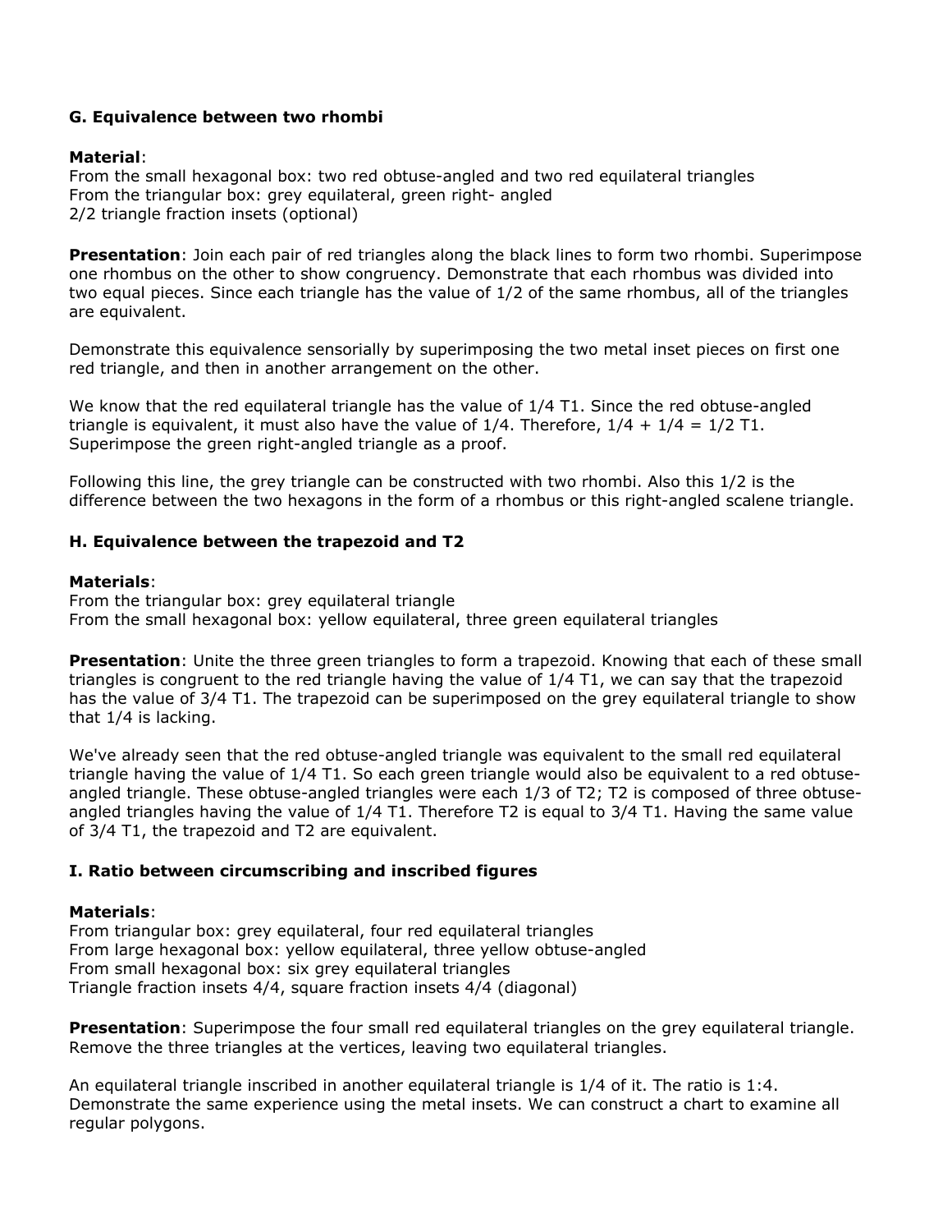### G. Equivalence between two rhombi

**Material**:
From the small hexagonal box: two red obtuse-angled and two red equilateral triangles
From the triangular box: grey equilateral, green right- angled
2/2 triangle fraction insets (optional)

**Presentation**: Join each pair of red triangles along the black lines to form two rhombi. Superimpose one rhombus on the other to show congruency. Demonstrate that each rhombus was divided into two equal pieces. Since each triangle has the value of 1/2 of the same rhombus, all of the triangles are equivalent.

Demonstrate this equivalence sensorially by superimposing the two metal inset pieces on first one red triangle, and then in another arrangement on the other.

We know that the red equilateral triangle has the value of 1/4 T1. Since the red obtuse-angled triangle is equivalent, it must also have the value of 1/4. Therefore, 1/4 + 1/4 = 1/2 T1. Superimpose the green right-angled triangle as a proof.

Following this line, the grey triangle can be constructed with two rhombi. Also this 1/2 is the difference between the two hexagons in the form of a rhombus or this right-angled scalene triangle.

### H. Equivalence between the trapezoid and T2

**Materials**:
From the triangular box: grey equilateral triangle
From the small hexagonal box: yellow equilateral, three green equilateral triangles

**Presentation**: Unite the three green triangles to form a trapezoid. Knowing that each of these small triangles is congruent to the red triangle having the value of 1/4 T1, we can say that the trapezoid has the value of 3/4 T1. The trapezoid can be superimposed on the grey equilateral triangle to show that 1/4 is lacking.

We've already seen that the red obtuse-angled triangle was equivalent to the small red equilateral triangle having the value of 1/4 T1. So each green triangle would also be equivalent to a red obtuse-angled triangle. These obtuse-angled triangles were each 1/3 of T2; T2 is composed of three obtuse-angled triangles having the value of 1/4 T1. Therefore T2 is equal to 3/4 T1. Having the same value of 3/4 T1, the trapezoid and T2 are equivalent.

### I. Ratio between circumscribing and inscribed figures

**Materials**:
From triangular box: grey equilateral, four red equilateral triangles
From large hexagonal box: yellow equilateral, three yellow obtuse-angled
From small hexagonal box: six grey equilateral triangles
Triangle fraction insets 4/4, square fraction insets 4/4 (diagonal)

**Presentation**: Superimpose the four small red equilateral triangles on the grey equilateral triangle. Remove the three triangles at the vertices, leaving two equilateral triangles.

An equilateral triangle inscribed in another equilateral triangle is 1/4 of it. The ratio is 1:4. Demonstrate the same experience using the metal insets. We can construct a chart to examine all regular polygons.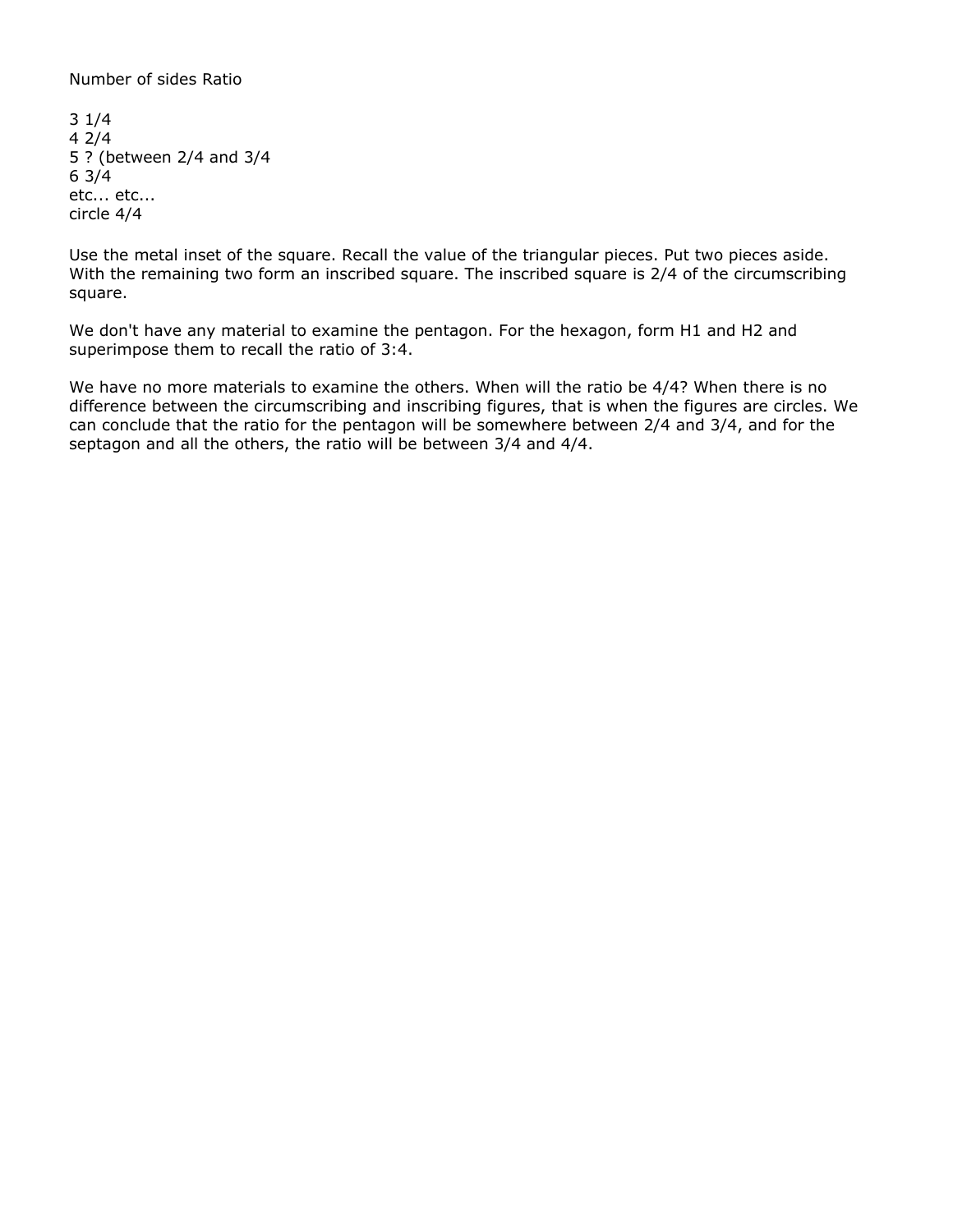Number of sides Ratio

3 1/4
4 2/4
5 ? (between 2/4 and 3/4
6 3/4
etc... etc...
circle 4/4

Use the metal inset of the square. Recall the value of the triangular pieces. Put two pieces aside. With the remaining two form an inscribed square. The inscribed square is 2/4 of the circumscribing square.

We don't have any material to examine the pentagon. For the hexagon, form H1 and H2 and superimpose them to recall the ratio of 3:4.

We have no more materials to examine the others. When will the ratio be 4/4? When there is no difference between the circumscribing and inscribing figures, that is when the figures are circles. We can conclude that the ratio for the pentagon will be somewhere between 2/4 and 3/4, and for the septagon and all the others, the ratio will be between 3/4 and 4/4.